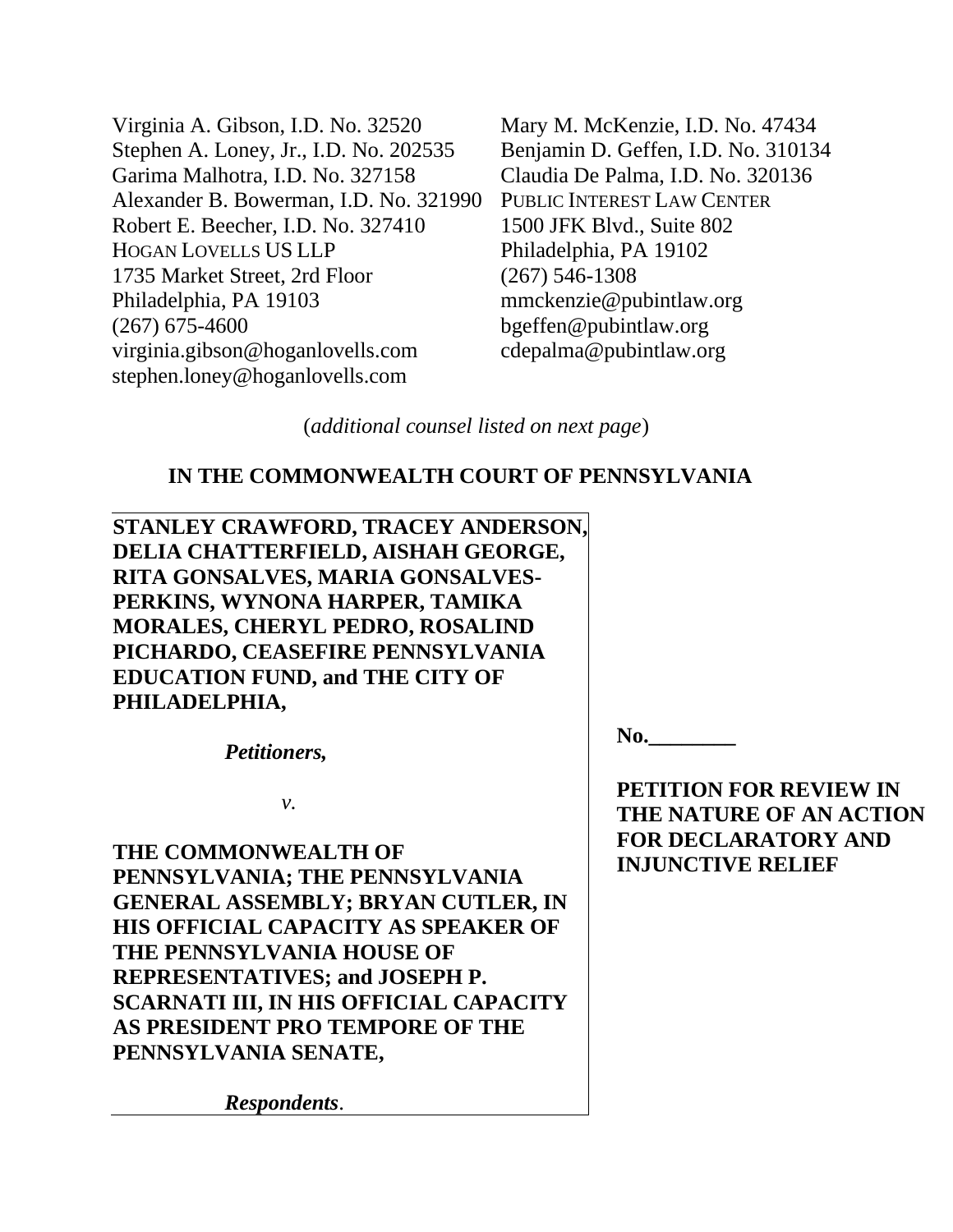Virginia A. Gibson, I.D. No. 32520
Stephen A. Loney, Jr., I.D. No. 202535
Garima Malhotra, I.D. No. 327158
Alexander B. Bowerman, I.D. No. 321990
Robert E. Beecher, I.D. No. 327410
HOGAN LOVELLS US LLP
1735 Market Street, 2rd Floor
Philadelphia, PA 19103
(267) 675-4600
virginia.gibson@hoganlovells.com
stephen.loney@hoganlovells.com

Mary M. McKenzie, I.D. No. 47434
Benjamin D. Geffen, I.D. No. 310134
Claudia De Palma, I.D. No. 320136
PUBLIC INTEREST LAW CENTER
1500 JFK Blvd., Suite 802
Philadelphia, PA 19102
(267) 546-1308
mmckenzie@pubintlaw.org
bgeffen@pubintlaw.org
cdepalma@pubintlaw.org

(*additional counsel listed on next page*)

**IN THE COMMONWEALTH COURT OF PENNSYLVANIA**

**STANLEY CRAWFORD, TRACEY ANDERSON, DELIA CHATTERFIELD, AISHAH GEORGE, RITA GONSALVES, MARIA GONSALVES-PERKINS, WYNONA HARPER, TAMIKA MORALES, CHERYL PEDRO, ROSALIND PICHARDO, CEASEFIRE PENNSYLVANIA EDUCATION FUND, and THE CITY OF PHILADELPHIA,**

***Petitioners,***

*v.*

**THE COMMONWEALTH OF PENNSYLVANIA; THE PENNSYLVANIA GENERAL ASSEMBLY; BRYAN CUTLER, IN HIS OFFICIAL CAPACITY AS SPEAKER OF THE PENNSYLVANIA HOUSE OF REPRESENTATIVES; and JOSEPH P. SCARNATI III, IN HIS OFFICIAL CAPACITY AS PRESIDENT PRO TEMPORE OF THE PENNSYLVANIA SENATE,**

***Respondents*.**

**No.________**

**PETITION FOR REVIEW IN THE NATURE OF AN ACTION FOR DECLARATORY AND INJUNCTIVE RELIEF**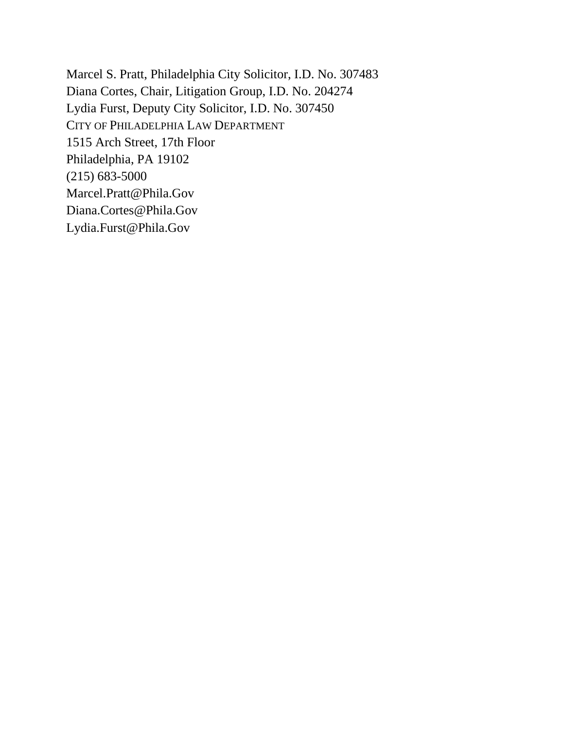Marcel S. Pratt, Philadelphia City Solicitor, I.D. No. 307483
Diana Cortes, Chair, Litigation Group, I.D. No. 204274
Lydia Furst, Deputy City Solicitor, I.D. No. 307450
CITY OF PHILADELPHIA LAW DEPARTMENT
1515 Arch Street, 17th Floor
Philadelphia, PA 19102
(215) 683-5000
Marcel.Pratt@Phila.Gov
Diana.Cortes@Phila.Gov
Lydia.Furst@Phila.Gov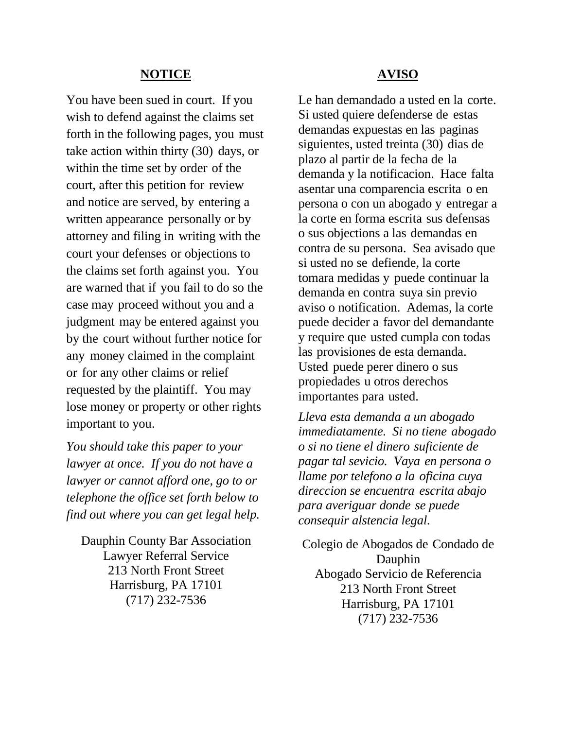## **NOTICE**

You have been sued in court. If you wish to defend against the claims set forth in the following pages, you must take action within thirty (30) days, or within the time set by order of the court, after this petition for review and notice are served, by entering a written appearance personally or by attorney and filing in writing with the court your defenses or objections to the claims set forth against you. You are warned that if you fail to do so the case may proceed without you and a judgment may be entered against you by the court without further notice for any money claimed in the complaint or for any other claims or relief requested by the plaintiff. You may lose money or property or other rights important to you.

*You should take this paper to your lawyer at once. If you do not have a lawyer or cannot afford one, go to or telephone the office set forth below to find out where you can get legal help.*

Dauphin County Bar Association
Lawyer Referral Service
213 North Front Street
Harrisburg, PA 17101
(717) 232-7536

## **AVISO**

Le han demandado a usted en la corte. Si usted quiere defenderse de estas demandas expuestas en las paginas siguientes, usted treinta (30) dias de plazo al partir de la fecha de la demanda y la notificacion. Hace falta asentar una comparencia escrita o en persona o con un abogado y entregar a la corte en forma escrita sus defensas o sus objections a las demandas en contra de su persona. Sea avisado que si usted no se defiende, la corte tomara medidas y puede continuar la demanda en contra suya sin previo aviso o notification. Ademas, la corte puede decider a favor del demandante y require que usted cumpla con todas las provisiones de esta demanda. Usted puede perer dinero o sus propiedades u otros derechos importantes para usted.

*Lleva esta demanda a un abogado immediatamente. Si no tiene abogado o si no tiene el dinero suficiente de pagar tal sevicio. Vaya en persona o llame por telefono a la oficina cuya direccion se encuentra escrita abajo para averiguar donde se puede consequir alstencia legal.*

Colegio de Abogados de Condado de Dauphin
Abogado Servicio de Referencia
213 North Front Street
Harrisburg, PA 17101
(717) 232-7536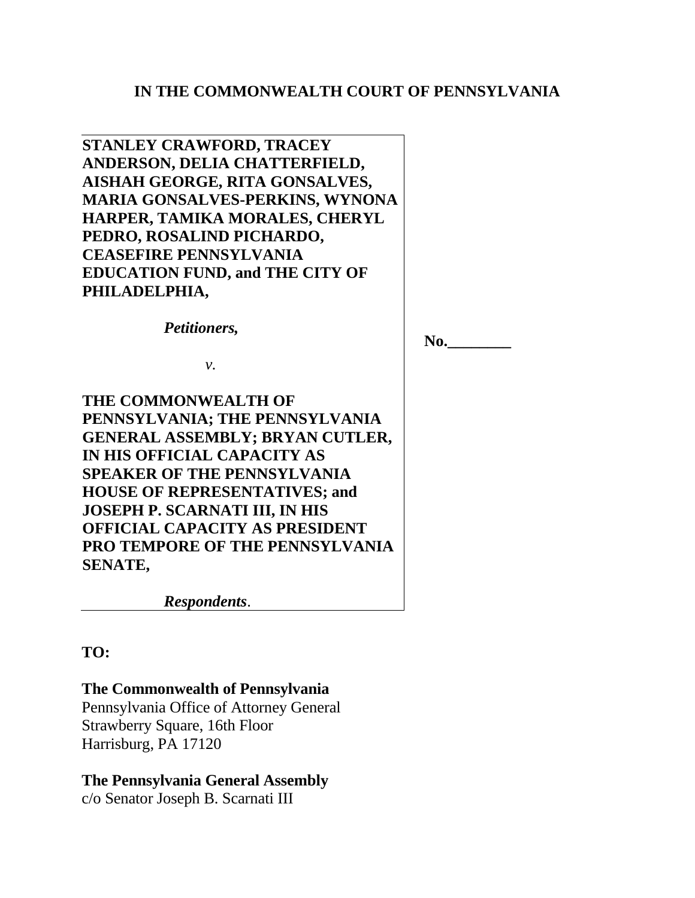**IN THE COMMONWEALTH COURT OF PENNSYLVANIA**

| | |
|---|---|
| **STANLEY CRAWFORD, TRACEY ANDERSON, DELIA CHATTERFIELD, AISHAH GEORGE, RITA GONSALVES, MARIA GONSALVES-PERKINS, WYNONA HARPER, TAMIKA MORALES, CHERYL PEDRO, ROSALIND PICHARDO, CEASEFIRE PENNSYLVANIA EDUCATION FUND, and THE CITY OF PHILADELPHIA,**<br><br>***Petitioners,***<br><br>*v.*<br><br>**THE COMMONWEALTH OF PENNSYLVANIA; THE PENNSYLVANIA GENERAL ASSEMBLY; BRYAN CUTLER, IN HIS OFFICIAL CAPACITY AS SPEAKER OF THE PENNSYLVANIA HOUSE OF REPRESENTATIVES; and JOSEPH P. SCARNATI III, IN HIS OFFICIAL CAPACITY AS PRESIDENT PRO TEMPORE OF THE PENNSYLVANIA SENATE,**<br><br>***Respondents*.** | **No.________** |

**TO:**

**The Commonwealth of Pennsylvania**
Pennsylvania Office of Attorney General
Strawberry Square, 16th Floor
Harrisburg, PA 17120

**The Pennsylvania General Assembly**
c/o Senator Joseph B. Scarnati III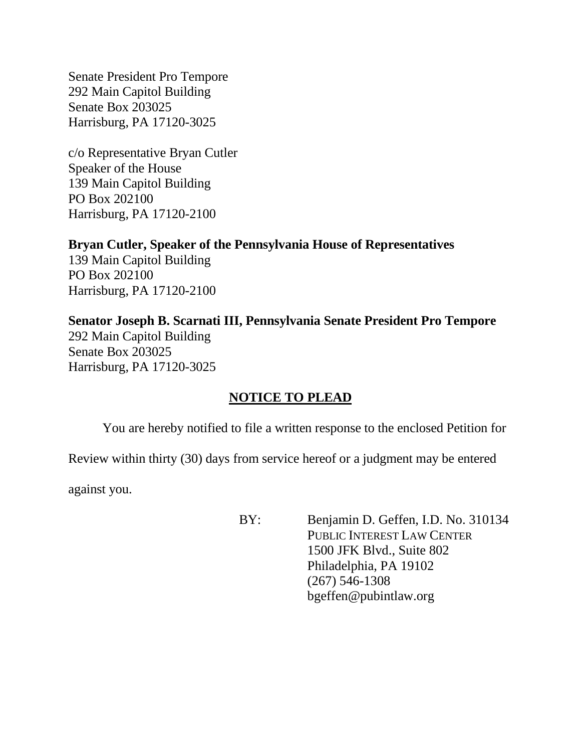Senate President Pro Tempore
292 Main Capitol Building
Senate Box 203025
Harrisburg, PA 17120-3025

c/o Representative Bryan Cutler
Speaker of the House
139 Main Capitol Building
PO Box 202100
Harrisburg, PA 17120-2100

**Bryan Cutler, Speaker of the Pennsylvania House of Representatives**
139 Main Capitol Building
PO Box 202100
Harrisburg, PA 17120-2100

**Senator Joseph B. Scarnati III, Pennsylvania Senate President Pro Tempore**
292 Main Capitol Building
Senate Box 203025
Harrisburg, PA 17120-3025

**NOTICE TO PLEAD**

You are hereby notified to file a written response to the enclosed Petition for Review within thirty (30) days from service hereof or a judgment may be entered against you.

BY: Benjamin D. Geffen, I.D. No. 310134
PUBLIC INTEREST LAW CENTER
1500 JFK Blvd., Suite 802
Philadelphia, PA 19102
(267) 546-1308
bgeffen@pubintlaw.org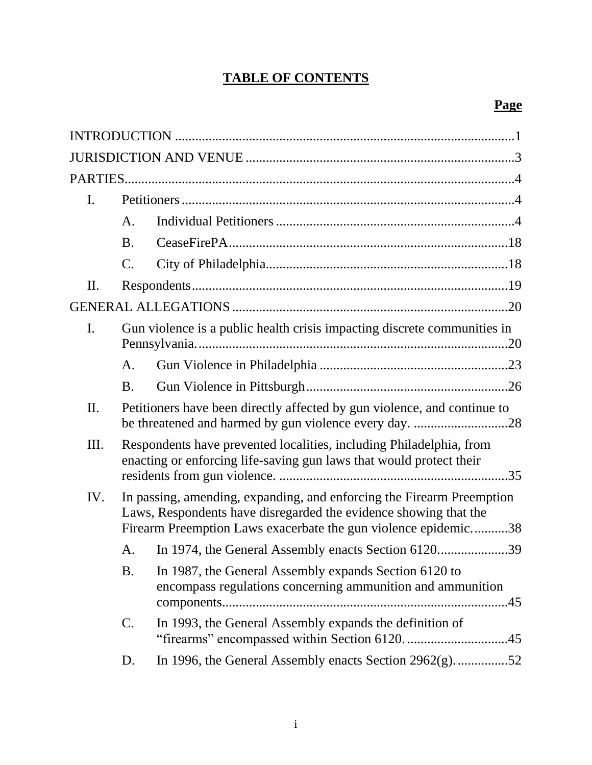# TABLE OF CONTENTS

**Page**

INTRODUCTION ....................................................................................................1

JURISDICTION AND VENUE ..............................................................................3

PARTIES..................................................................................................................4

I. Petitioners .................................................................................................4

  A. Individual Petitioners ......................................................................4

  B. CeaseFirePA...................................................................................18

  C. City of Philadelphia........................................................................18

II. Respondents.............................................................................................19

GENERAL ALLEGATIONS .................................................................................20

I. Gun violence is a public health crisis impacting discrete communities in Pennsylvania...........................................................................................20

  A. Gun Violence in Philadelphia ........................................................23

  B. Gun Violence in Pittsburgh............................................................26

II. Petitioners have been directly affected by gun violence, and continue to be threatened and harmed by gun violence every day. ............................28

III. Respondents have prevented localities, including Philadelphia, from enacting or enforcing life-saving gun laws that would protect their residents from gun violence. ....................................................................35

IV. In passing, amending, expanding, and enforcing the Firearm Preemption Laws, Respondents have disregarded the evidence showing that the Firearm Preemption Laws exacerbate the gun violence epidemic...........38

  A. In 1974, the General Assembly enacts Section 6120.....................39

  B. In 1987, the General Assembly expands Section 6120 to encompass regulations concerning ammunition and ammunition components....................................................................................45

  C. In 1993, the General Assembly expands the definition of "firearms" encompassed within Section 6120. ..............................45

  D. In 1996, the General Assembly enacts Section 2962(g). ...............52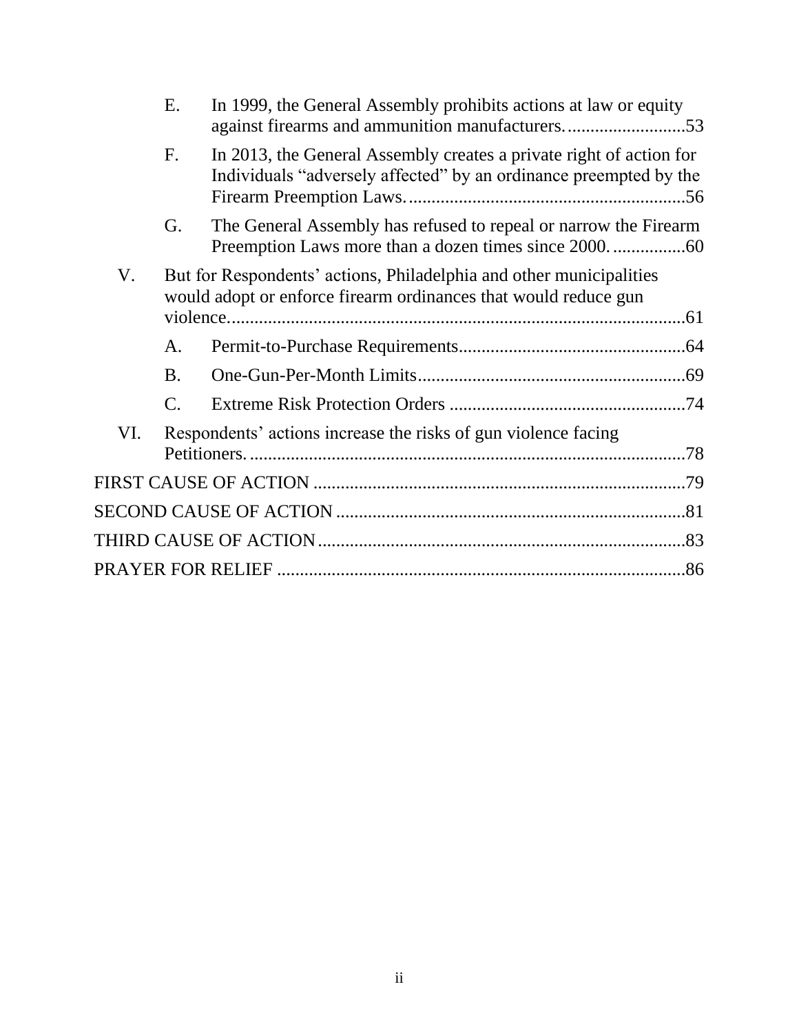E. In 1999, the General Assembly prohibits actions at law or equity against firearms and ammunition manufacturers. .......................... 53

F. In 2013, the General Assembly creates a private right of action for Individuals "adversely affected" by an ordinance preempted by the Firearm Preemption Laws. ............................................................ 56

G. The General Assembly has refused to repeal or narrow the Firearm Preemption Laws more than a dozen times since 2000. ................ 60

V. But for Respondents' actions, Philadelphia and other municipalities would adopt or enforce firearm ordinances that would reduce gun violence. ................................................................................................. 61

A. Permit-to-Purchase Requirements ................................................ 64

B. One-Gun-Per-Month Limits .......................................................... 69

C. Extreme Risk Protection Orders ................................................... 74

VI. Respondents' actions increase the risks of gun violence facing Petitioners. ............................................................................................. 78

FIRST CAUSE OF ACTION ................................................................................ 79

SECOND CAUSE OF ACTION ........................................................................... 81

THIRD CAUSE OF ACTION ............................................................................... 83

PRAYER FOR RELIEF ........................................................................................ 86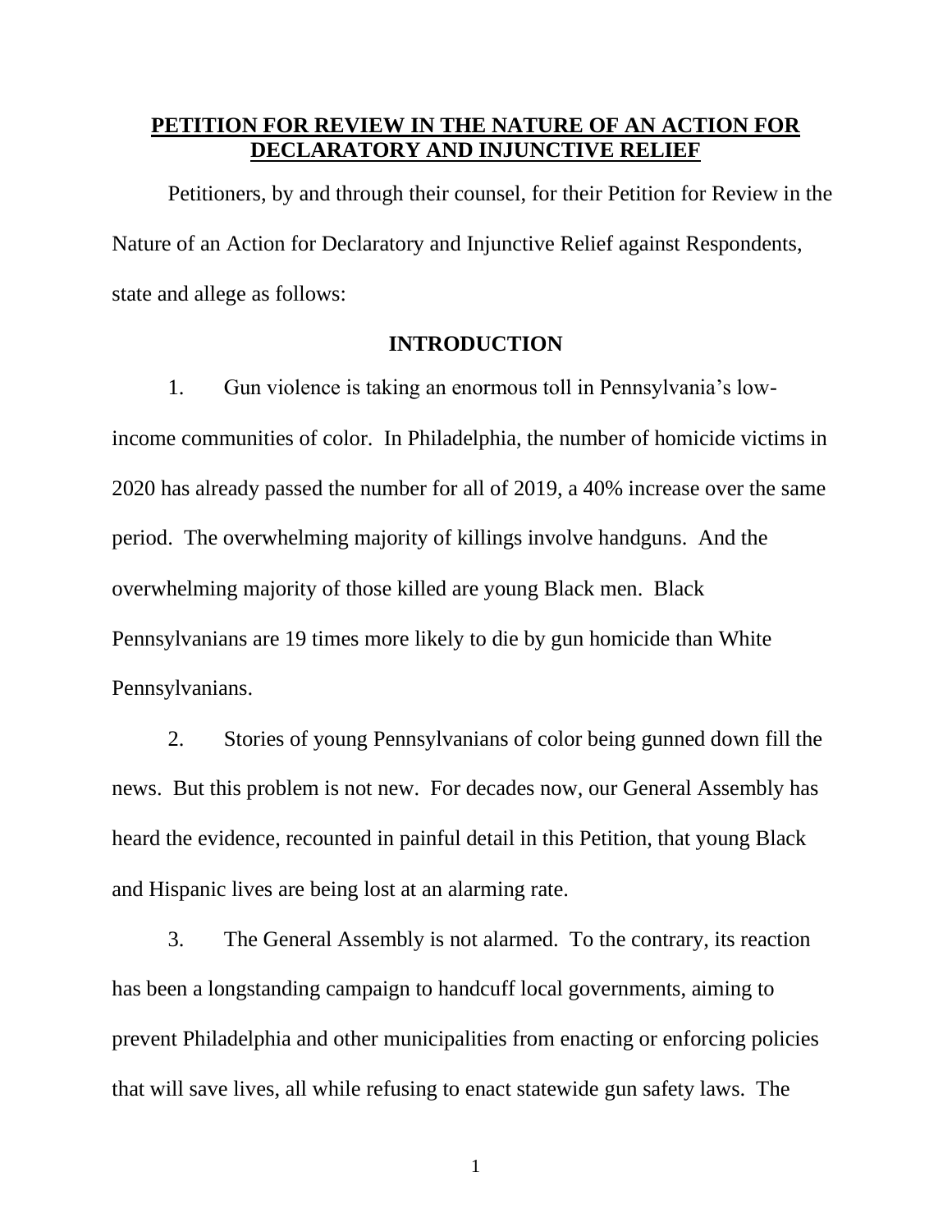**PETITION FOR REVIEW IN THE NATURE OF AN ACTION FOR DECLARATORY AND INJUNCTIVE RELIEF**

Petitioners, by and through their counsel, for their Petition for Review in the Nature of an Action for Declaratory and Injunctive Relief against Respondents, state and allege as follows:

**INTRODUCTION**

1. Gun violence is taking an enormous toll in Pennsylvania's low-income communities of color. In Philadelphia, the number of homicide victims in 2020 has already passed the number for all of 2019, a 40% increase over the same period. The overwhelming majority of killings involve handguns. And the overwhelming majority of those killed are young Black men. Black Pennsylvanians are 19 times more likely to die by gun homicide than White Pennsylvanians.

2. Stories of young Pennsylvanians of color being gunned down fill the news. But this problem is not new. For decades now, our General Assembly has heard the evidence, recounted in painful detail in this Petition, that young Black and Hispanic lives are being lost at an alarming rate.

3. The General Assembly is not alarmed. To the contrary, its reaction has been a longstanding campaign to handcuff local governments, aiming to prevent Philadelphia and other municipalities from enacting or enforcing policies that will save lives, all while refusing to enact statewide gun safety laws. The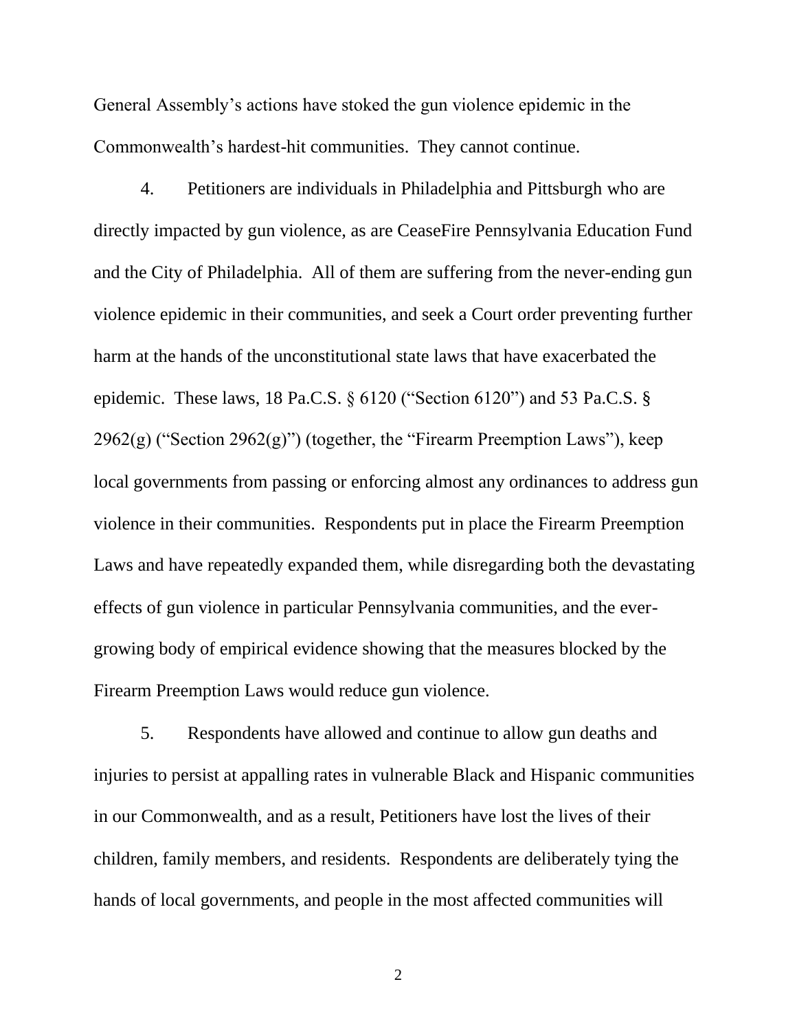General Assembly's actions have stoked the gun violence epidemic in the Commonwealth's hardest-hit communities. They cannot continue.

4. Petitioners are individuals in Philadelphia and Pittsburgh who are directly impacted by gun violence, as are CeaseFire Pennsylvania Education Fund and the City of Philadelphia. All of them are suffering from the never-ending gun violence epidemic in their communities, and seek a Court order preventing further harm at the hands of the unconstitutional state laws that have exacerbated the epidemic. These laws, 18 Pa.C.S. § 6120 ("Section 6120") and 53 Pa.C.S. § 2962(g) ("Section 2962(g)") (together, the "Firearm Preemption Laws"), keep local governments from passing or enforcing almost any ordinances to address gun violence in their communities. Respondents put in place the Firearm Preemption Laws and have repeatedly expanded them, while disregarding both the devastating effects of gun violence in particular Pennsylvania communities, and the ever-growing body of empirical evidence showing that the measures blocked by the Firearm Preemption Laws would reduce gun violence.

5. Respondents have allowed and continue to allow gun deaths and injuries to persist at appalling rates in vulnerable Black and Hispanic communities in our Commonwealth, and as a result, Petitioners have lost the lives of their children, family members, and residents. Respondents are deliberately tying the hands of local governments, and people in the most affected communities will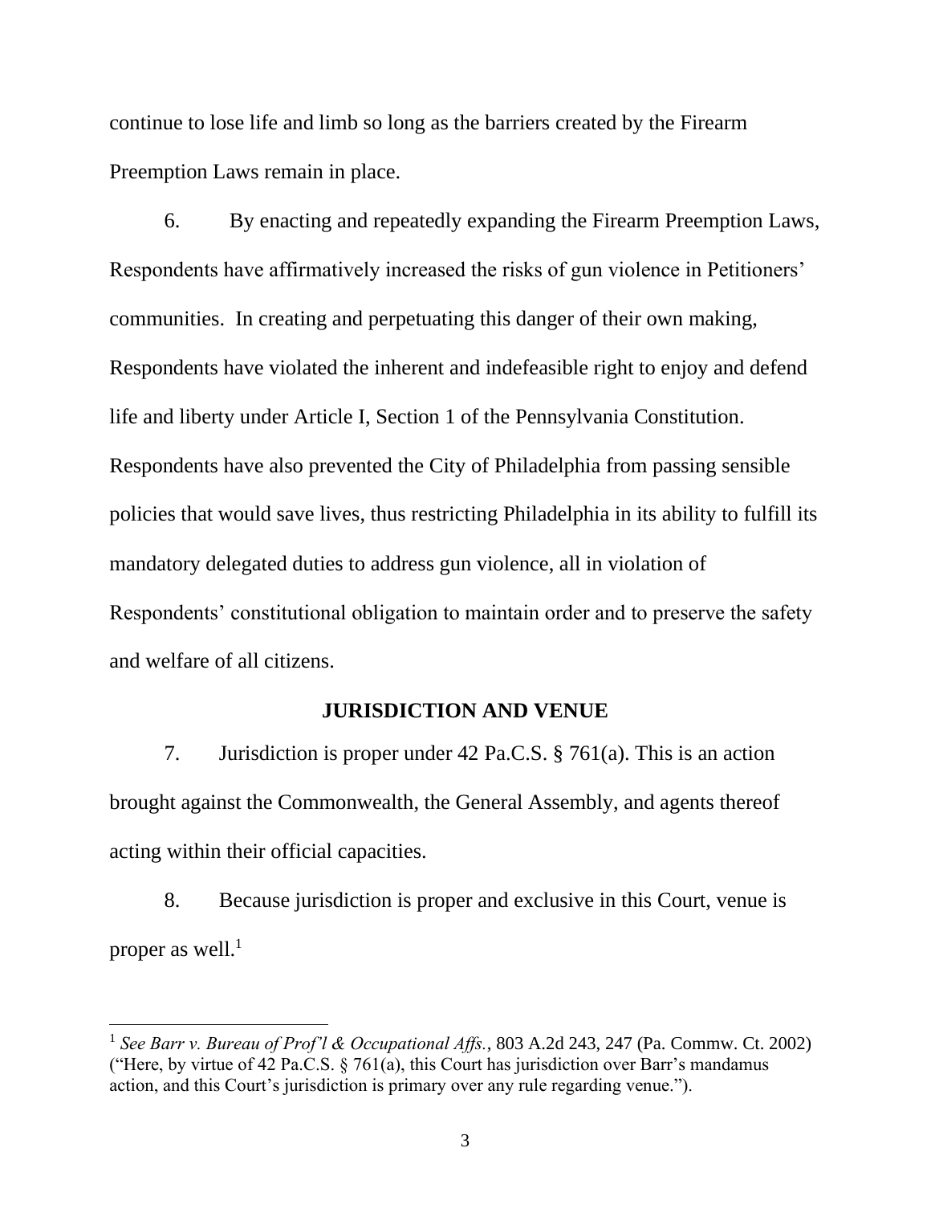continue to lose life and limb so long as the barriers created by the Firearm Preemption Laws remain in place.

6. By enacting and repeatedly expanding the Firearm Preemption Laws, Respondents have affirmatively increased the risks of gun violence in Petitioners' communities. In creating and perpetuating this danger of their own making, Respondents have violated the inherent and indefeasible right to enjoy and defend life and liberty under Article I, Section 1 of the Pennsylvania Constitution. Respondents have also prevented the City of Philadelphia from passing sensible policies that would save lives, thus restricting Philadelphia in its ability to fulfill its mandatory delegated duties to address gun violence, all in violation of Respondents' constitutional obligation to maintain order and to preserve the safety and welfare of all citizens.

## JURISDICTION AND VENUE

7. Jurisdiction is proper under 42 Pa.C.S. § 761(a). This is an action brought against the Commonwealth, the General Assembly, and agents thereof acting within their official capacities.

8. Because jurisdiction is proper and exclusive in this Court, venue is proper as well.[1]

---

[1] *See Barr v. Bureau of Prof'l & Occupational Affs.*, 803 A.2d 243, 247 (Pa. Commw. Ct. 2002) ("Here, by virtue of 42 Pa.C.S. § 761(a), this Court has jurisdiction over Barr's mandamus action, and this Court's jurisdiction is primary over any rule regarding venue.").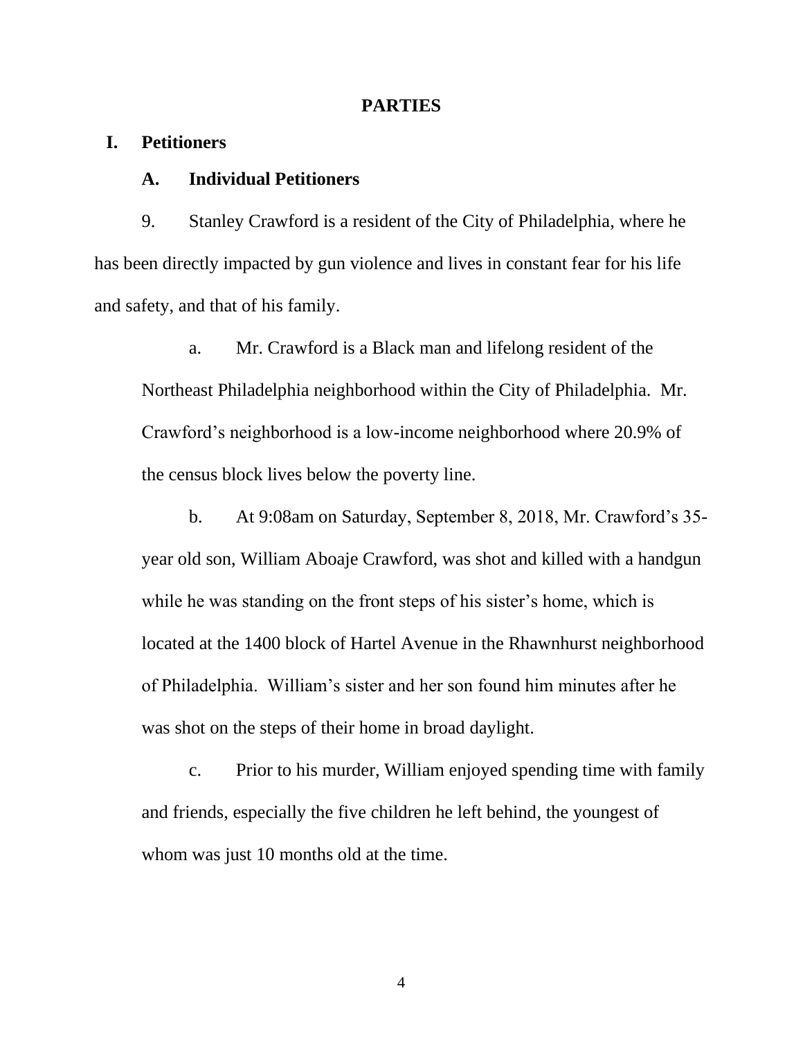## PARTIES

### I. Petitioners

#### A. Individual Petitioners

9. Stanley Crawford is a resident of the City of Philadelphia, where he has been directly impacted by gun violence and lives in constant fear for his life and safety, and that of his family.

   a. Mr. Crawford is a Black man and lifelong resident of the Northeast Philadelphia neighborhood within the City of Philadelphia. Mr. Crawford's neighborhood is a low-income neighborhood where 20.9% of the census block lives below the poverty line.

   b. At 9:08am on Saturday, September 8, 2018, Mr. Crawford's 35-year old son, William Aboaje Crawford, was shot and killed with a handgun while he was standing on the front steps of his sister's home, which is located at the 1400 block of Hartel Avenue in the Rhawnhurst neighborhood of Philadelphia. William's sister and her son found him minutes after he was shot on the steps of their home in broad daylight.

   c. Prior to his murder, William enjoyed spending time with family and friends, especially the five children he left behind, the youngest of whom was just 10 months old at the time.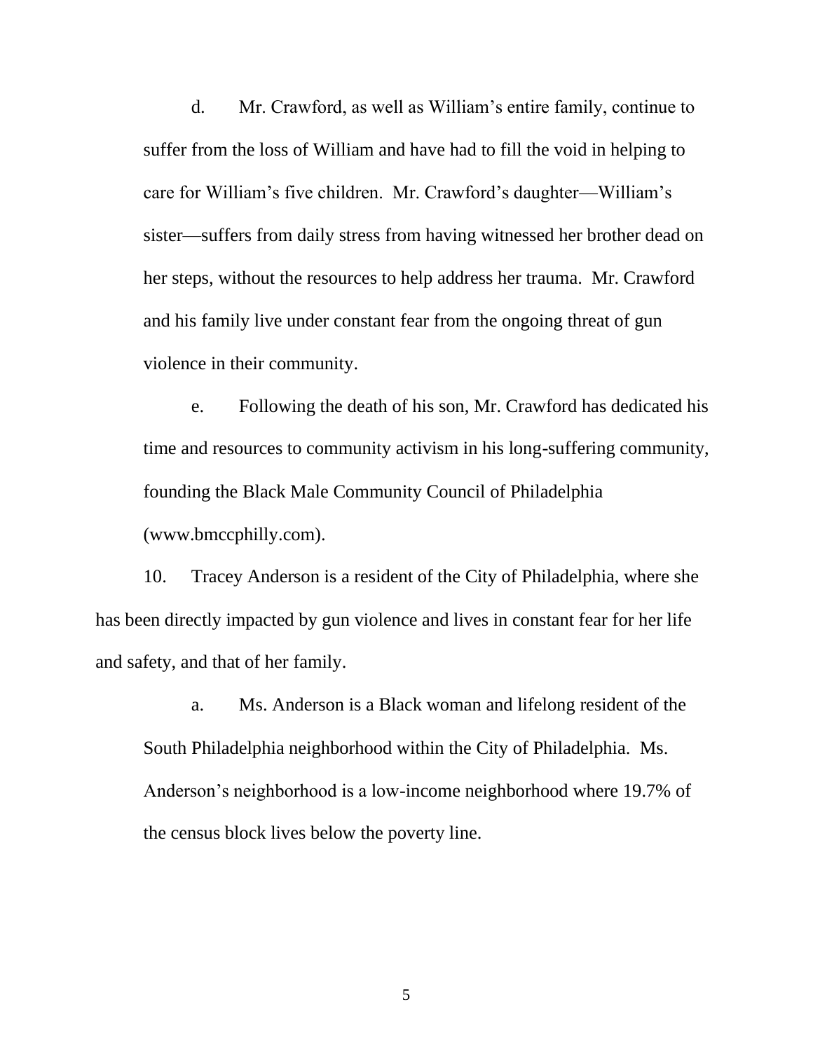d. Mr. Crawford, as well as William's entire family, continue to suffer from the loss of William and have had to fill the void in helping to care for William's five children. Mr. Crawford's daughter—William's sister—suffers from daily stress from having witnessed her brother dead on her steps, without the resources to help address her trauma. Mr. Crawford and his family live under constant fear from the ongoing threat of gun violence in their community.

e. Following the death of his son, Mr. Crawford has dedicated his time and resources to community activism in his long-suffering community, founding the Black Male Community Council of Philadelphia (www.bmccphilly.com).

10. Tracey Anderson is a resident of the City of Philadelphia, where she has been directly impacted by gun violence and lives in constant fear for her life and safety, and that of her family.

a. Ms. Anderson is a Black woman and lifelong resident of the South Philadelphia neighborhood within the City of Philadelphia. Ms. Anderson's neighborhood is a low-income neighborhood where 19.7% of the census block lives below the poverty line.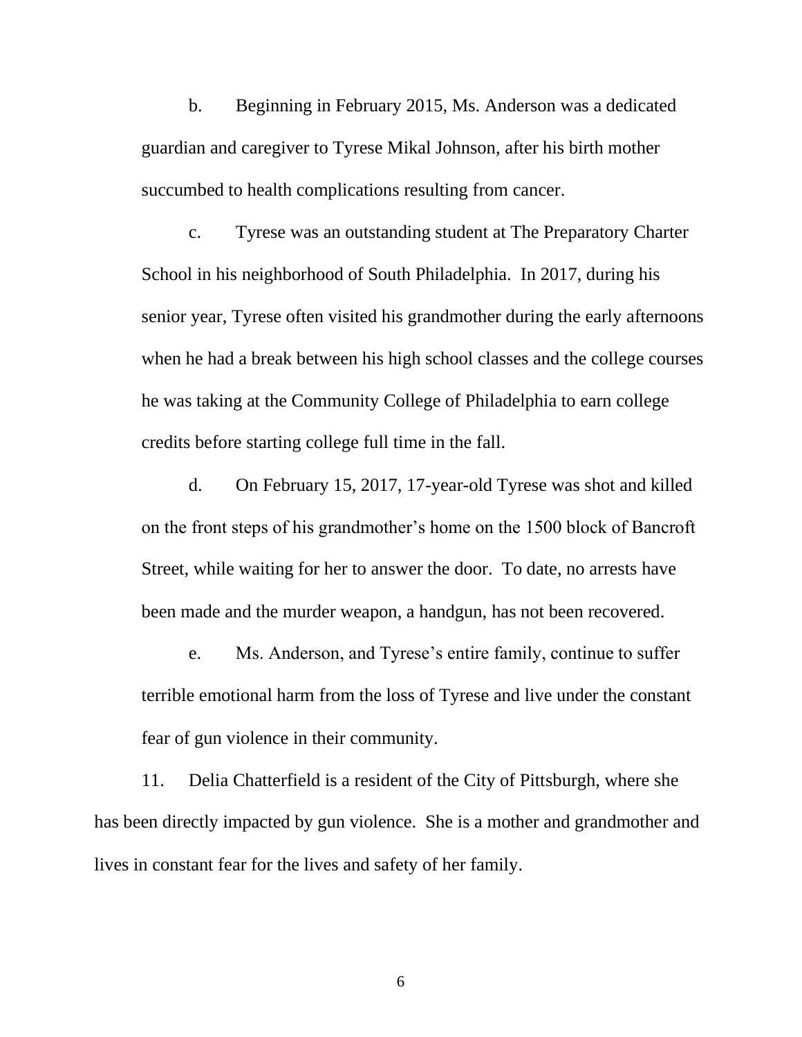b. Beginning in February 2015, Ms. Anderson was a dedicated guardian and caregiver to Tyrese Mikal Johnson, after his birth mother succumbed to health complications resulting from cancer.

c. Tyrese was an outstanding student at The Preparatory Charter School in his neighborhood of South Philadelphia. In 2017, during his senior year, Tyrese often visited his grandmother during the early afternoons when he had a break between his high school classes and the college courses he was taking at the Community College of Philadelphia to earn college credits before starting college full time in the fall.

d. On February 15, 2017, 17-year-old Tyrese was shot and killed on the front steps of his grandmother's home on the 1500 block of Bancroft Street, while waiting for her to answer the door. To date, no arrests have been made and the murder weapon, a handgun, has not been recovered.

e. Ms. Anderson, and Tyrese's entire family, continue to suffer terrible emotional harm from the loss of Tyrese and live under the constant fear of gun violence in their community.

11. Delia Chatterfield is a resident of the City of Pittsburgh, where she has been directly impacted by gun violence. She is a mother and grandmother and lives in constant fear for the lives and safety of her family.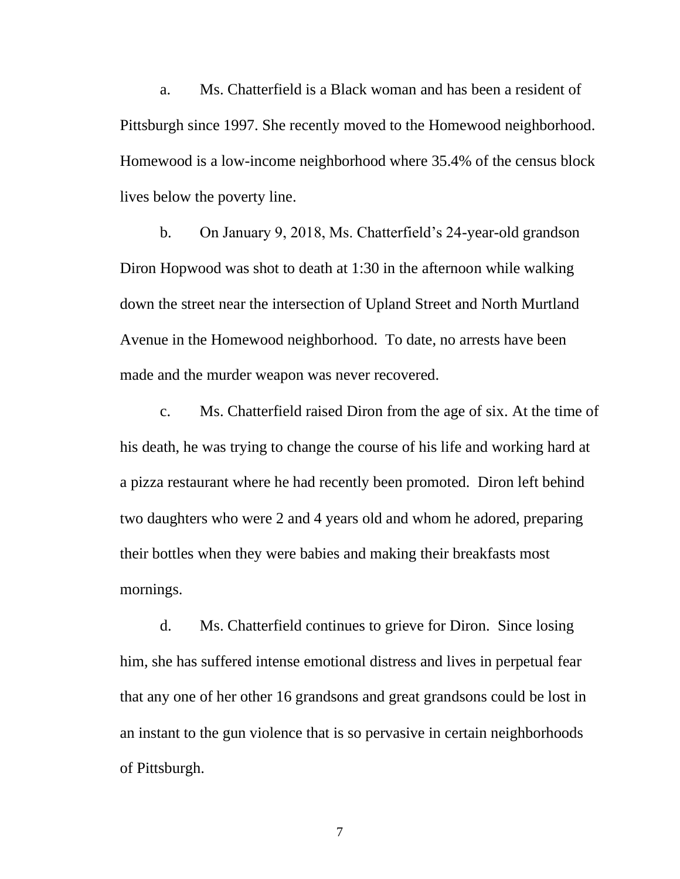a. Ms. Chatterfield is a Black woman and has been a resident of Pittsburgh since 1997. She recently moved to the Homewood neighborhood. Homewood is a low-income neighborhood where 35.4% of the census block lives below the poverty line.

b. On January 9, 2018, Ms. Chatterfield's 24-year-old grandson Diron Hopwood was shot to death at 1:30 in the afternoon while walking down the street near the intersection of Upland Street and North Murtland Avenue in the Homewood neighborhood. To date, no arrests have been made and the murder weapon was never recovered.

c. Ms. Chatterfield raised Diron from the age of six. At the time of his death, he was trying to change the course of his life and working hard at a pizza restaurant where he had recently been promoted. Diron left behind two daughters who were 2 and 4 years old and whom he adored, preparing their bottles when they were babies and making their breakfasts most mornings.

d. Ms. Chatterfield continues to grieve for Diron. Since losing him, she has suffered intense emotional distress and lives in perpetual fear that any one of her other 16 grandsons and great grandsons could be lost in an instant to the gun violence that is so pervasive in certain neighborhoods of Pittsburgh.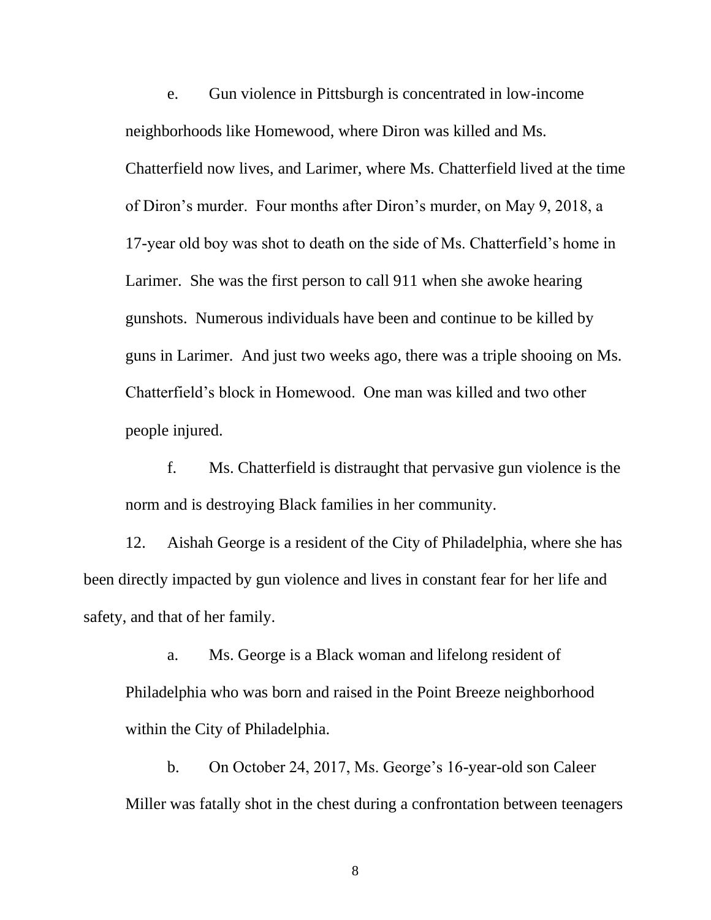e. Gun violence in Pittsburgh is concentrated in low-income neighborhoods like Homewood, where Diron was killed and Ms. Chatterfield now lives, and Larimer, where Ms. Chatterfield lived at the time of Diron's murder. Four months after Diron's murder, on May 9, 2018, a 17-year old boy was shot to death on the side of Ms. Chatterfield's home in Larimer. She was the first person to call 911 when she awoke hearing gunshots. Numerous individuals have been and continue to be killed by guns in Larimer. And just two weeks ago, there was a triple shooing on Ms. Chatterfield's block in Homewood. One man was killed and two other people injured.

f. Ms. Chatterfield is distraught that pervasive gun violence is the norm and is destroying Black families in her community.

12. Aishah George is a resident of the City of Philadelphia, where she has been directly impacted by gun violence and lives in constant fear for her life and safety, and that of her family.

a. Ms. George is a Black woman and lifelong resident of Philadelphia who was born and raised in the Point Breeze neighborhood within the City of Philadelphia.

b. On October 24, 2017, Ms. George's 16-year-old son Caleer Miller was fatally shot in the chest during a confrontation between teenagers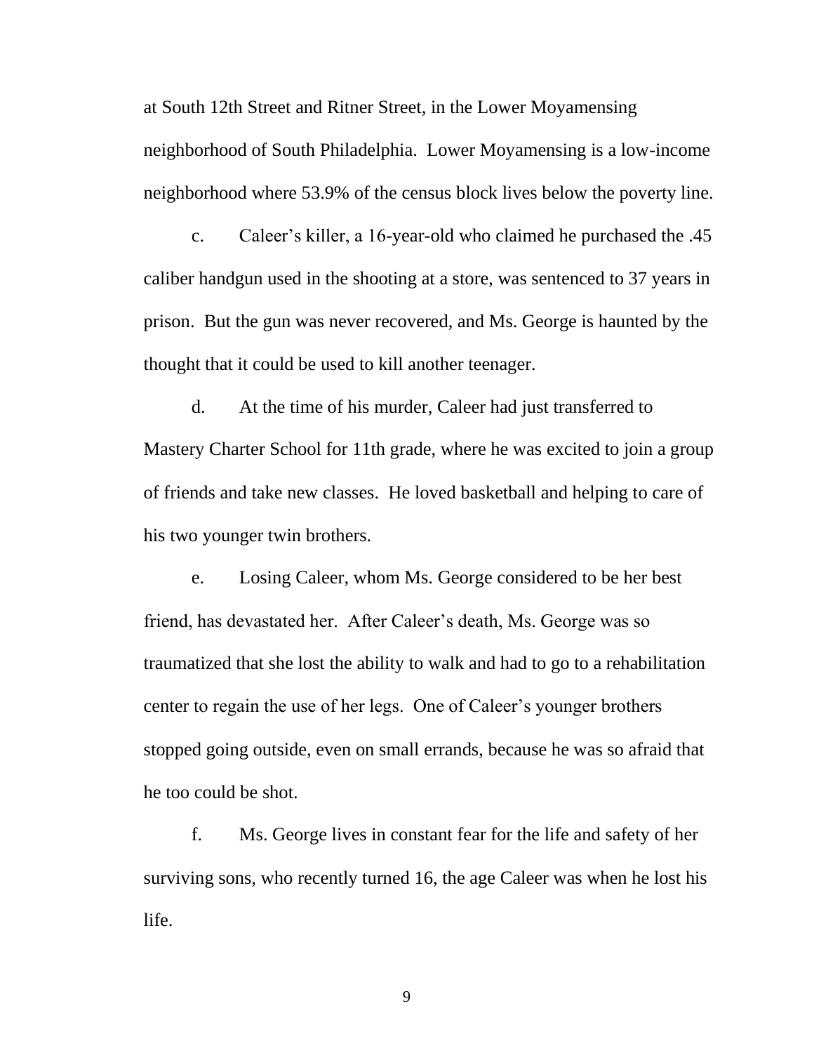at South 12th Street and Ritner Street, in the Lower Moyamensing neighborhood of South Philadelphia. Lower Moyamensing is a low-income neighborhood where 53.9% of the census block lives below the poverty line.

c. Caleer's killer, a 16-year-old who claimed he purchased the .45 caliber handgun used in the shooting at a store, was sentenced to 37 years in prison. But the gun was never recovered, and Ms. George is haunted by the thought that it could be used to kill another teenager.

d. At the time of his murder, Caleer had just transferred to Mastery Charter School for 11th grade, where he was excited to join a group of friends and take new classes. He loved basketball and helping to care of his two younger twin brothers.

e. Losing Caleer, whom Ms. George considered to be her best friend, has devastated her. After Caleer's death, Ms. George was so traumatized that she lost the ability to walk and had to go to a rehabilitation center to regain the use of her legs. One of Caleer's younger brothers stopped going outside, even on small errands, because he was so afraid that he too could be shot.

f. Ms. George lives in constant fear for the life and safety of her surviving sons, who recently turned 16, the age Caleer was when he lost his life.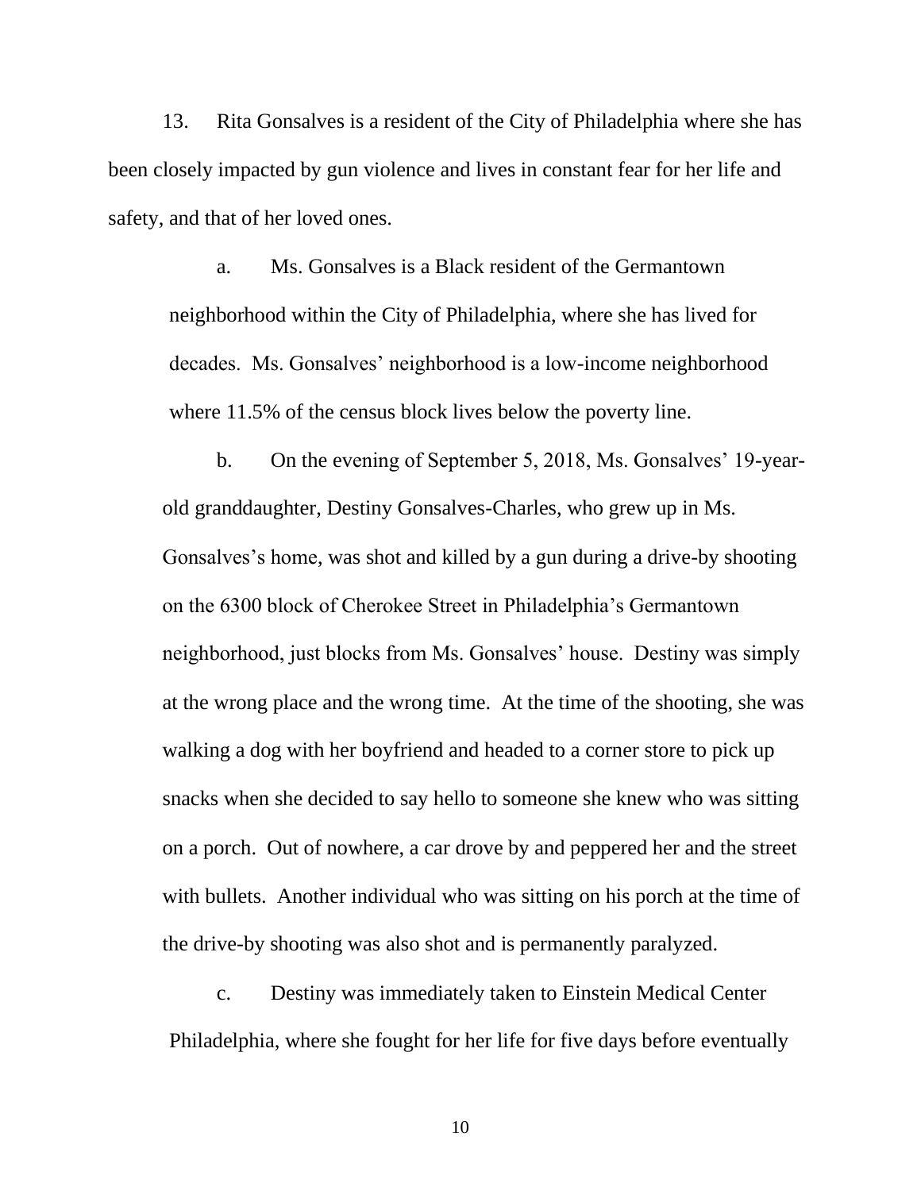13. Rita Gonsalves is a resident of the City of Philadelphia where she has been closely impacted by gun violence and lives in constant fear for her life and safety, and that of her loved ones.

a. Ms. Gonsalves is a Black resident of the Germantown neighborhood within the City of Philadelphia, where she has lived for decades. Ms. Gonsalves' neighborhood is a low-income neighborhood where 11.5% of the census block lives below the poverty line.

b. On the evening of September 5, 2018, Ms. Gonsalves' 19-year-old granddaughter, Destiny Gonsalves-Charles, who grew up in Ms. Gonsalves's home, was shot and killed by a gun during a drive-by shooting on the 6300 block of Cherokee Street in Philadelphia's Germantown neighborhood, just blocks from Ms. Gonsalves' house. Destiny was simply at the wrong place and the wrong time. At the time of the shooting, she was walking a dog with her boyfriend and headed to a corner store to pick up snacks when she decided to say hello to someone she knew who was sitting on a porch. Out of nowhere, a car drove by and peppered her and the street with bullets. Another individual who was sitting on his porch at the time of the drive-by shooting was also shot and is permanently paralyzed.

c. Destiny was immediately taken to Einstein Medical Center Philadelphia, where she fought for her life for five days before eventually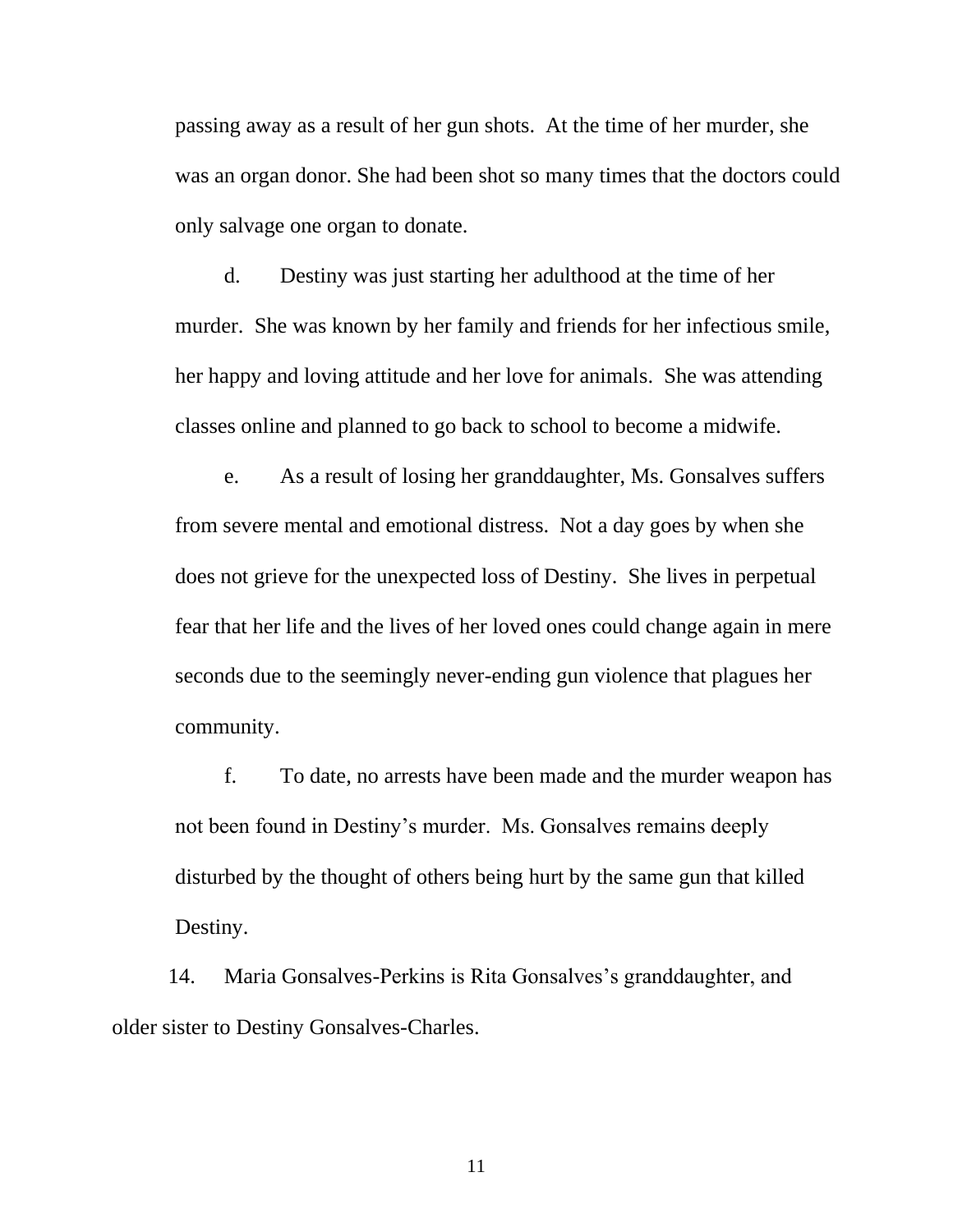passing away as a result of her gun shots. At the time of her murder, she was an organ donor. She had been shot so many times that the doctors could only salvage one organ to donate.

d. Destiny was just starting her adulthood at the time of her murder. She was known by her family and friends for her infectious smile, her happy and loving attitude and her love for animals. She was attending classes online and planned to go back to school to become a midwife.

e. As a result of losing her granddaughter, Ms. Gonsalves suffers from severe mental and emotional distress. Not a day goes by when she does not grieve for the unexpected loss of Destiny. She lives in perpetual fear that her life and the lives of her loved ones could change again in mere seconds due to the seemingly never-ending gun violence that plagues her community.

f. To date, no arrests have been made and the murder weapon has not been found in Destiny's murder. Ms. Gonsalves remains deeply disturbed by the thought of others being hurt by the same gun that killed Destiny.

14. Maria Gonsalves-Perkins is Rita Gonsalves's granddaughter, and older sister to Destiny Gonsalves-Charles.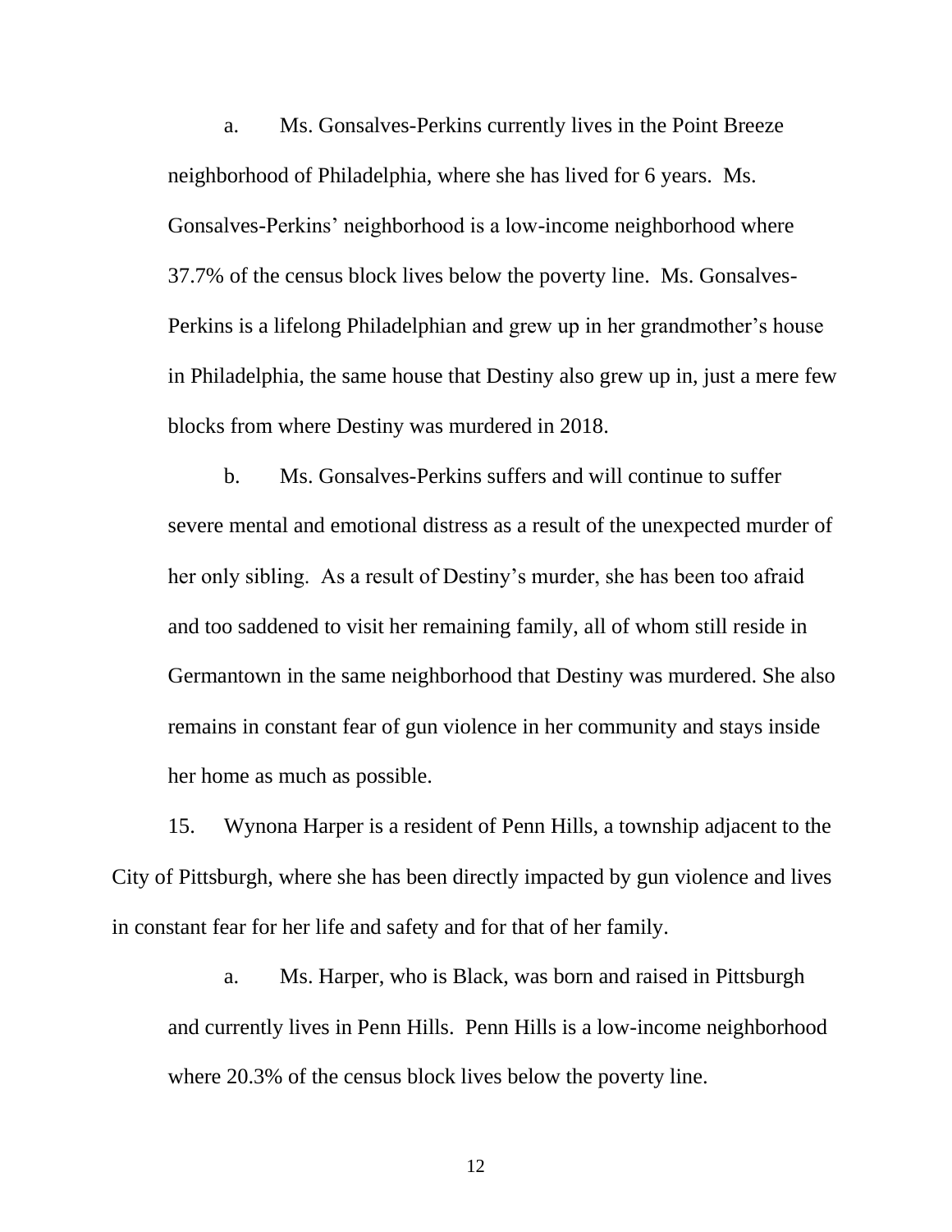a. Ms. Gonsalves-Perkins currently lives in the Point Breeze neighborhood of Philadelphia, where she has lived for 6 years. Ms. Gonsalves-Perkins' neighborhood is a low-income neighborhood where 37.7% of the census block lives below the poverty line. Ms. Gonsalves-Perkins is a lifelong Philadelphian and grew up in her grandmother's house in Philadelphia, the same house that Destiny also grew up in, just a mere few blocks from where Destiny was murdered in 2018.

b. Ms. Gonsalves-Perkins suffers and will continue to suffer severe mental and emotional distress as a result of the unexpected murder of her only sibling. As a result of Destiny's murder, she has been too afraid and too saddened to visit her remaining family, all of whom still reside in Germantown in the same neighborhood that Destiny was murdered. She also remains in constant fear of gun violence in her community and stays inside her home as much as possible.

15. Wynona Harper is a resident of Penn Hills, a township adjacent to the City of Pittsburgh, where she has been directly impacted by gun violence and lives in constant fear for her life and safety and for that of her family.

a. Ms. Harper, who is Black, was born and raised in Pittsburgh and currently lives in Penn Hills. Penn Hills is a low-income neighborhood where 20.3% of the census block lives below the poverty line.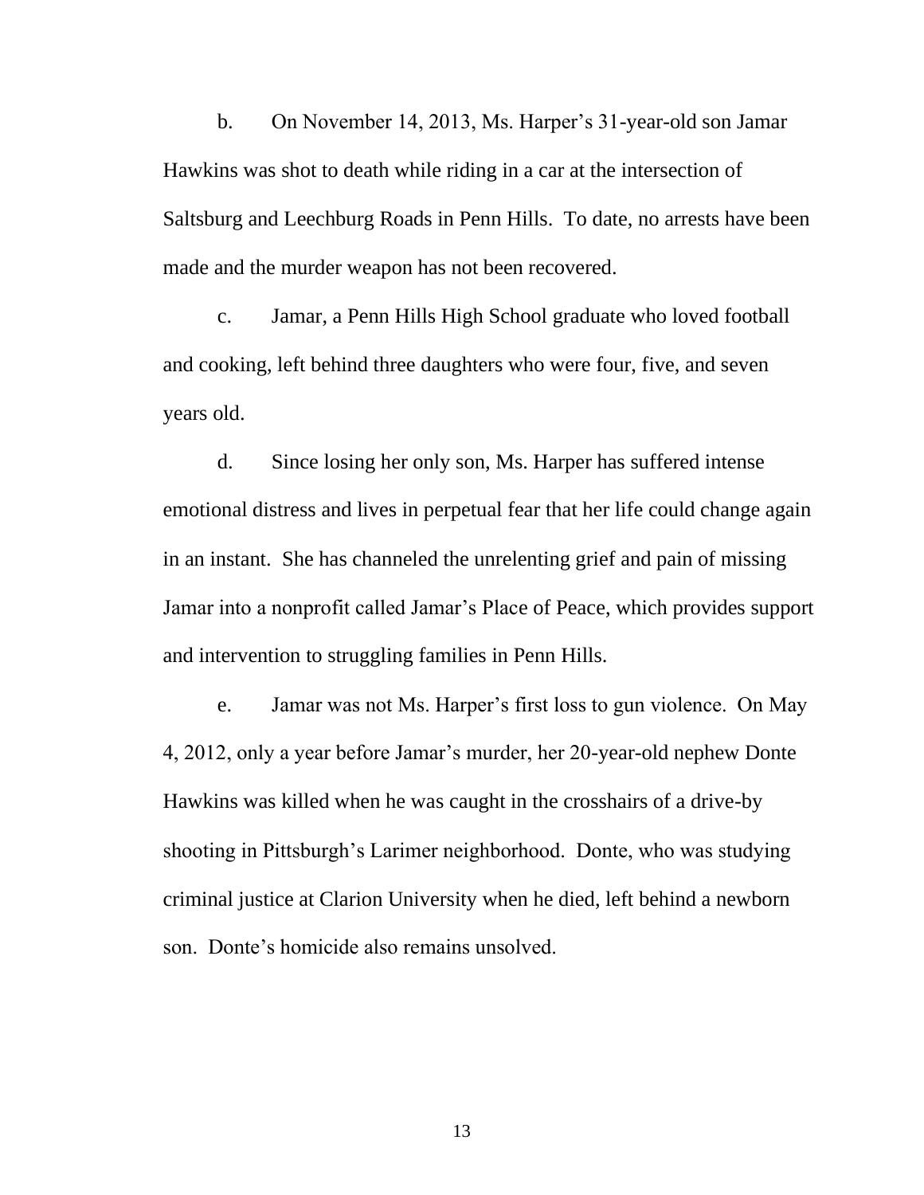b. On November 14, 2013, Ms. Harper's 31-year-old son Jamar Hawkins was shot to death while riding in a car at the intersection of Saltsburg and Leechburg Roads in Penn Hills. To date, no arrests have been made and the murder weapon has not been recovered.

c. Jamar, a Penn Hills High School graduate who loved football and cooking, left behind three daughters who were four, five, and seven years old.

d. Since losing her only son, Ms. Harper has suffered intense emotional distress and lives in perpetual fear that her life could change again in an instant. She has channeled the unrelenting grief and pain of missing Jamar into a nonprofit called Jamar's Place of Peace, which provides support and intervention to struggling families in Penn Hills.

e. Jamar was not Ms. Harper's first loss to gun violence. On May 4, 2012, only a year before Jamar's murder, her 20-year-old nephew Donte Hawkins was killed when he was caught in the crosshairs of a drive-by shooting in Pittsburgh's Larimer neighborhood. Donte, who was studying criminal justice at Clarion University when he died, left behind a newborn son. Donte's homicide also remains unsolved.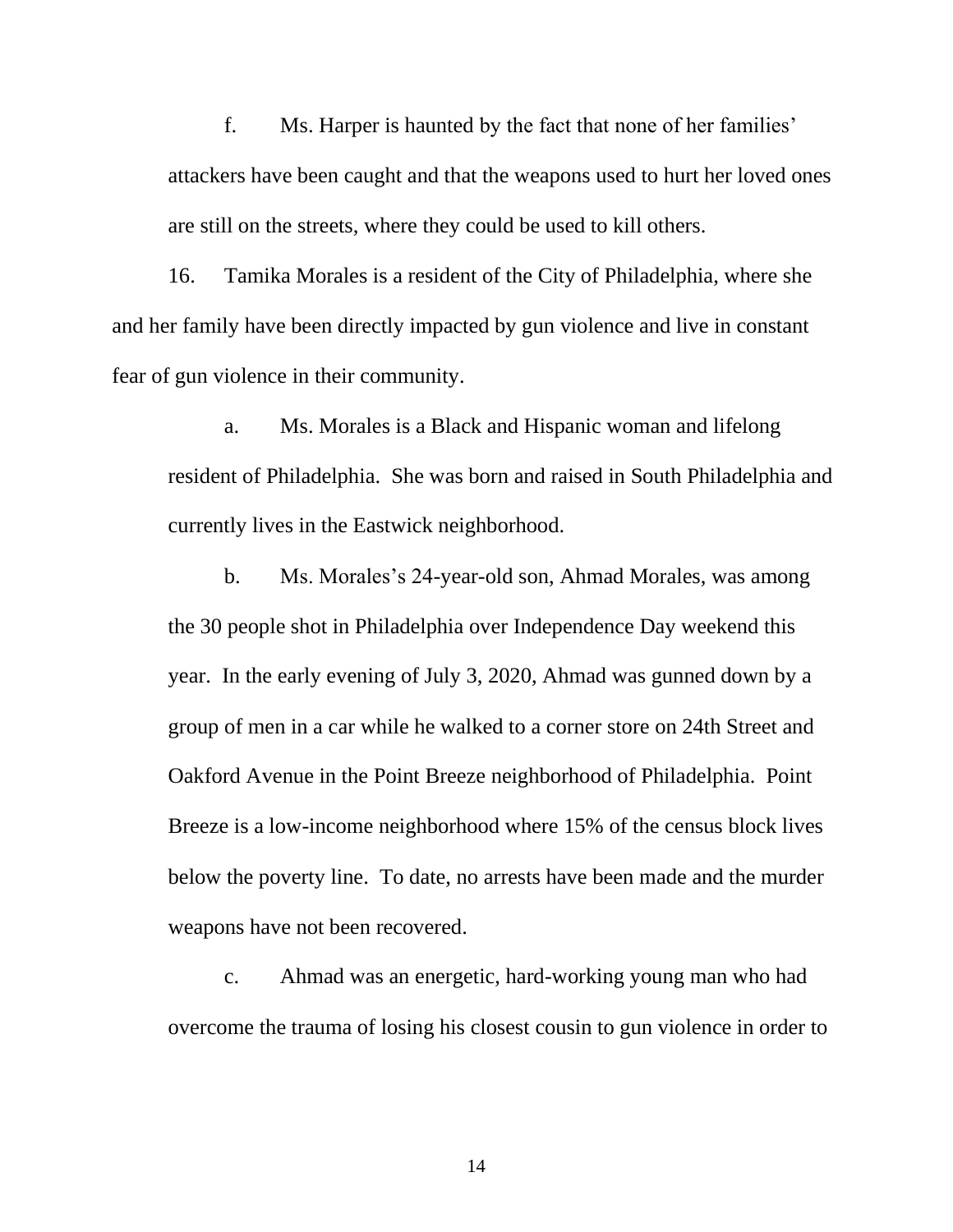f. Ms. Harper is haunted by the fact that none of her families' attackers have been caught and that the weapons used to hurt her loved ones are still on the streets, where they could be used to kill others.

16. Tamika Morales is a resident of the City of Philadelphia, where she and her family have been directly impacted by gun violence and live in constant fear of gun violence in their community.

a. Ms. Morales is a Black and Hispanic woman and lifelong resident of Philadelphia. She was born and raised in South Philadelphia and currently lives in the Eastwick neighborhood.

b. Ms. Morales's 24-year-old son, Ahmad Morales, was among the 30 people shot in Philadelphia over Independence Day weekend this year. In the early evening of July 3, 2020, Ahmad was gunned down by a group of men in a car while he walked to a corner store on 24th Street and Oakford Avenue in the Point Breeze neighborhood of Philadelphia. Point Breeze is a low-income neighborhood where 15% of the census block lives below the poverty line. To date, no arrests have been made and the murder weapons have not been recovered.

c. Ahmad was an energetic, hard-working young man who had overcome the trauma of losing his closest cousin to gun violence in order to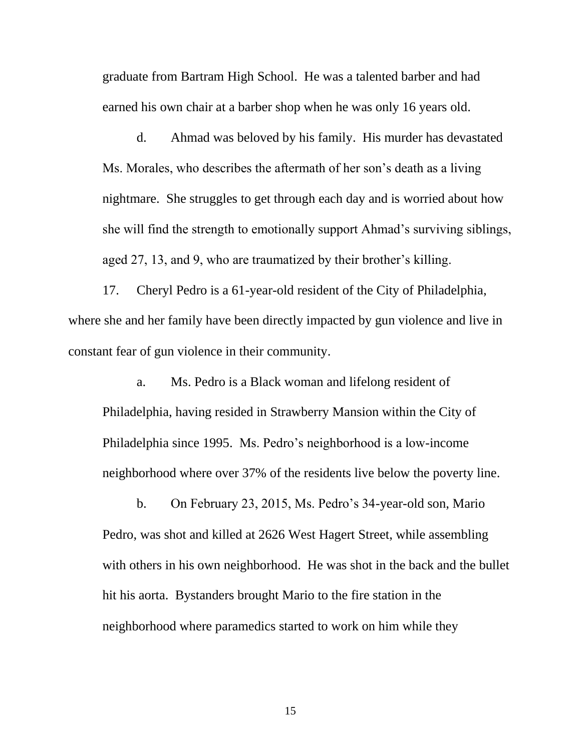graduate from Bartram High School. He was a talented barber and had earned his own chair at a barber shop when he was only 16 years old.

d. Ahmad was beloved by his family. His murder has devastated Ms. Morales, who describes the aftermath of her son's death as a living nightmare. She struggles to get through each day and is worried about how she will find the strength to emotionally support Ahmad's surviving siblings, aged 27, 13, and 9, who are traumatized by their brother's killing.

17. Cheryl Pedro is a 61-year-old resident of the City of Philadelphia, where she and her family have been directly impacted by gun violence and live in constant fear of gun violence in their community.

a. Ms. Pedro is a Black woman and lifelong resident of Philadelphia, having resided in Strawberry Mansion within the City of Philadelphia since 1995. Ms. Pedro's neighborhood is a low-income neighborhood where over 37% of the residents live below the poverty line.

b. On February 23, 2015, Ms. Pedro's 34-year-old son, Mario Pedro, was shot and killed at 2626 West Hagert Street, while assembling with others in his own neighborhood. He was shot in the back and the bullet hit his aorta. Bystanders brought Mario to the fire station in the neighborhood where paramedics started to work on him while they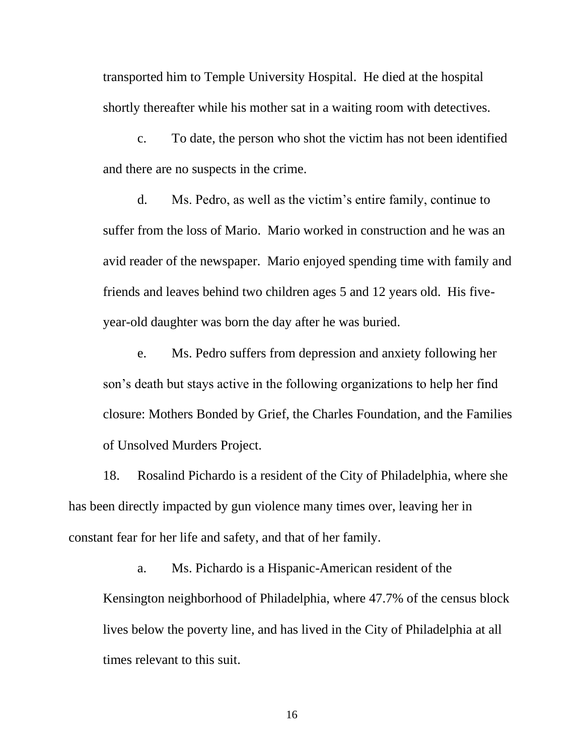transported him to Temple University Hospital. He died at the hospital shortly thereafter while his mother sat in a waiting room with detectives.

c. To date, the person who shot the victim has not been identified and there are no suspects in the crime.

d. Ms. Pedro, as well as the victim's entire family, continue to suffer from the loss of Mario. Mario worked in construction and he was an avid reader of the newspaper. Mario enjoyed spending time with family and friends and leaves behind two children ages 5 and 12 years old. His five-year-old daughter was born the day after he was buried.

e. Ms. Pedro suffers from depression and anxiety following her son's death but stays active in the following organizations to help her find closure: Mothers Bonded by Grief, the Charles Foundation, and the Families of Unsolved Murders Project.

18. Rosalind Pichardo is a resident of the City of Philadelphia, where she has been directly impacted by gun violence many times over, leaving her in constant fear for her life and safety, and that of her family.

a. Ms. Pichardo is a Hispanic-American resident of the Kensington neighborhood of Philadelphia, where 47.7% of the census block lives below the poverty line, and has lived in the City of Philadelphia at all times relevant to this suit.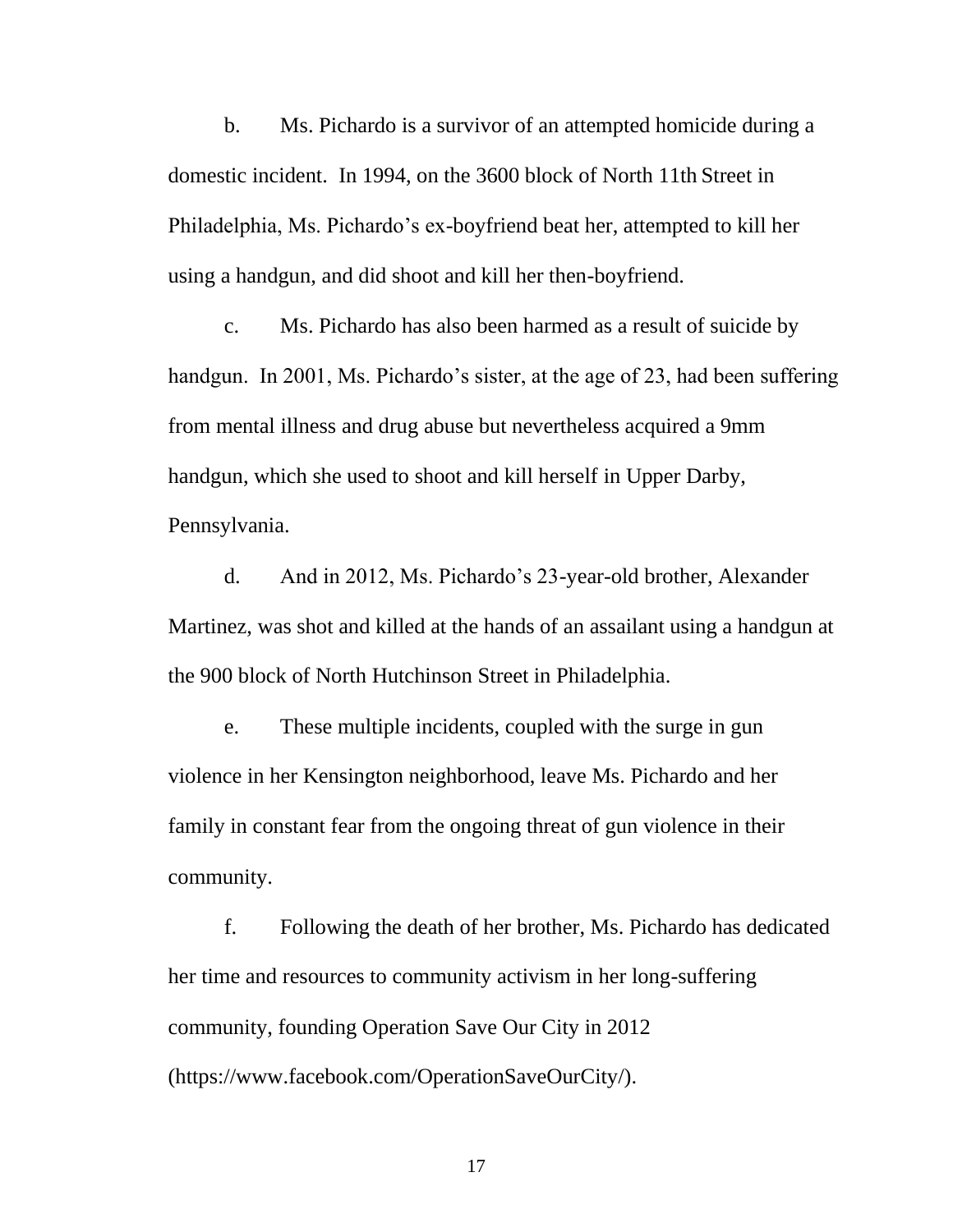b. Ms. Pichardo is a survivor of an attempted homicide during a domestic incident. In 1994, on the 3600 block of North 11th Street in Philadelphia, Ms. Pichardo's ex-boyfriend beat her, attempted to kill her using a handgun, and did shoot and kill her then-boyfriend.

c. Ms. Pichardo has also been harmed as a result of suicide by handgun. In 2001, Ms. Pichardo's sister, at the age of 23, had been suffering from mental illness and drug abuse but nevertheless acquired a 9mm handgun, which she used to shoot and kill herself in Upper Darby, Pennsylvania.

d. And in 2012, Ms. Pichardo's 23-year-old brother, Alexander Martinez, was shot and killed at the hands of an assailant using a handgun at the 900 block of North Hutchinson Street in Philadelphia.

e. These multiple incidents, coupled with the surge in gun violence in her Kensington neighborhood, leave Ms. Pichardo and her family in constant fear from the ongoing threat of gun violence in their community.

f. Following the death of her brother, Ms. Pichardo has dedicated her time and resources to community activism in her long-suffering community, founding Operation Save Our City in 2012 (https://www.facebook.com/OperationSaveOurCity/).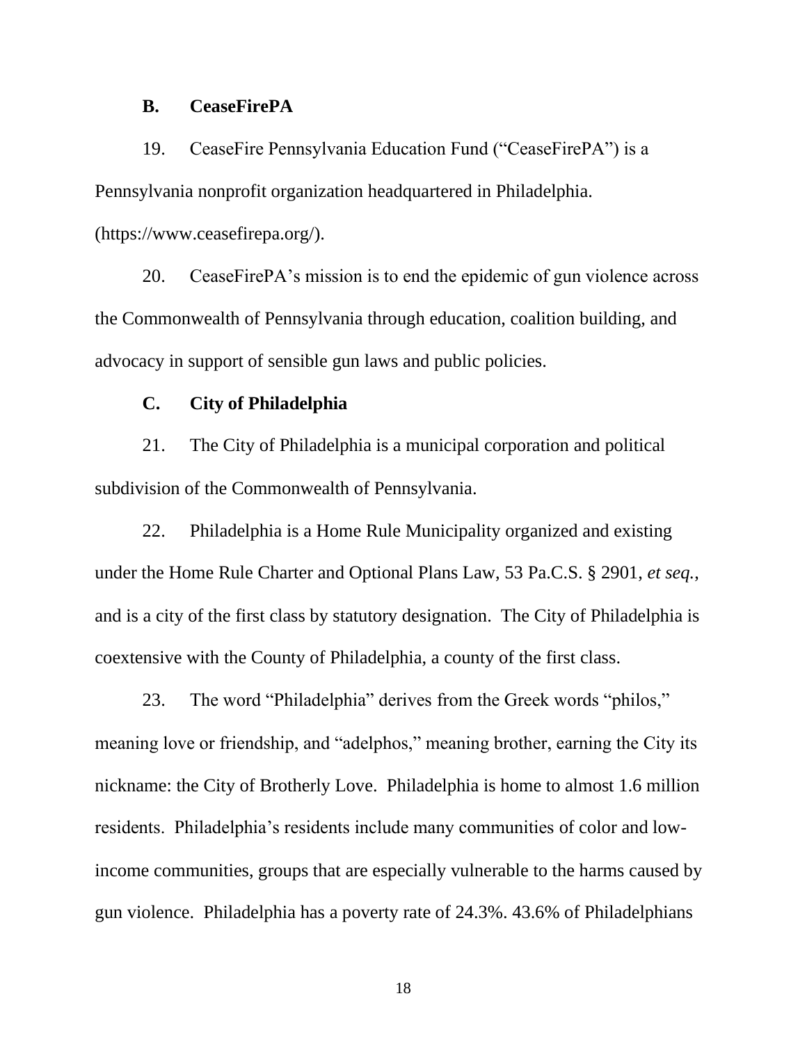### B. CeaseFirePA

19. CeaseFire Pennsylvania Education Fund ("CeaseFirePA") is a Pennsylvania nonprofit organization headquartered in Philadelphia. (https://www.ceasefirepa.org/).

20. CeaseFirePA's mission is to end the epidemic of gun violence across the Commonwealth of Pennsylvania through education, coalition building, and advocacy in support of sensible gun laws and public policies.

### C. City of Philadelphia

21. The City of Philadelphia is a municipal corporation and political subdivision of the Commonwealth of Pennsylvania.

22. Philadelphia is a Home Rule Municipality organized and existing under the Home Rule Charter and Optional Plans Law, 53 Pa.C.S. § 2901, *et seq.*, and is a city of the first class by statutory designation. The City of Philadelphia is coextensive with the County of Philadelphia, a county of the first class.

23. The word "Philadelphia" derives from the Greek words "philos," meaning love or friendship, and "adelphos," meaning brother, earning the City its nickname: the City of Brotherly Love. Philadelphia is home to almost 1.6 million residents. Philadelphia's residents include many communities of color and low-income communities, groups that are especially vulnerable to the harms caused by gun violence. Philadelphia has a poverty rate of 24.3%. 43.6% of Philadelphians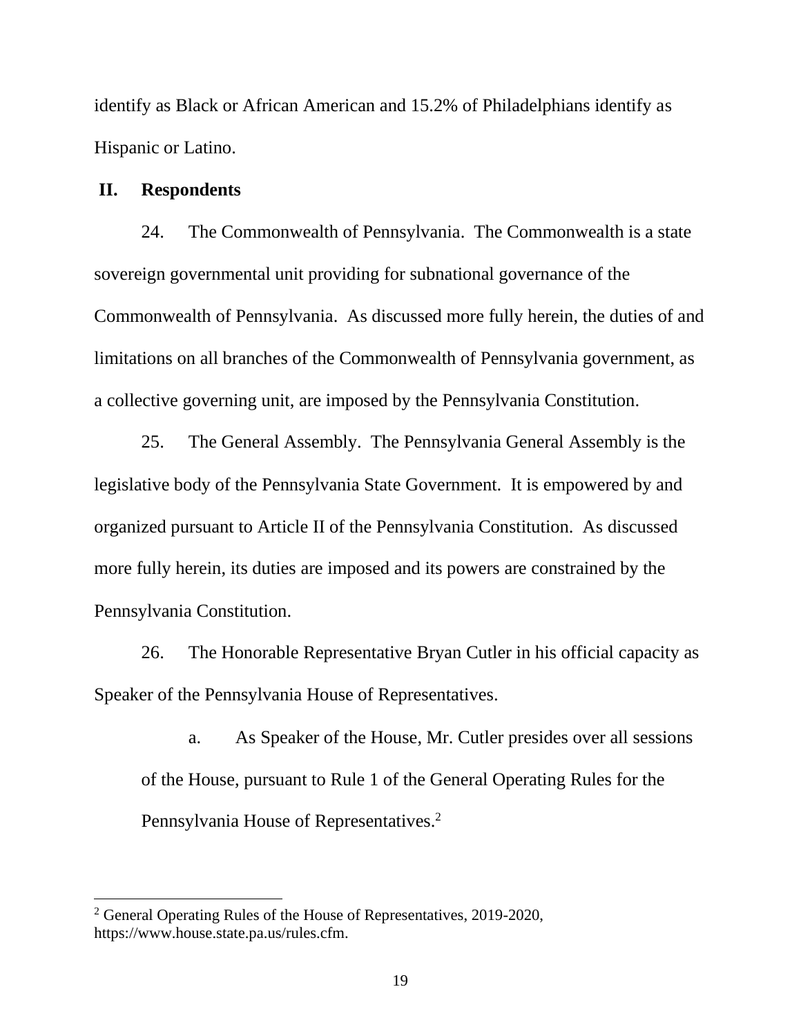identify as Black or African American and 15.2% of Philadelphians identify as Hispanic or Latino.

## II. Respondents

24. The Commonwealth of Pennsylvania. The Commonwealth is a state sovereign governmental unit providing for subnational governance of the Commonwealth of Pennsylvania. As discussed more fully herein, the duties of and limitations on all branches of the Commonwealth of Pennsylvania government, as a collective governing unit, are imposed by the Pennsylvania Constitution.

25. The General Assembly. The Pennsylvania General Assembly is the legislative body of the Pennsylvania State Government. It is empowered by and organized pursuant to Article II of the Pennsylvania Constitution. As discussed more fully herein, its duties are imposed and its powers are constrained by the Pennsylvania Constitution.

26. The Honorable Representative Bryan Cutler in his official capacity as Speaker of the Pennsylvania House of Representatives.

   a. As Speaker of the House, Mr. Cutler presides over all sessions of the House, pursuant to Rule 1 of the General Operating Rules for the Pennsylvania House of Representatives.[2]

---

[2] General Operating Rules of the House of Representatives, 2019-2020, https://www.house.state.pa.us/rules.cfm.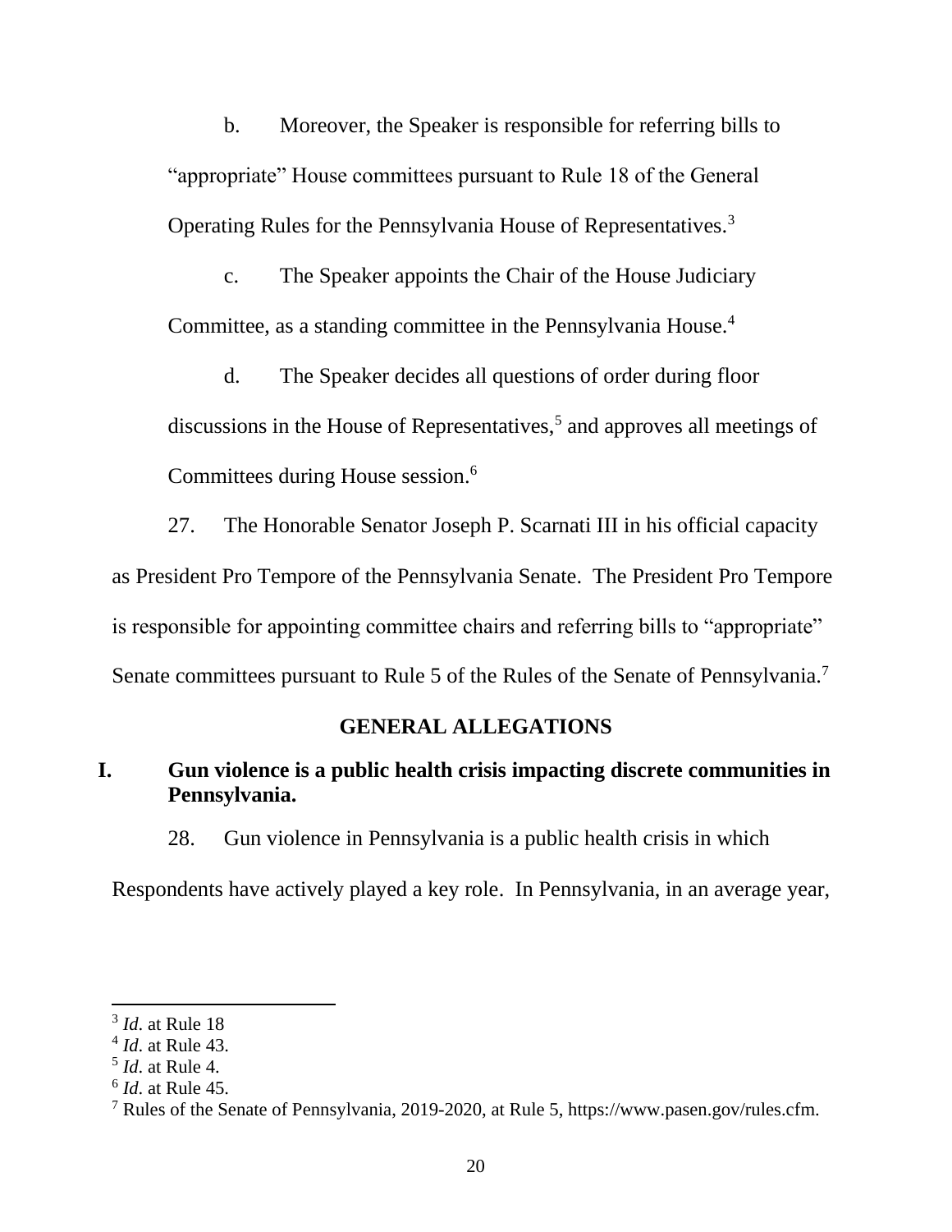b. Moreover, the Speaker is responsible for referring bills to "appropriate" House committees pursuant to Rule 18 of the General Operating Rules for the Pennsylvania House of Representatives.[3]

c. The Speaker appoints the Chair of the House Judiciary Committee, as a standing committee in the Pennsylvania House.[4]

d. The Speaker decides all questions of order during floor discussions in the House of Representatives,[5] and approves all meetings of Committees during House session.[6]

27. The Honorable Senator Joseph P. Scarnati III in his official capacity as President Pro Tempore of the Pennsylvania Senate. The President Pro Tempore is responsible for appointing committee chairs and referring bills to "appropriate" Senate committees pursuant to Rule 5 of the Rules of the Senate of Pennsylvania.[7]

## GENERAL ALLEGATIONS

### I. Gun violence is a public health crisis impacting discrete communities in Pennsylvania.

28. Gun violence in Pennsylvania is a public health crisis in which Respondents have actively played a key role. In Pennsylvania, in an average year,

---

[3] *Id*. at Rule 18

[4] *Id*. at Rule 43.

[5] *Id*. at Rule 4.

[6] *Id*. at Rule 45.

[7] Rules of the Senate of Pennsylvania, 2019-2020, at Rule 5, https://www.pasen.gov/rules.cfm.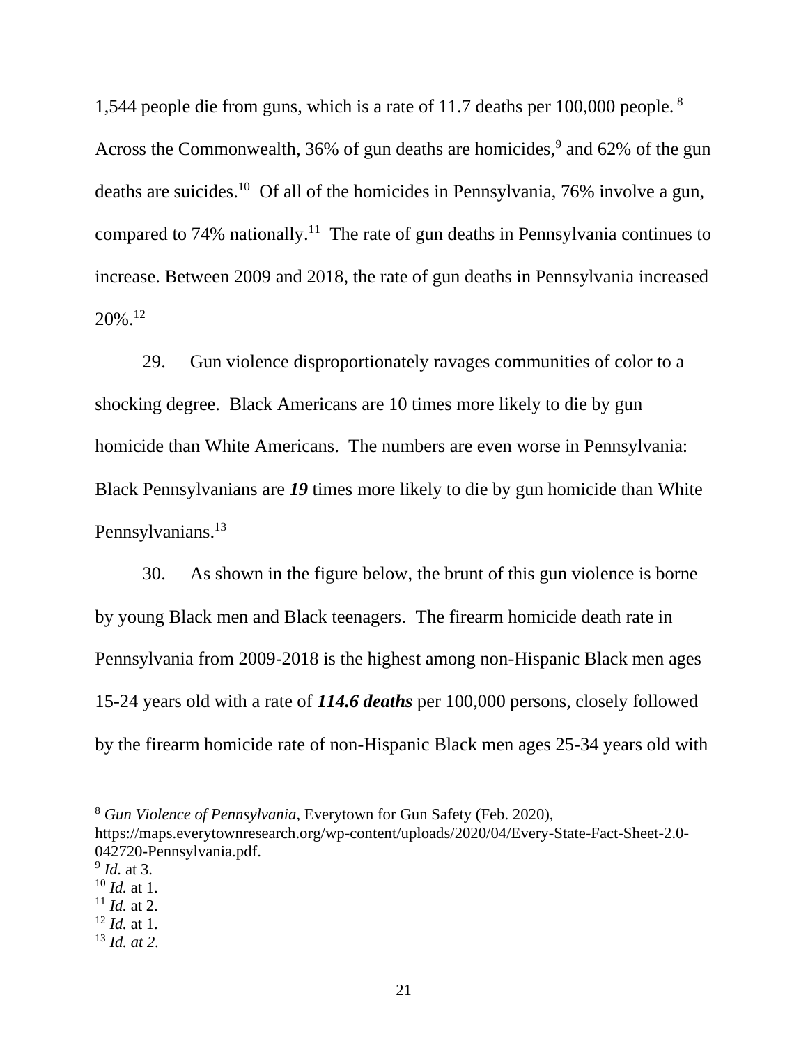1,544 people die from guns, which is a rate of 11.7 deaths per 100,000 people.[8] Across the Commonwealth, 36% of gun deaths are homicides,[9] and 62% of the gun deaths are suicides.[10] Of all of the homicides in Pennsylvania, 76% involve a gun, compared to 74% nationally.[11] The rate of gun deaths in Pennsylvania continues to increase. Between 2009 and 2018, the rate of gun deaths in Pennsylvania increased 20%.[12]

29. Gun violence disproportionately ravages communities of color to a shocking degree. Black Americans are 10 times more likely to die by gun homicide than White Americans. The numbers are even worse in Pennsylvania: Black Pennsylvanians are ***19*** times more likely to die by gun homicide than White Pennsylvanians.[13]

30. As shown in the figure below, the brunt of this gun violence is borne by young Black men and Black teenagers. The firearm homicide death rate in Pennsylvania from 2009-2018 is the highest among non-Hispanic Black men ages 15-24 years old with a rate of ***114.6 deaths*** per 100,000 persons, closely followed by the firearm homicide rate of non-Hispanic Black men ages 25-34 years old with

---

[8] *Gun Violence of Pennsylvania*, Everytown for Gun Safety (Feb. 2020), https://maps.everytownresearch.org/wp-content/uploads/2020/04/Every-State-Fact-Sheet-2.0-042720-Pennsylvania.pdf.

[9] *Id.* at 3.

[10] *Id.* at 1.

[11] *Id.* at 2.

[12] *Id.* at 1.

[13] *Id. at 2.*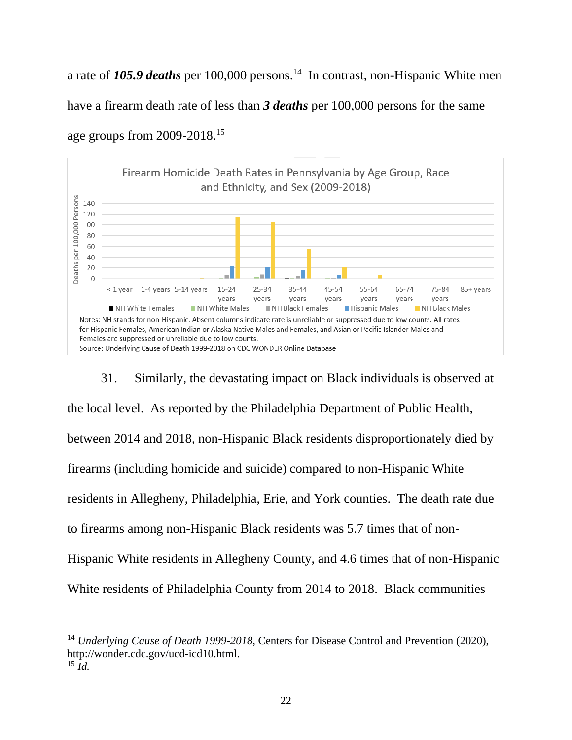a rate of ***105.9 deaths*** per 100,000 persons.[14] In contrast, non-Hispanic White men have a firearm death rate of less than ***3 deaths*** per 100,000 persons for the same age groups from 2009-2018.[15]

Firearm Homicide Death Rates in Pennsylvania by Age Group, Race and Ethnicity, and Sex (2009-2018)

Notes: NH stands for non-Hispanic. Absent columns indicate rate is unreliable or suppressed due to low counts. All rates for Hispanic Females, American Indian or Alaska Native Males and Females, and Asian or Pacific Islander Males and Females are suppressed or unreliable due to low counts.

Source: Underlying Cause of Death 1999-2018 on CDC WONDER Online Database

31. Similarly, the devastating impact on Black individuals is observed at the local level. As reported by the Philadelphia Department of Public Health, between 2014 and 2018, non-Hispanic Black residents disproportionately died by firearms (including homicide and suicide) compared to non-Hispanic White residents in Allegheny, Philadelphia, Erie, and York counties. The death rate due to firearms among non-Hispanic Black residents was 5.7 times that of non-Hispanic White residents in Allegheny County, and 4.6 times that of non-Hispanic White residents of Philadelphia County from 2014 to 2018. Black communities

---

[14] *Underlying Cause of Death 1999-2018*, Centers for Disease Control and Prevention (2020), http://wonder.cdc.gov/ucd-icd10.html.

[15] *Id.*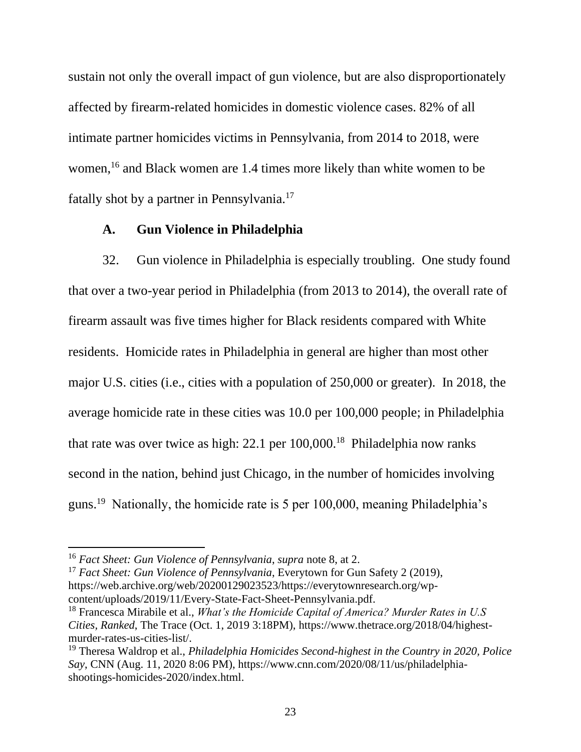sustain not only the overall impact of gun violence, but are also disproportionately affected by firearm-related homicides in domestic violence cases. 82% of all intimate partner homicides victims in Pennsylvania, from 2014 to 2018, were women,[16] and Black women are 1.4 times more likely than white women to be fatally shot by a partner in Pennsylvania.[17]

### A. Gun Violence in Philadelphia

32. Gun violence in Philadelphia is especially troubling. One study found that over a two-year period in Philadelphia (from 2013 to 2014), the overall rate of firearm assault was five times higher for Black residents compared with White residents. Homicide rates in Philadelphia in general are higher than most other major U.S. cities (i.e., cities with a population of 250,000 or greater). In 2018, the average homicide rate in these cities was 10.0 per 100,000 people; in Philadelphia that rate was over twice as high: 22.1 per 100,000.[18] Philadelphia now ranks second in the nation, behind just Chicago, in the number of homicides involving guns.[19] Nationally, the homicide rate is 5 per 100,000, meaning Philadelphia's

---

[16] *Fact Sheet: Gun Violence of Pennsylvania*, *supra* note 8, at 2.

[17] *Fact Sheet: Gun Violence of Pennsylvania*, Everytown for Gun Safety 2 (2019), https://web.archive.org/web/20200129023523/https://everytownresearch.org/wp-content/uploads/2019/11/Every-State-Fact-Sheet-Pennsylvania.pdf.

[18] Francesca Mirabile et al., *What's the Homicide Capital of America? Murder Rates in U.S Cities, Ranked*, The Trace (Oct. 1, 2019 3:18PM), https://www.thetrace.org/2018/04/highest-murder-rates-us-cities-list/.

[19] Theresa Waldrop et al., *Philadelphia Homicides Second-highest in the Country in 2020, Police Say*, CNN (Aug. 11, 2020 8:06 PM), https://www.cnn.com/2020/08/11/us/philadelphia-shootings-homicides-2020/index.html.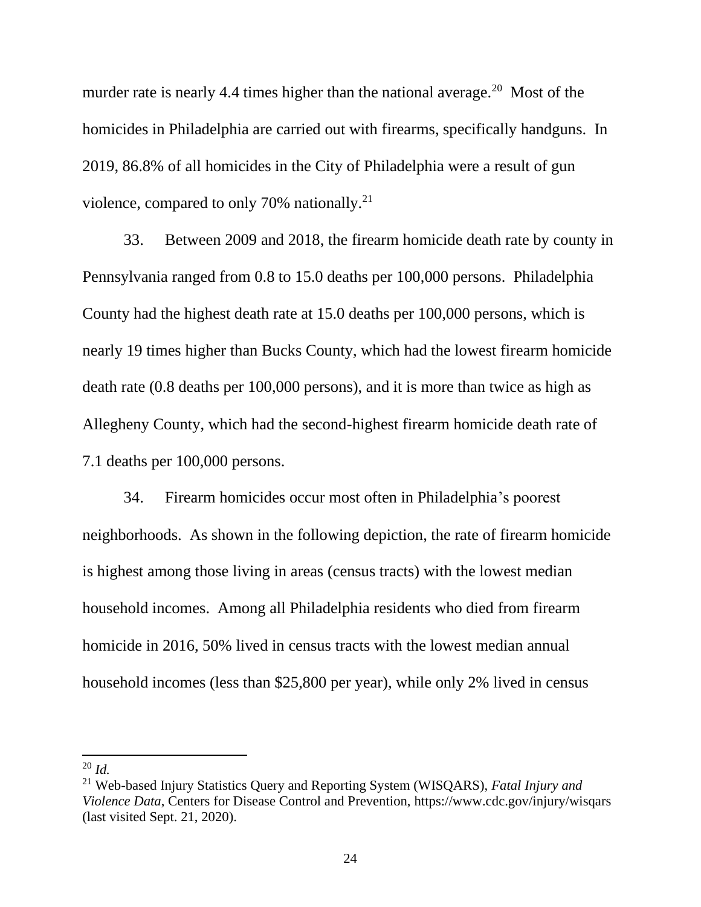murder rate is nearly 4.4 times higher than the national average.[20] Most of the homicides in Philadelphia are carried out with firearms, specifically handguns. In 2019, 86.8% of all homicides in the City of Philadelphia were a result of gun violence, compared to only 70% nationally.[21]

33. Between 2009 and 2018, the firearm homicide death rate by county in Pennsylvania ranged from 0.8 to 15.0 deaths per 100,000 persons. Philadelphia County had the highest death rate at 15.0 deaths per 100,000 persons, which is nearly 19 times higher than Bucks County, which had the lowest firearm homicide death rate (0.8 deaths per 100,000 persons), and it is more than twice as high as Allegheny County, which had the second-highest firearm homicide death rate of 7.1 deaths per 100,000 persons.

34. Firearm homicides occur most often in Philadelphia's poorest neighborhoods. As shown in the following depiction, the rate of firearm homicide is highest among those living in areas (census tracts) with the lowest median household incomes. Among all Philadelphia residents who died from firearm homicide in 2016, 50% lived in census tracts with the lowest median annual household incomes (less than $25,800 per year), while only 2% lived in census

---

[20] *Id.*

[21] Web-based Injury Statistics Query and Reporting System (WISQARS), *Fatal Injury and Violence Data*, Centers for Disease Control and Prevention, https://www.cdc.gov/injury/wisqars (last visited Sept. 21, 2020).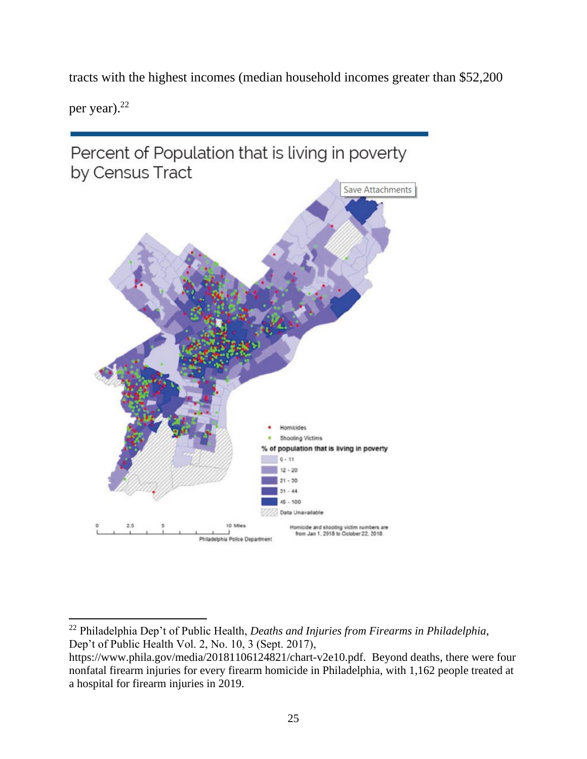tracts with the highest incomes (median household incomes greater than $52,200 per year).[22]

Percent of Population that is living in poverty by Census Tract

Save Attachments

- Homicides
- Shooting Victims

% of population that is living in poverty

- 0 - 11
- 12 - 20
- 21 - 30
- 31 - 44
- 45 - 100
- Data Unavailable

0 2.5 5 10 Miles

Philadelphia Police Department

Homicide and shooting victim numbers are from Jan 1, 2018 to October 22, 2018.

---

[22] Philadelphia Dep't of Public Health, *Deaths and Injuries from Firearms in Philadelphia*, Dep't of Public Health Vol. 2, No. 10, 3 (Sept. 2017), https://www.phila.gov/media/20181106124821/chart-v2e10.pdf. Beyond deaths, there were four nonfatal firearm injuries for every firearm homicide in Philadelphia, with 1,162 people treated at a hospital for firearm injuries in 2019.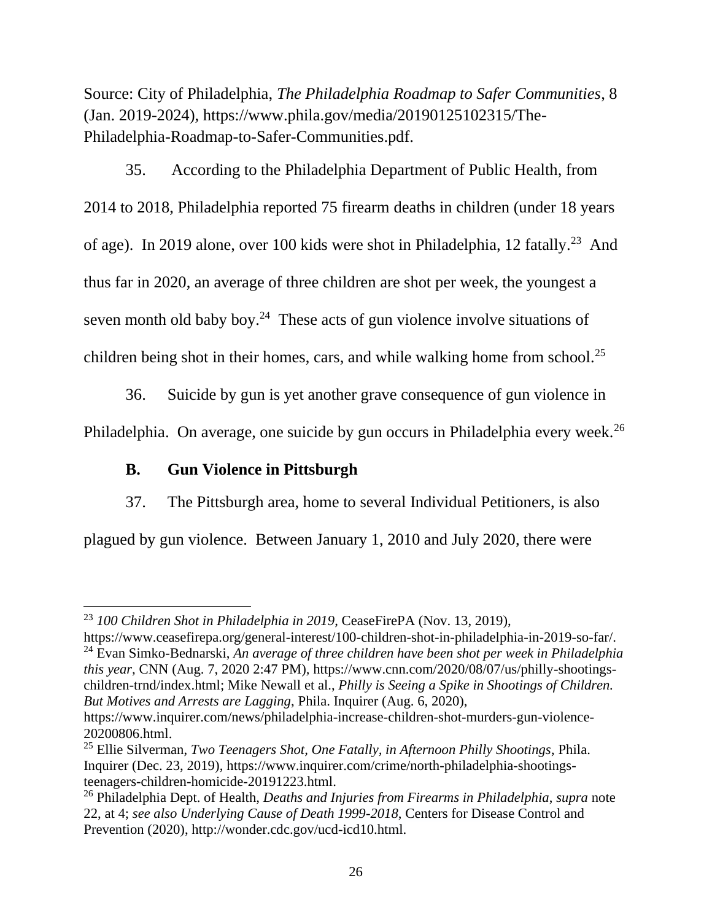Source: City of Philadelphia, *The Philadelphia Roadmap to Safer Communities*, 8 (Jan. 2019-2024), https://www.phila.gov/media/20190125102315/The-Philadelphia-Roadmap-to-Safer-Communities.pdf.

35. According to the Philadelphia Department of Public Health, from 2014 to 2018, Philadelphia reported 75 firearm deaths in children (under 18 years of age). In 2019 alone, over 100 kids were shot in Philadelphia, 12 fatally.[23] And thus far in 2020, an average of three children are shot per week, the youngest a seven month old baby boy.[24] These acts of gun violence involve situations of children being shot in their homes, cars, and while walking home from school.[25]

36. Suicide by gun is yet another grave consequence of gun violence in Philadelphia. On average, one suicide by gun occurs in Philadelphia every week.[26]

### B. Gun Violence in Pittsburgh

37. The Pittsburgh area, home to several Individual Petitioners, is also plagued by gun violence. Between January 1, 2010 and July 2020, there were

---

[23] *100 Children Shot in Philadelphia in 2019*, CeaseFirePA (Nov. 13, 2019), https://www.ceasefirepa.org/general-interest/100-children-shot-in-philadelphia-in-2019-so-far/.

[24] Evan Simko-Bednarski, *An average of three children have been shot per week in Philadelphia this year,* CNN (Aug. 7, 2020 2:47 PM), https://www.cnn.com/2020/08/07/us/philly-shootings-children-trnd/index.html; Mike Newall et al., *Philly is Seeing a Spike in Shootings of Children. But Motives and Arrests are Lagging*, Phila. Inquirer (Aug. 6, 2020), https://www.inquirer.com/news/philadelphia-increase-children-shot-murders-gun-violence-20200806.html.

[25] Ellie Silverman, *Two Teenagers Shot, One Fatally, in Afternoon Philly Shootings*, Phila. Inquirer (Dec. 23, 2019), https://www.inquirer.com/crime/north-philadelphia-shootings-teenagers-children-homicide-20191223.html.

[26] Philadelphia Dept. of Health, *Deaths and Injuries from Firearms in Philadelphia*, *supra* note 22, at 4; *see also Underlying Cause of Death 1999-2018*, Centers for Disease Control and Prevention (2020), http://wonder.cdc.gov/ucd-icd10.html.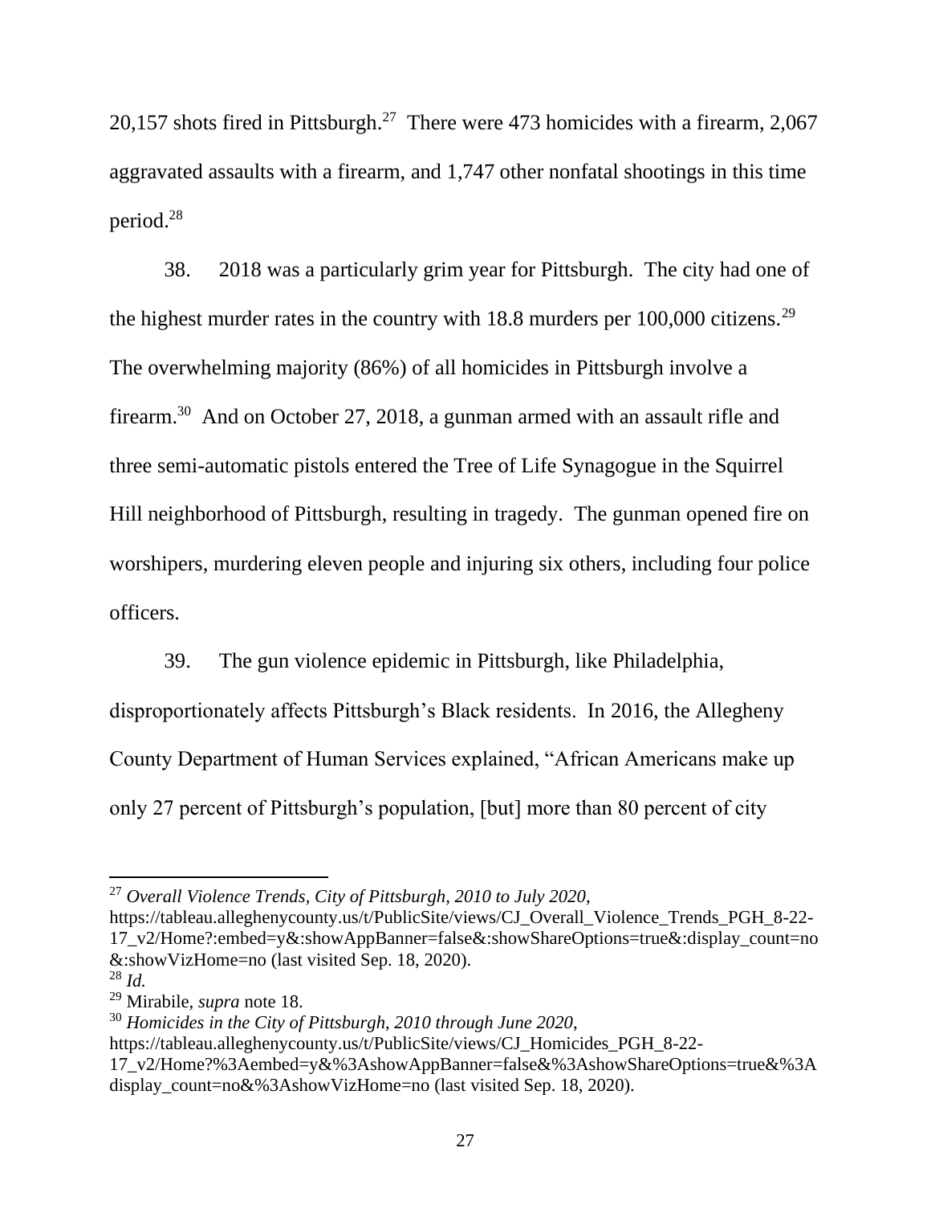20,157 shots fired in Pittsburgh.[27] There were 473 homicides with a firearm, 2,067 aggravated assaults with a firearm, and 1,747 other nonfatal shootings in this time period.[28]

38. 2018 was a particularly grim year for Pittsburgh. The city had one of the highest murder rates in the country with 18.8 murders per 100,000 citizens.[29] The overwhelming majority (86%) of all homicides in Pittsburgh involve a firearm.[30] And on October 27, 2018, a gunman armed with an assault rifle and three semi-automatic pistols entered the Tree of Life Synagogue in the Squirrel Hill neighborhood of Pittsburgh, resulting in tragedy. The gunman opened fire on worshipers, murdering eleven people and injuring six others, including four police officers.

39. The gun violence epidemic in Pittsburgh, like Philadelphia, disproportionately affects Pittsburgh's Black residents. In 2016, the Allegheny County Department of Human Services explained, "African Americans make up only 27 percent of Pittsburgh's population, [but] more than 80 percent of city

---

[27] *Overall Violence Trends, City of Pittsburgh, 2010 to July 2020*, https://tableau.alleghenycounty.us/t/PublicSite/views/CJ_Overall_Violence_Trends_PGH_8-22-17_v2/Home?:embed=y&:showAppBanner=false&:showShareOptions=true&:display_count=no&:showVizHome=no (last visited Sep. 18, 2020).

[28] *Id.*

[29] Mirabile, *supra* note 18.

[30] *Homicides in the City of Pittsburgh, 2010 through June 2020*, https://tableau.alleghenycounty.us/t/PublicSite/views/CJ_Homicides_PGH_8-22-17_v2/Home?%3Aembed=y&%3AshowAppBanner=false&%3AshowShareOptions=true&%3Adisplay_count=no&%3AshowVizHome=no (last visited Sep. 18, 2020).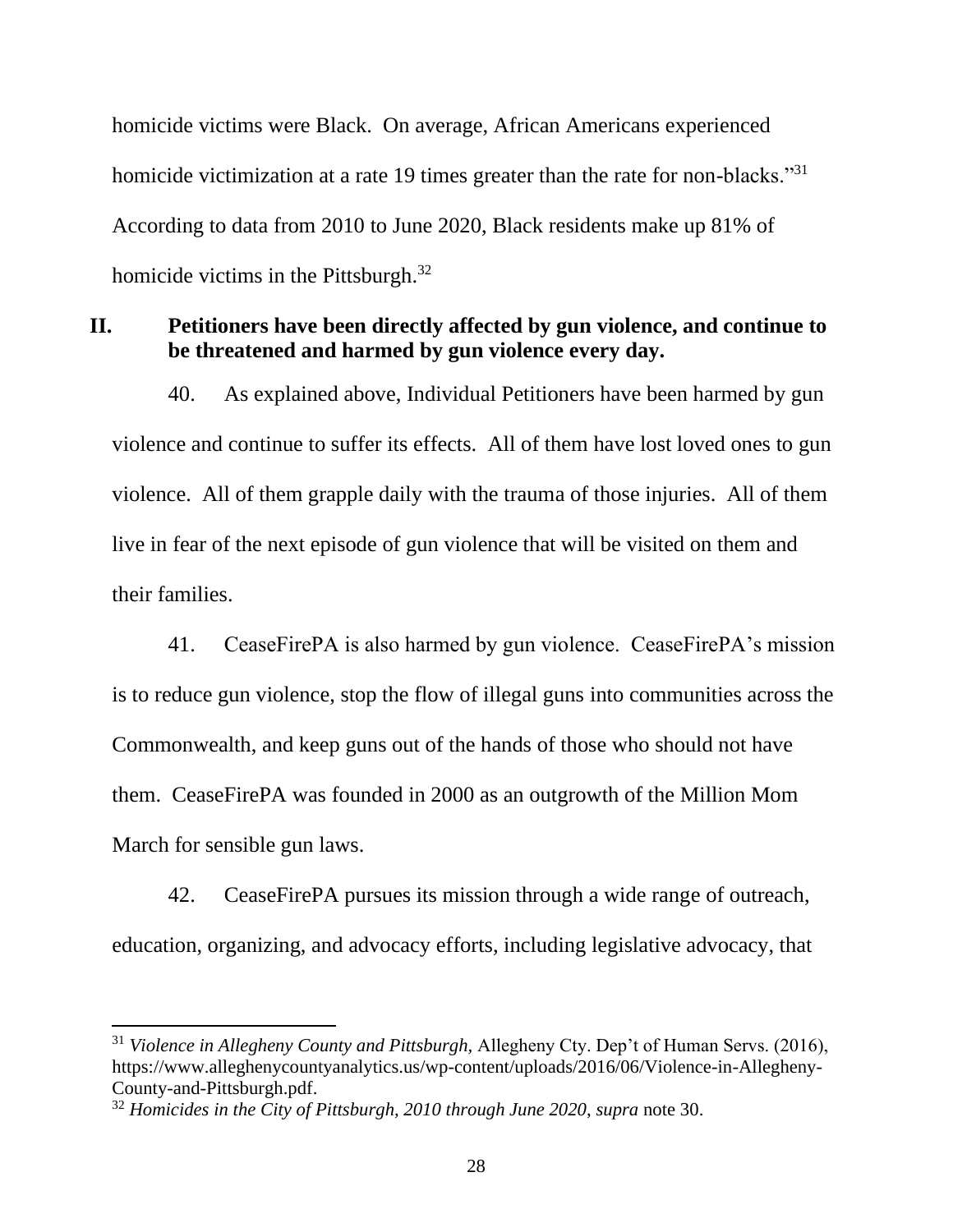homicide victims were Black. On average, African Americans experienced homicide victimization at a rate 19 times greater than the rate for non-blacks."[31] According to data from 2010 to June 2020, Black residents make up 81% of homicide victims in the Pittsburgh.[32]

## II. Petitioners have been directly affected by gun violence, and continue to be threatened and harmed by gun violence every day.

40. As explained above, Individual Petitioners have been harmed by gun violence and continue to suffer its effects. All of them have lost loved ones to gun violence. All of them grapple daily with the trauma of those injuries. All of them live in fear of the next episode of gun violence that will be visited on them and their families.

41. CeaseFirePA is also harmed by gun violence. CeaseFirePA's mission is to reduce gun violence, stop the flow of illegal guns into communities across the Commonwealth, and keep guns out of the hands of those who should not have them. CeaseFirePA was founded in 2000 as an outgrowth of the Million Mom March for sensible gun laws.

42. CeaseFirePA pursues its mission through a wide range of outreach, education, organizing, and advocacy efforts, including legislative advocacy, that

---

[31] *Violence in Allegheny County and Pittsburgh*, Allegheny Cty. Dep't of Human Servs. (2016), https://www.alleghenycountyanalytics.us/wp-content/uploads/2016/06/Violence-in-Allegheny-County-and-Pittsburgh.pdf.

[32] *Homicides in the City of Pittsburgh, 2010 through June 2020*, *supra* note 30.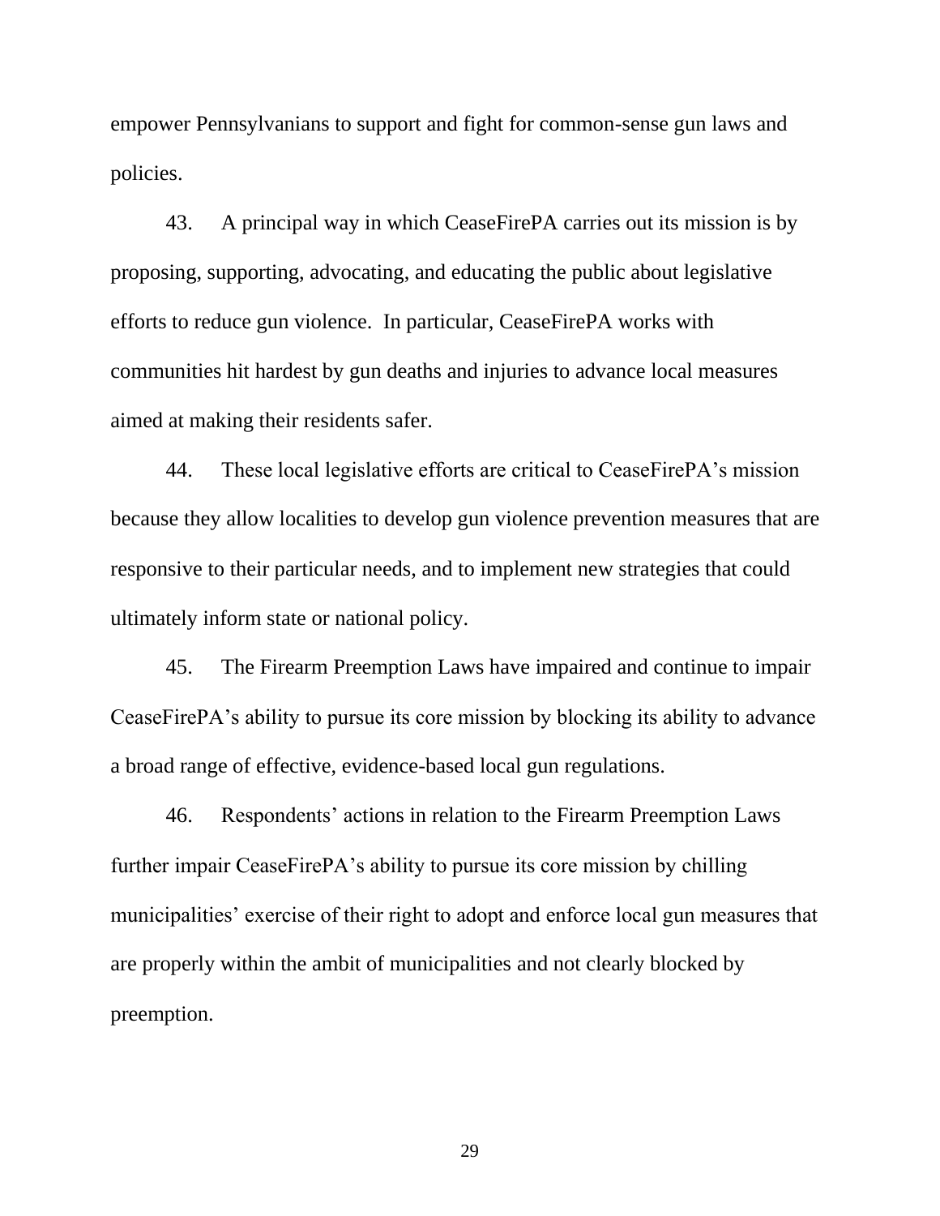empower Pennsylvanians to support and fight for common-sense gun laws and policies.

43. A principal way in which CeaseFirePA carries out its mission is by proposing, supporting, advocating, and educating the public about legislative efforts to reduce gun violence. In particular, CeaseFirePA works with communities hit hardest by gun deaths and injuries to advance local measures aimed at making their residents safer.

44. These local legislative efforts are critical to CeaseFirePA's mission because they allow localities to develop gun violence prevention measures that are responsive to their particular needs, and to implement new strategies that could ultimately inform state or national policy.

45. The Firearm Preemption Laws have impaired and continue to impair CeaseFirePA's ability to pursue its core mission by blocking its ability to advance a broad range of effective, evidence-based local gun regulations.

46. Respondents' actions in relation to the Firearm Preemption Laws further impair CeaseFirePA's ability to pursue its core mission by chilling municipalities' exercise of their right to adopt and enforce local gun measures that are properly within the ambit of municipalities and not clearly blocked by preemption.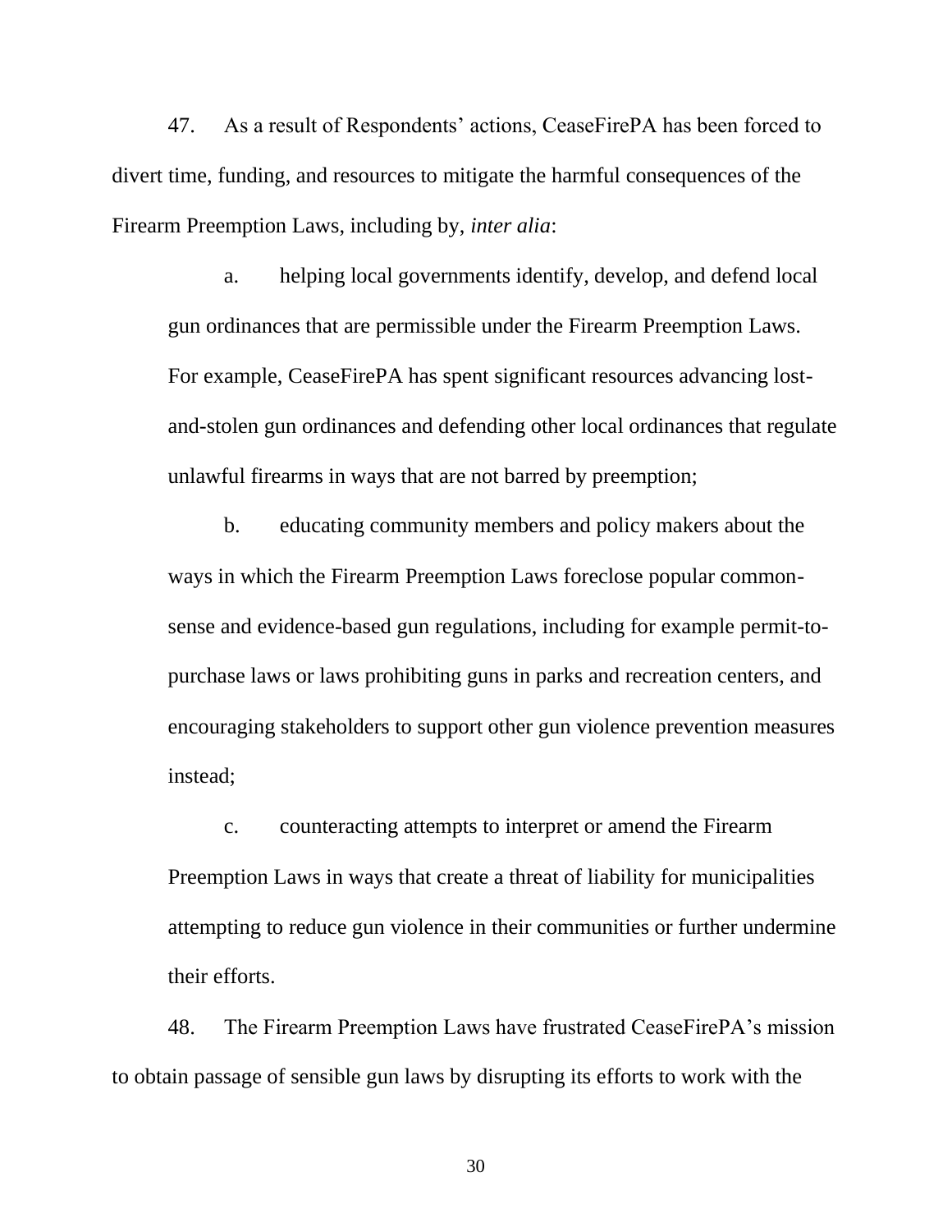47. As a result of Respondents' actions, CeaseFirePA has been forced to divert time, funding, and resources to mitigate the harmful consequences of the Firearm Preemption Laws, including by, *inter alia*:

a. helping local governments identify, develop, and defend local gun ordinances that are permissible under the Firearm Preemption Laws. For example, CeaseFirePA has spent significant resources advancing lost-and-stolen gun ordinances and defending other local ordinances that regulate unlawful firearms in ways that are not barred by preemption;

b. educating community members and policy makers about the ways in which the Firearm Preemption Laws foreclose popular common-sense and evidence-based gun regulations, including for example permit-to-purchase laws or laws prohibiting guns in parks and recreation centers, and encouraging stakeholders to support other gun violence prevention measures instead;

c. counteracting attempts to interpret or amend the Firearm Preemption Laws in ways that create a threat of liability for municipalities attempting to reduce gun violence in their communities or further undermine their efforts.

48. The Firearm Preemption Laws have frustrated CeaseFirePA's mission to obtain passage of sensible gun laws by disrupting its efforts to work with the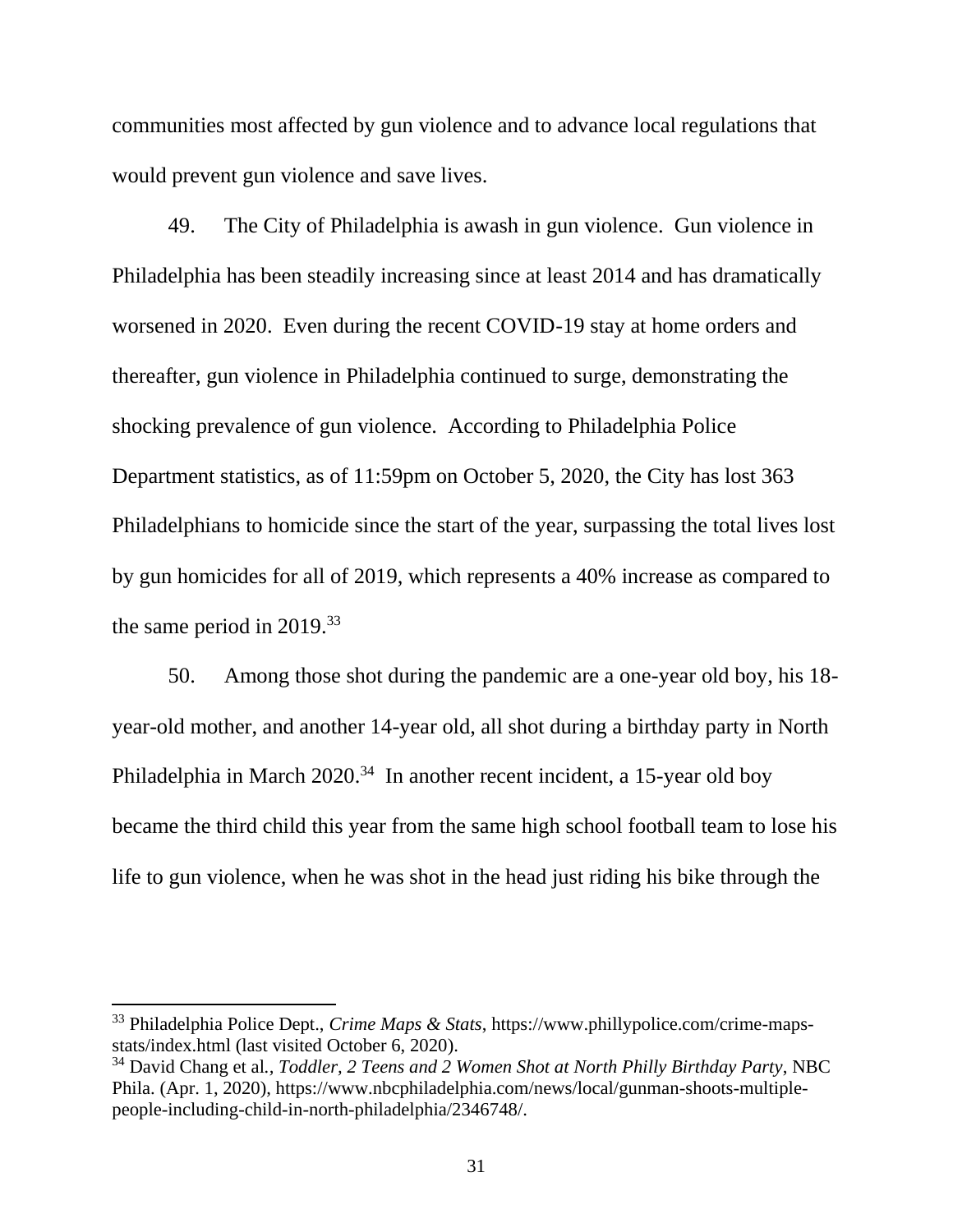communities most affected by gun violence and to advance local regulations that would prevent gun violence and save lives.

49. The City of Philadelphia is awash in gun violence. Gun violence in Philadelphia has been steadily increasing since at least 2014 and has dramatically worsened in 2020. Even during the recent COVID-19 stay at home orders and thereafter, gun violence in Philadelphia continued to surge, demonstrating the shocking prevalence of gun violence. According to Philadelphia Police Department statistics, as of 11:59pm on October 5, 2020, the City has lost 363 Philadelphians to homicide since the start of the year, surpassing the total lives lost by gun homicides for all of 2019, which represents a 40% increase as compared to the same period in 2019.[33]

50. Among those shot during the pandemic are a one-year old boy, his 18-year-old mother, and another 14-year old, all shot during a birthday party in North Philadelphia in March 2020.[34] In another recent incident, a 15-year old boy became the third child this year from the same high school football team to lose his life to gun violence, when he was shot in the head just riding his bike through the

---

[33] Philadelphia Police Dept., *Crime Maps & Stats*, https://www.phillypolice.com/crime-maps-stats/index.html (last visited October 6, 2020).

[34] David Chang et al*.*, *Toddler, 2 Teens and 2 Women Shot at North Philly Birthday Party*, NBC Phila. (Apr. 1, 2020), https://www.nbcphiladelphia.com/news/local/gunman-shoots-multiple-people-including-child-in-north-philadelphia/2346748/.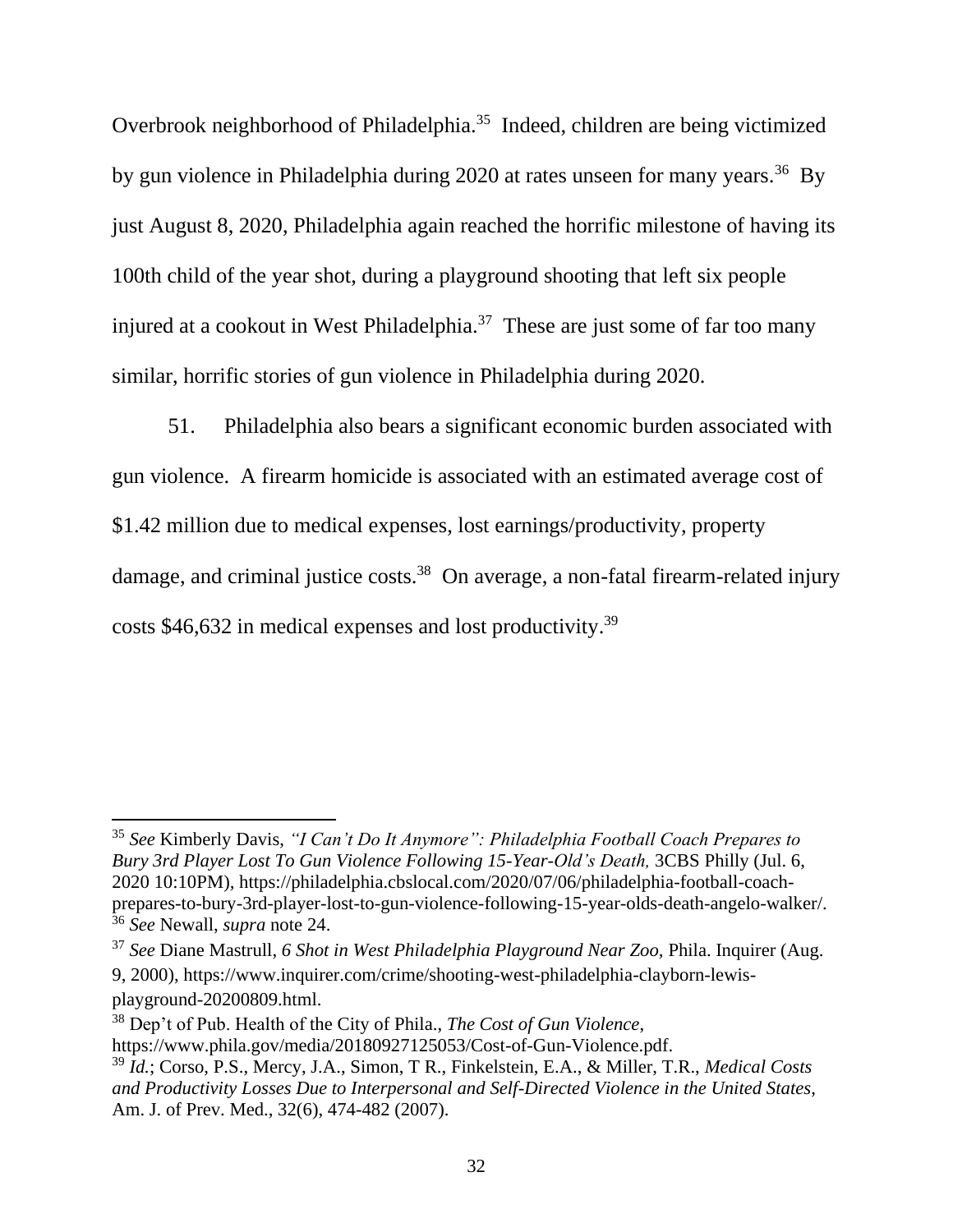Overbrook neighborhood of Philadelphia.[35] Indeed, children are being victimized by gun violence in Philadelphia during 2020 at rates unseen for many years.[36] By just August 8, 2020, Philadelphia again reached the horrific milestone of having its 100th child of the year shot, during a playground shooting that left six people injured at a cookout in West Philadelphia.[37] These are just some of far too many similar, horrific stories of gun violence in Philadelphia during 2020.

51. Philadelphia also bears a significant economic burden associated with gun violence. A firearm homicide is associated with an estimated average cost of $1.42 million due to medical expenses, lost earnings/productivity, property damage, and criminal justice costs.[38] On average, a non-fatal firearm-related injury costs $46,632 in medical expenses and lost productivity.[39]

---

[35] *See* Kimberly Davis, *"I Can't Do It Anymore": Philadelphia Football Coach Prepares to Bury 3rd Player Lost To Gun Violence Following 15-Year-Old's Death,* 3CBS Philly (Jul. 6, 2020 10:10PM), https://philadelphia.cbslocal.com/2020/07/06/philadelphia-football-coach-prepares-to-bury-3rd-player-lost-to-gun-violence-following-15-year-olds-death-angelo-walker/.

[36] *See* Newall, *supra* note 24.

[37] *See* Diane Mastrull, *6 Shot in West Philadelphia Playground Near Zoo,* Phila. Inquirer (Aug. 9, 2000), https://www.inquirer.com/crime/shooting-west-philadelphia-clayborn-lewis-playground-20200809.html.

[38] Dep't of Pub. Health of the City of Phila., *The Cost of Gun Violence*, https://www.phila.gov/media/20180927125053/Cost-of-Gun-Violence.pdf.

[39] *Id.*; Corso, P.S., Mercy, J.A., Simon, T R., Finkelstein, E.A., & Miller, T.R., *Medical Costs and Productivity Losses Due to Interpersonal and Self-Directed Violence in the United States*, Am. J. of Prev. Med., 32(6), 474-482 (2007).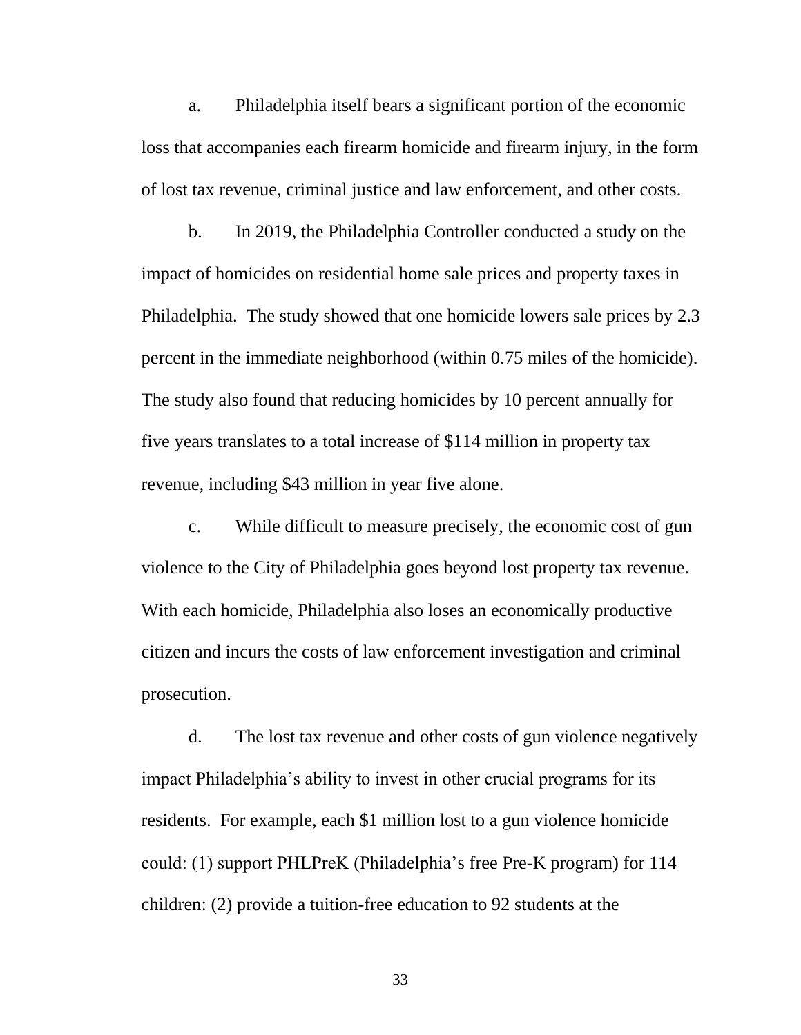a. Philadelphia itself bears a significant portion of the economic loss that accompanies each firearm homicide and firearm injury, in the form of lost tax revenue, criminal justice and law enforcement, and other costs.

b. In 2019, the Philadelphia Controller conducted a study on the impact of homicides on residential home sale prices and property taxes in Philadelphia. The study showed that one homicide lowers sale prices by 2.3 percent in the immediate neighborhood (within 0.75 miles of the homicide). The study also found that reducing homicides by 10 percent annually for five years translates to a total increase of $114 million in property tax revenue, including $43 million in year five alone.

c. While difficult to measure precisely, the economic cost of gun violence to the City of Philadelphia goes beyond lost property tax revenue. With each homicide, Philadelphia also loses an economically productive citizen and incurs the costs of law enforcement investigation and criminal prosecution.

d. The lost tax revenue and other costs of gun violence negatively impact Philadelphia's ability to invest in other crucial programs for its residents. For example, each $1 million lost to a gun violence homicide could: (1) support PHLPreK (Philadelphia's free Pre-K program) for 114 children: (2) provide a tuition-free education to 92 students at the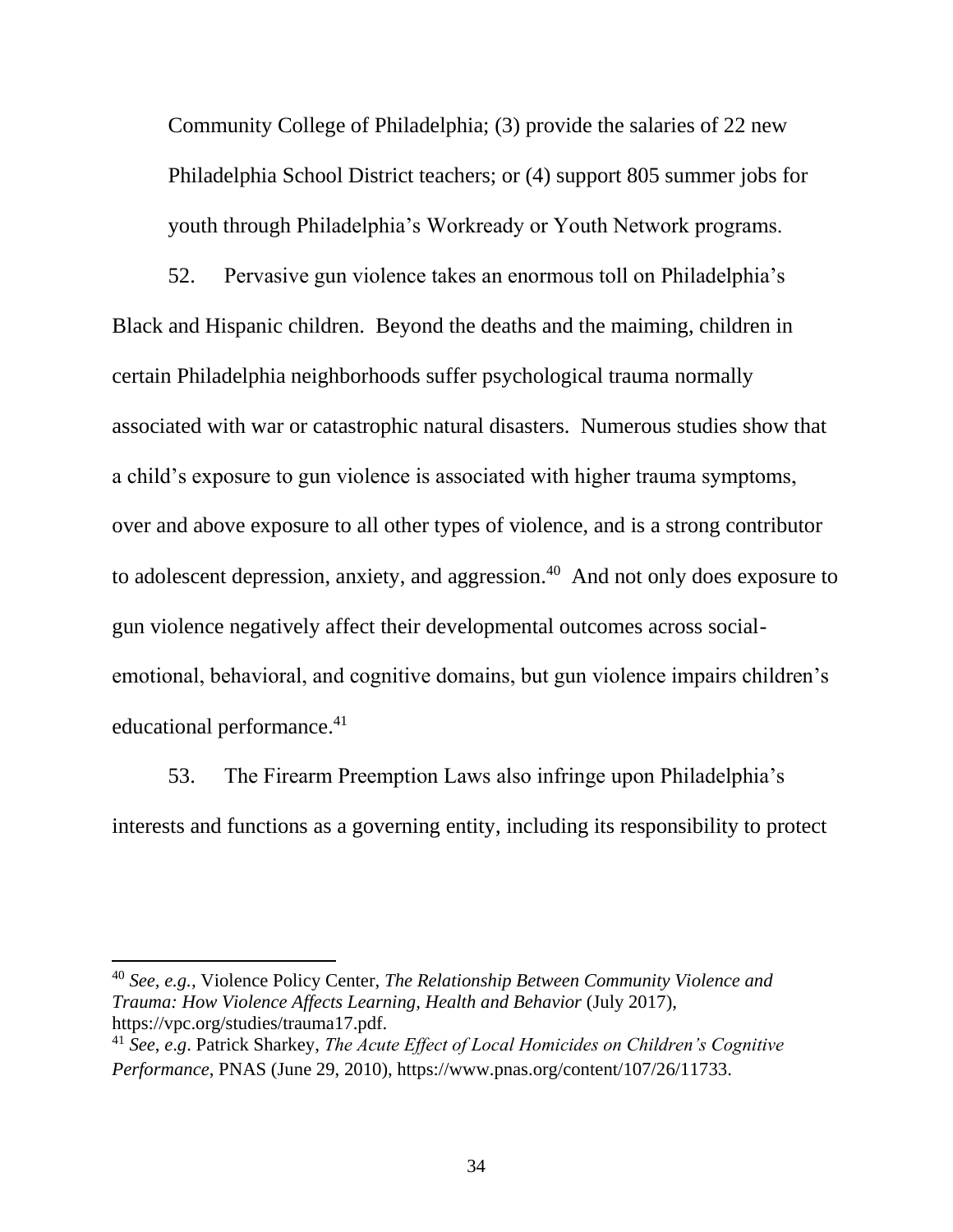Community College of Philadelphia; (3) provide the salaries of 22 new Philadelphia School District teachers; or (4) support 805 summer jobs for youth through Philadelphia's Workready or Youth Network programs.

52. Pervasive gun violence takes an enormous toll on Philadelphia's Black and Hispanic children. Beyond the deaths and the maiming, children in certain Philadelphia neighborhoods suffer psychological trauma normally associated with war or catastrophic natural disasters. Numerous studies show that a child's exposure to gun violence is associated with higher trauma symptoms, over and above exposure to all other types of violence, and is a strong contributor to adolescent depression, anxiety, and aggression.[40] And not only does exposure to gun violence negatively affect their developmental outcomes across social-emotional, behavioral, and cognitive domains, but gun violence impairs children's educational performance.[41]

53. The Firearm Preemption Laws also infringe upon Philadelphia's interests and functions as a governing entity, including its responsibility to protect

---

[40] *See, e.g.*, Violence Policy Center, *The Relationship Between Community Violence and Trauma: How Violence Affects Learning, Health and Behavior* (July 2017), https://vpc.org/studies/trauma17.pdf.

[41] *See*, *e.g*. Patrick Sharkey, *The Acute Effect of Local Homicides on Children's Cognitive Performance*, PNAS (June 29, 2010), https://www.pnas.org/content/107/26/11733.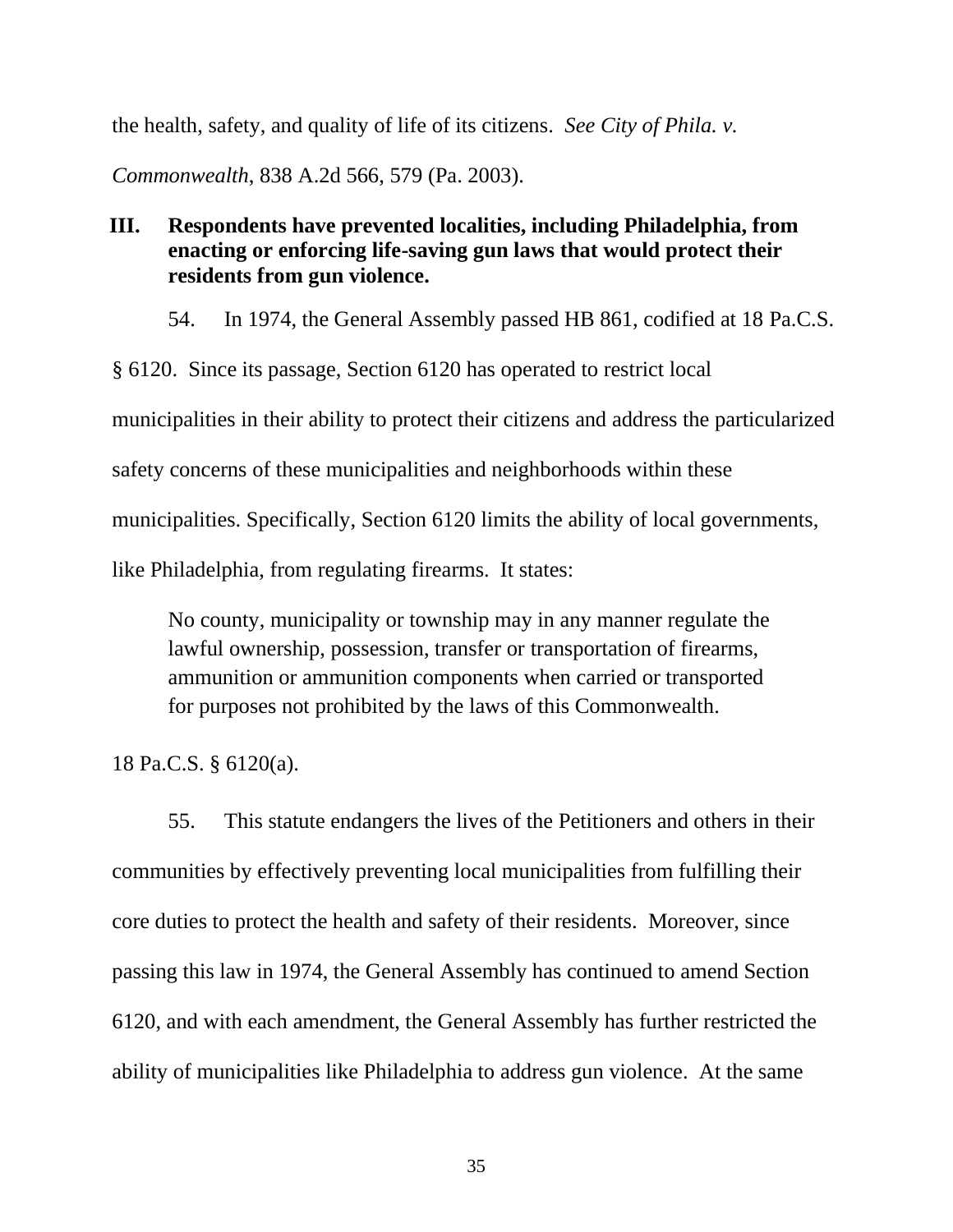the health, safety, and quality of life of its citizens. *See City of Phila. v. Commonwealth*, 838 A.2d 566, 579 (Pa. 2003).

## III. Respondents have prevented localities, including Philadelphia, from enacting or enforcing life-saving gun laws that would protect their residents from gun violence.

54. In 1974, the General Assembly passed HB 861, codified at 18 Pa.C.S. § 6120. Since its passage, Section 6120 has operated to restrict local municipalities in their ability to protect their citizens and address the particularized safety concerns of these municipalities and neighborhoods within these municipalities. Specifically, Section 6120 limits the ability of local governments, like Philadelphia, from regulating firearms. It states:

> No county, municipality or township may in any manner regulate the lawful ownership, possession, transfer or transportation of firearms, ammunition or ammunition components when carried or transported for purposes not prohibited by the laws of this Commonwealth.

18 Pa.C.S. § 6120(a).

55. This statute endangers the lives of the Petitioners and others in their communities by effectively preventing local municipalities from fulfilling their core duties to protect the health and safety of their residents. Moreover, since passing this law in 1974, the General Assembly has continued to amend Section 6120, and with each amendment, the General Assembly has further restricted the ability of municipalities like Philadelphia to address gun violence. At the same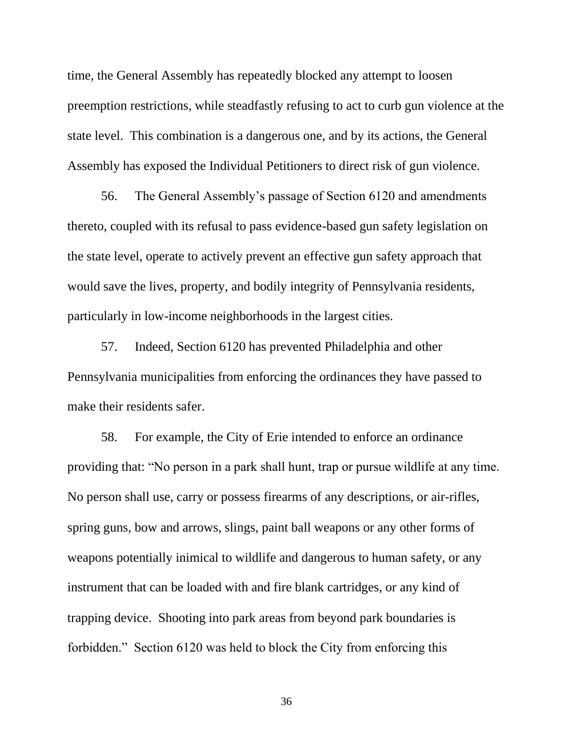time, the General Assembly has repeatedly blocked any attempt to loosen preemption restrictions, while steadfastly refusing to act to curb gun violence at the state level. This combination is a dangerous one, and by its actions, the General Assembly has exposed the Individual Petitioners to direct risk of gun violence.

56. The General Assembly's passage of Section 6120 and amendments thereto, coupled with its refusal to pass evidence-based gun safety legislation on the state level, operate to actively prevent an effective gun safety approach that would save the lives, property, and bodily integrity of Pennsylvania residents, particularly in low-income neighborhoods in the largest cities.

57. Indeed, Section 6120 has prevented Philadelphia and other Pennsylvania municipalities from enforcing the ordinances they have passed to make their residents safer.

58. For example, the City of Erie intended to enforce an ordinance providing that: "No person in a park shall hunt, trap or pursue wildlife at any time. No person shall use, carry or possess firearms of any descriptions, or air-rifles, spring guns, bow and arrows, slings, paint ball weapons or any other forms of weapons potentially inimical to wildlife and dangerous to human safety, or any instrument that can be loaded with and fire blank cartridges, or any kind of trapping device. Shooting into park areas from beyond park boundaries is forbidden." Section 6120 was held to block the City from enforcing this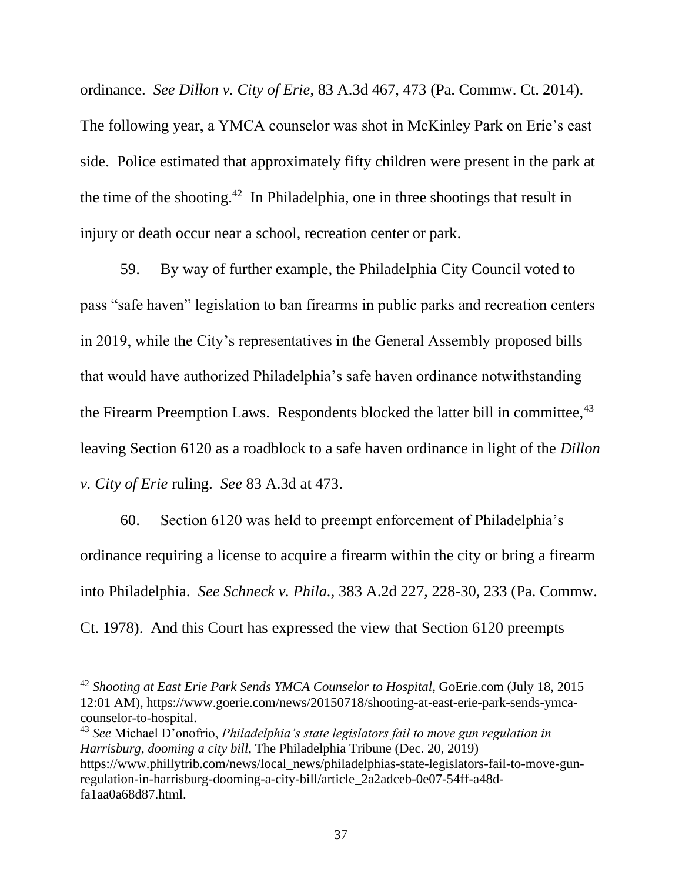ordinance. *See Dillon v. City of Erie*, 83 A.3d 467, 473 (Pa. Commw. Ct. 2014). The following year, a YMCA counselor was shot in McKinley Park on Erie's east side. Police estimated that approximately fifty children were present in the park at the time of the shooting.[42] In Philadelphia, one in three shootings that result in injury or death occur near a school, recreation center or park.

59. By way of further example, the Philadelphia City Council voted to pass "safe haven" legislation to ban firearms in public parks and recreation centers in 2019, while the City's representatives in the General Assembly proposed bills that would have authorized Philadelphia's safe haven ordinance notwithstanding the Firearm Preemption Laws. Respondents blocked the latter bill in committee,[43] leaving Section 6120 as a roadblock to a safe haven ordinance in light of the *Dillon v. City of Erie* ruling. *See* 83 A.3d at 473.

60. Section 6120 was held to preempt enforcement of Philadelphia's ordinance requiring a license to acquire a firearm within the city or bring a firearm into Philadelphia. *See Schneck v. Phila.,* 383 A.2d 227, 228-30, 233 (Pa. Commw. Ct. 1978). And this Court has expressed the view that Section 6120 preempts

---

[42] *Shooting at East Erie Park Sends YMCA Counselor to Hospital*, GoErie.com (July 18, 2015 12:01 AM), https://www.goerie.com/news/20150718/shooting-at-east-erie-park-sends-ymca-counselor-to-hospital.

[43] *See* Michael D'onofrio, *Philadelphia's state legislators fail to move gun regulation in Harrisburg, dooming a city bill,* The Philadelphia Tribune (Dec. 20, 2019) https://www.phillytrib.com/news/local_news/philadelphias-state-legislators-fail-to-move-gun-regulation-in-harrisburg-dooming-a-city-bill/article_2a2adceb-0e07-54ff-a48d-fa1aa0a68d87.html.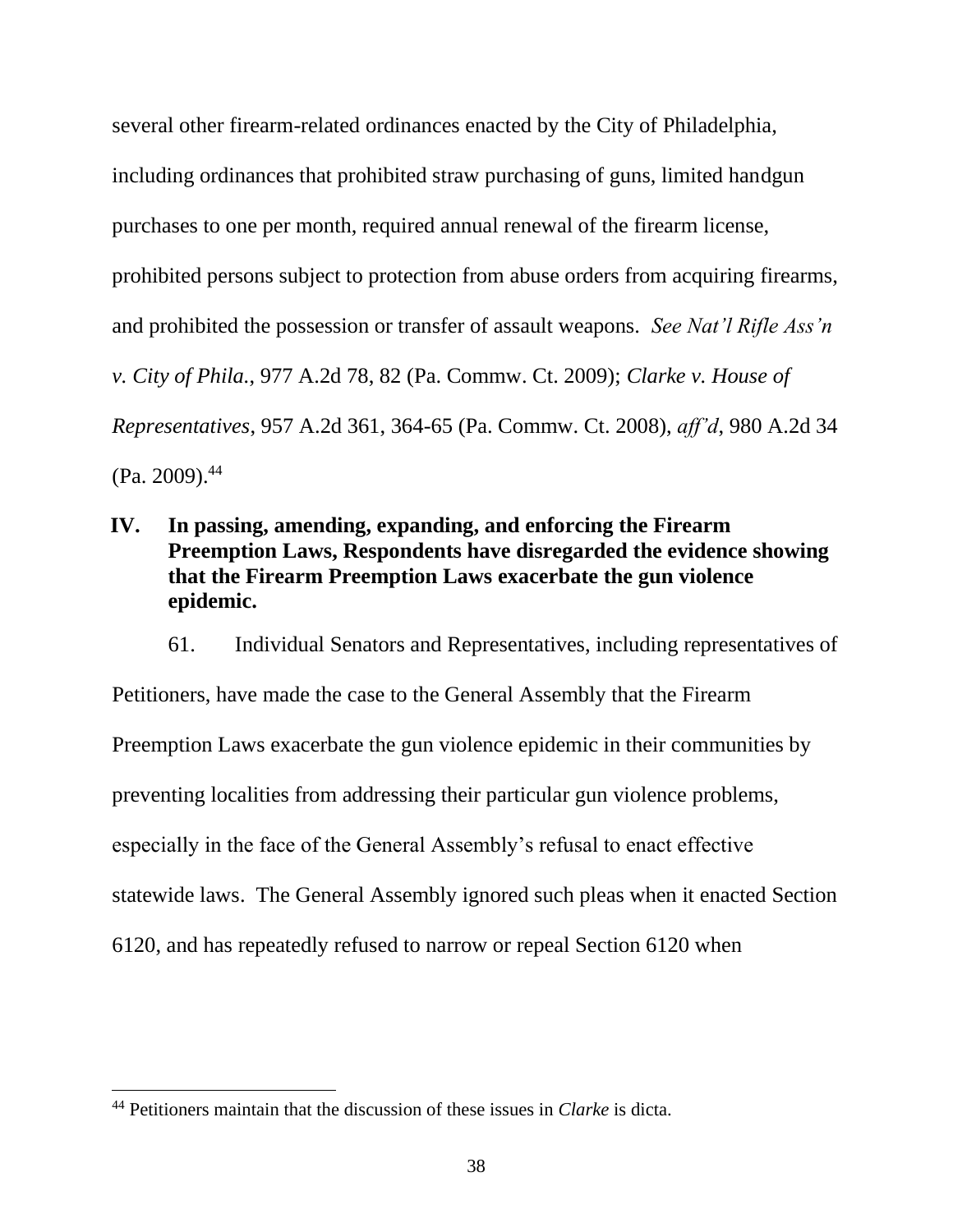several other firearm-related ordinances enacted by the City of Philadelphia, including ordinances that prohibited straw purchasing of guns, limited handgun purchases to one per month, required annual renewal of the firearm license, prohibited persons subject to protection from abuse orders from acquiring firearms, and prohibited the possession or transfer of assault weapons. *See Nat'l Rifle Ass'n v. City of Phila.*, 977 A.2d 78, 82 (Pa. Commw. Ct. 2009); *Clarke v. House of Representatives*, 957 A.2d 361, 364-65 (Pa. Commw. Ct. 2008), *aff'd*, 980 A.2d 34 (Pa. 2009).[44]

## IV. In passing, amending, expanding, and enforcing the Firearm Preemption Laws, Respondents have disregarded the evidence showing that the Firearm Preemption Laws exacerbate the gun violence epidemic.

61. Individual Senators and Representatives, including representatives of Petitioners, have made the case to the General Assembly that the Firearm Preemption Laws exacerbate the gun violence epidemic in their communities by preventing localities from addressing their particular gun violence problems, especially in the face of the General Assembly's refusal to enact effective statewide laws. The General Assembly ignored such pleas when it enacted Section 6120, and has repeatedly refused to narrow or repeal Section 6120 when

[44] Petitioners maintain that the discussion of these issues in *Clarke* is dicta.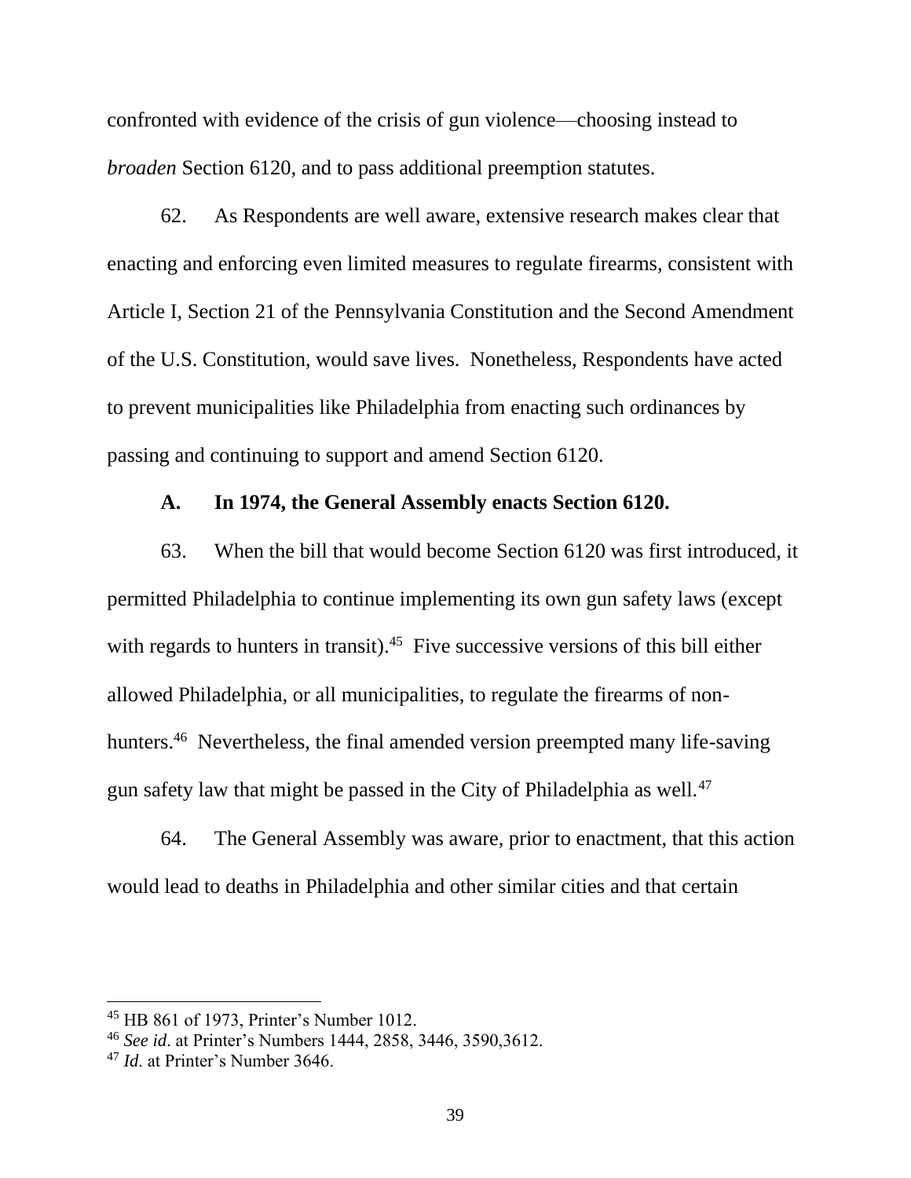confronted with evidence of the crisis of gun violence—choosing instead to *broaden* Section 6120, and to pass additional preemption statutes.

62. As Respondents are well aware, extensive research makes clear that enacting and enforcing even limited measures to regulate firearms, consistent with Article I, Section 21 of the Pennsylvania Constitution and the Second Amendment of the U.S. Constitution, would save lives. Nonetheless, Respondents have acted to prevent municipalities like Philadelphia from enacting such ordinances by passing and continuing to support and amend Section 6120.

### A. In 1974, the General Assembly enacts Section 6120.

63. When the bill that would become Section 6120 was first introduced, it permitted Philadelphia to continue implementing its own gun safety laws (except with regards to hunters in transit).[45] Five successive versions of this bill either allowed Philadelphia, or all municipalities, to regulate the firearms of non-hunters.[46] Nevertheless, the final amended version preempted many life-saving gun safety law that might be passed in the City of Philadelphia as well.[47]

64. The General Assembly was aware, prior to enactment, that this action would lead to deaths in Philadelphia and other similar cities and that certain

---

[45] HB 861 of 1973, Printer's Number 1012.

[46] *See id*. at Printer's Numbers 1444, 2858, 3446, 3590,3612.

[47] *Id*. at Printer's Number 3646.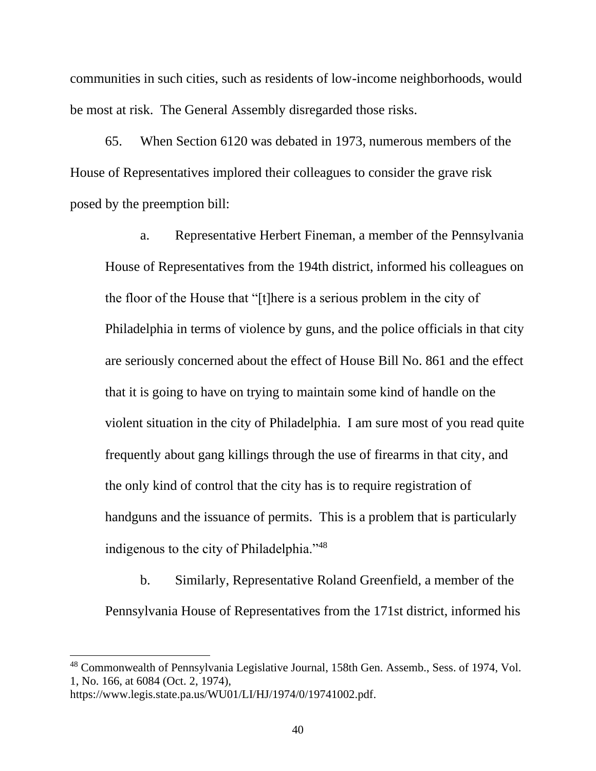communities in such cities, such as residents of low-income neighborhoods, would be most at risk. The General Assembly disregarded those risks.

65. When Section 6120 was debated in 1973, numerous members of the House of Representatives implored their colleagues to consider the grave risk posed by the preemption bill:

a. Representative Herbert Fineman, a member of the Pennsylvania House of Representatives from the 194th district, informed his colleagues on the floor of the House that "[t]here is a serious problem in the city of Philadelphia in terms of violence by guns, and the police officials in that city are seriously concerned about the effect of House Bill No. 861 and the effect that it is going to have on trying to maintain some kind of handle on the violent situation in the city of Philadelphia. I am sure most of you read quite frequently about gang killings through the use of firearms in that city, and the only kind of control that the city has is to require registration of handguns and the issuance of permits. This is a problem that is particularly indigenous to the city of Philadelphia."[48]

b. Similarly, Representative Roland Greenfield, a member of the Pennsylvania House of Representatives from the 171st district, informed his

---

[48] Commonwealth of Pennsylvania Legislative Journal, 158th Gen. Assemb., Sess. of 1974, Vol. 1, No. 166, at 6084 (Oct. 2, 1974), https://www.legis.state.pa.us/WU01/LI/HJ/1974/0/19741002.pdf.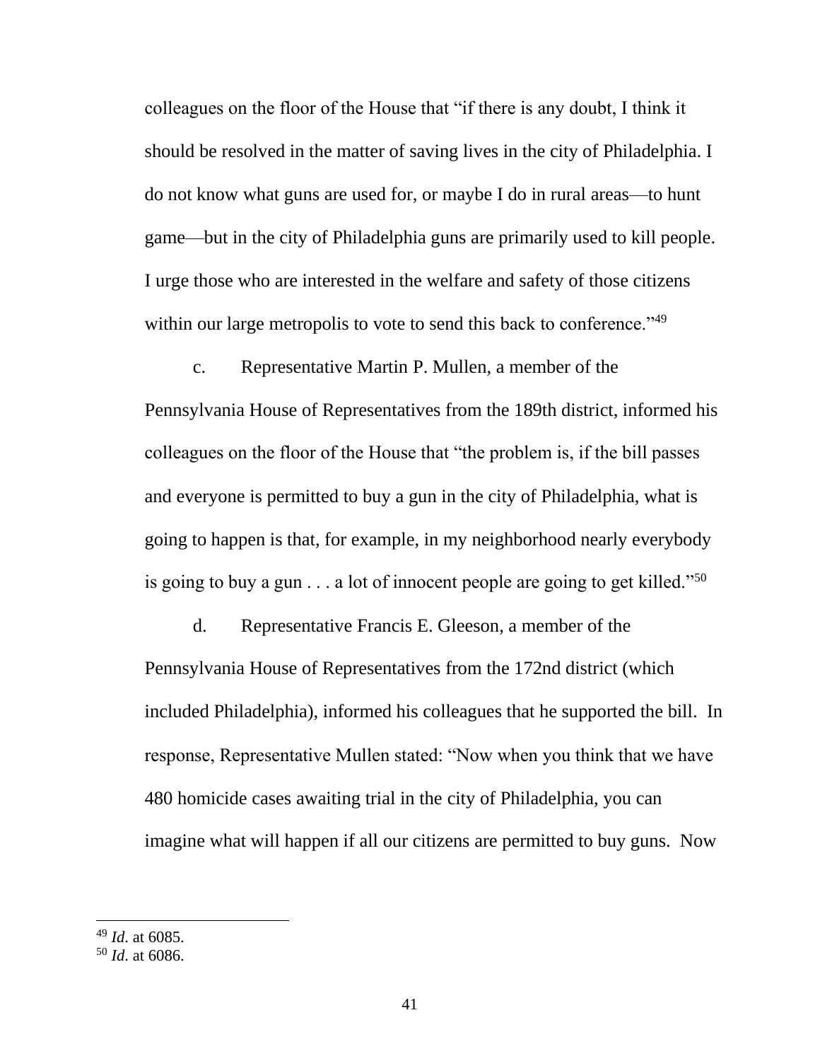colleagues on the floor of the House that "if there is any doubt, I think it should be resolved in the matter of saving lives in the city of Philadelphia. I do not know what guns are used for, or maybe I do in rural areas—to hunt game—but in the city of Philadelphia guns are primarily used to kill people. I urge those who are interested in the welfare and safety of those citizens within our large metropolis to vote to send this back to conference."[49]

c. Representative Martin P. Mullen, a member of the Pennsylvania House of Representatives from the 189th district, informed his colleagues on the floor of the House that "the problem is, if the bill passes and everyone is permitted to buy a gun in the city of Philadelphia, what is going to happen is that, for example, in my neighborhood nearly everybody is going to buy a gun . . . a lot of innocent people are going to get killed."[50]

d. Representative Francis E. Gleeson, a member of the Pennsylvania House of Representatives from the 172nd district (which included Philadelphia), informed his colleagues that he supported the bill. In response, Representative Mullen stated: "Now when you think that we have 480 homicide cases awaiting trial in the city of Philadelphia, you can imagine what will happen if all our citizens are permitted to buy guns. Now

---

[49] *Id*. at 6085.

[50] *Id*. at 6086.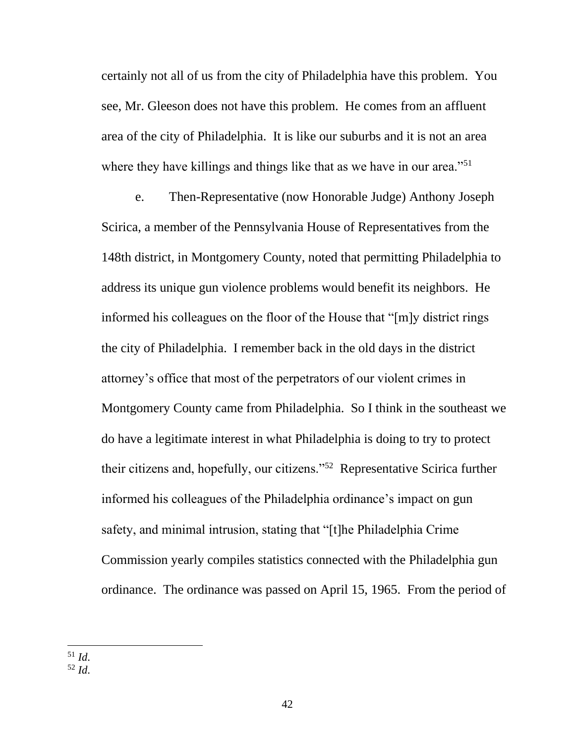certainly not all of us from the city of Philadelphia have this problem. You see, Mr. Gleeson does not have this problem. He comes from an affluent area of the city of Philadelphia. It is like our suburbs and it is not an area where they have killings and things like that as we have in our area."[51]

e. Then-Representative (now Honorable Judge) Anthony Joseph Scirica, a member of the Pennsylvania House of Representatives from the 148th district, in Montgomery County, noted that permitting Philadelphia to address its unique gun violence problems would benefit its neighbors. He informed his colleagues on the floor of the House that "[m]y district rings the city of Philadelphia. I remember back in the old days in the district attorney's office that most of the perpetrators of our violent crimes in Montgomery County came from Philadelphia. So I think in the southeast we do have a legitimate interest in what Philadelphia is doing to try to protect their citizens and, hopefully, our citizens."[52] Representative Scirica further informed his colleagues of the Philadelphia ordinance's impact on gun safety, and minimal intrusion, stating that "[t]he Philadelphia Crime Commission yearly compiles statistics connected with the Philadelphia gun ordinance. The ordinance was passed on April 15, 1965. From the period of

---

[51] *Id.*

[52] *Id.*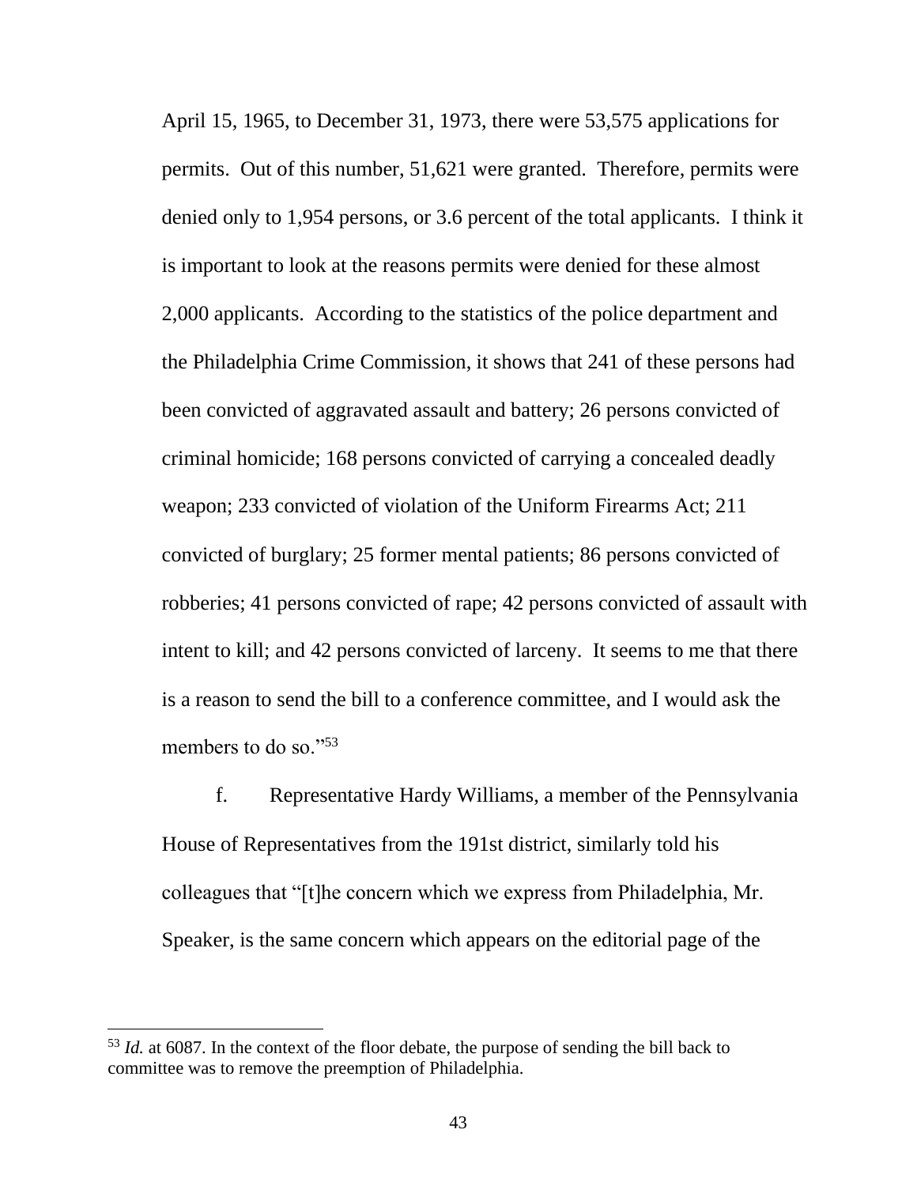April 15, 1965, to December 31, 1973, there were 53,575 applications for permits. Out of this number, 51,621 were granted. Therefore, permits were denied only to 1,954 persons, or 3.6 percent of the total applicants. I think it is important to look at the reasons permits were denied for these almost 2,000 applicants. According to the statistics of the police department and the Philadelphia Crime Commission, it shows that 241 of these persons had been convicted of aggravated assault and battery; 26 persons convicted of criminal homicide; 168 persons convicted of carrying a concealed deadly weapon; 233 convicted of violation of the Uniform Firearms Act; 211 convicted of burglary; 25 former mental patients; 86 persons convicted of robberies; 41 persons convicted of rape; 42 persons convicted of assault with intent to kill; and 42 persons convicted of larceny. It seems to me that there is a reason to send the bill to a conference committee, and I would ask the members to do so."[53]

f. Representative Hardy Williams, a member of the Pennsylvania House of Representatives from the 191st district, similarly told his colleagues that "[t]he concern which we express from Philadelphia, Mr. Speaker, is the same concern which appears on the editorial page of the

---

[53] *Id.* at 6087. In the context of the floor debate, the purpose of sending the bill back to committee was to remove the preemption of Philadelphia.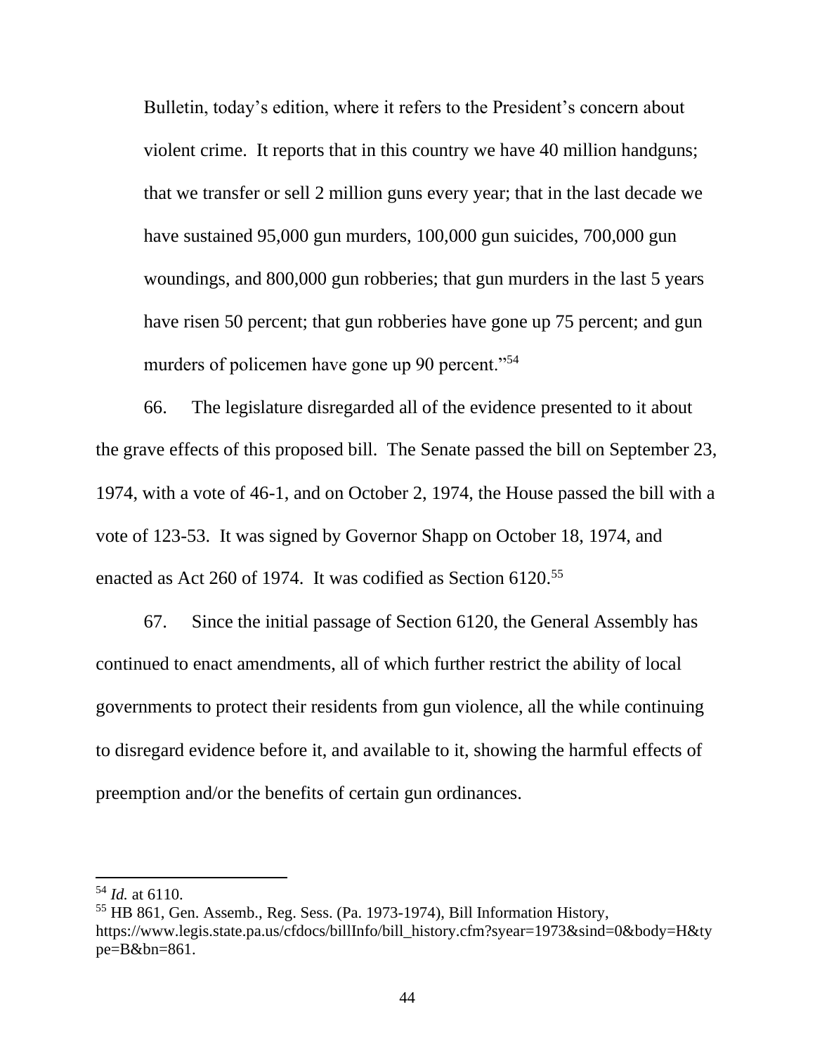> Bulletin, today's edition, where it refers to the President's concern about violent crime. It reports that in this country we have 40 million handguns; that we transfer or sell 2 million guns every year; that in the last decade we have sustained 95,000 gun murders, 100,000 gun suicides, 700,000 gun woundings, and 800,000 gun robberies; that gun murders in the last 5 years have risen 50 percent; that gun robberies have gone up 75 percent; and gun murders of policemen have gone up 90 percent."[54]

66. The legislature disregarded all of the evidence presented to it about the grave effects of this proposed bill. The Senate passed the bill on September 23, 1974, with a vote of 46-1, and on October 2, 1974, the House passed the bill with a vote of 123-53. It was signed by Governor Shapp on October 18, 1974, and enacted as Act 260 of 1974. It was codified as Section 6120.[55]

67. Since the initial passage of Section 6120, the General Assembly has continued to enact amendments, all of which further restrict the ability of local governments to protect their residents from gun violence, all the while continuing to disregard evidence before it, and available to it, showing the harmful effects of preemption and/or the benefits of certain gun ordinances.

---

[54] *Id.* at 6110.

[55] HB 861, Gen. Assemb., Reg. Sess. (Pa. 1973-1974), Bill Information History, https://www.legis.state.pa.us/cfdocs/billInfo/bill_history.cfm?syear=1973&sind=0&body=H&type=B&bn=861.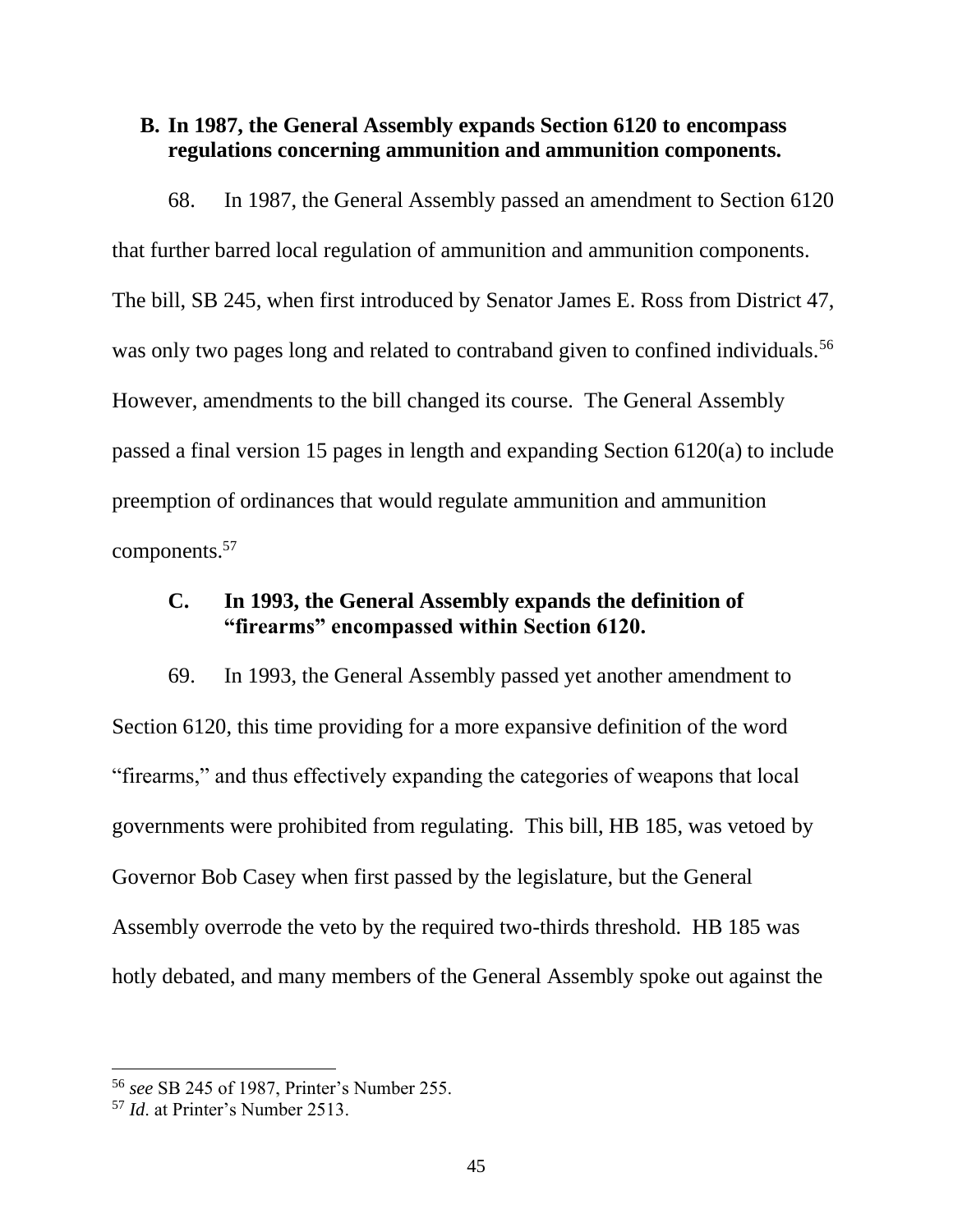### B. In 1987, the General Assembly expands Section 6120 to encompass regulations concerning ammunition and ammunition components.

68. In 1987, the General Assembly passed an amendment to Section 6120 that further barred local regulation of ammunition and ammunition components. The bill, SB 245, when first introduced by Senator James E. Ross from District 47, was only two pages long and related to contraband given to confined individuals.[56] However, amendments to the bill changed its course. The General Assembly passed a final version 15 pages in length and expanding Section 6120(a) to include preemption of ordinances that would regulate ammunition and ammunition components.[57]

### C. In 1993, the General Assembly expands the definition of "firearms" encompassed within Section 6120.

69. In 1993, the General Assembly passed yet another amendment to Section 6120, this time providing for a more expansive definition of the word "firearms," and thus effectively expanding the categories of weapons that local governments were prohibited from regulating. This bill, HB 185, was vetoed by Governor Bob Casey when first passed by the legislature, but the General Assembly overrode the veto by the required two-thirds threshold. HB 185 was hotly debated, and many members of the General Assembly spoke out against the

---

[56] *see* SB 245 of 1987, Printer's Number 255.

[57] *Id*. at Printer's Number 2513.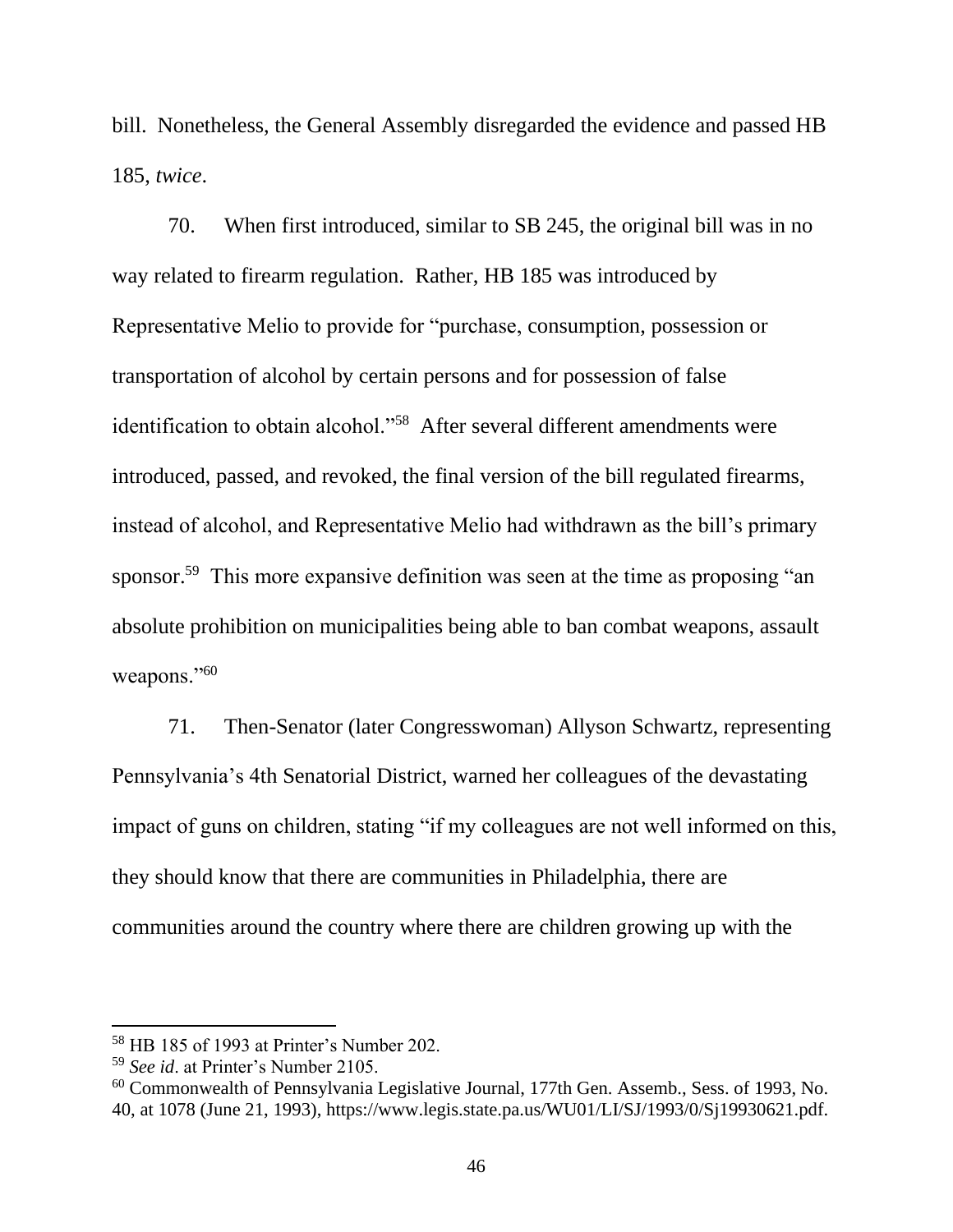bill. Nonetheless, the General Assembly disregarded the evidence and passed HB 185, *twice*.

70. When first introduced, similar to SB 245, the original bill was in no way related to firearm regulation. Rather, HB 185 was introduced by Representative Melio to provide for "purchase, consumption, possession or transportation of alcohol by certain persons and for possession of false identification to obtain alcohol."[58] After several different amendments were introduced, passed, and revoked, the final version of the bill regulated firearms, instead of alcohol, and Representative Melio had withdrawn as the bill's primary sponsor.[59] This more expansive definition was seen at the time as proposing "an absolute prohibition on municipalities being able to ban combat weapons, assault weapons."[60]

71. Then-Senator (later Congresswoman) Allyson Schwartz, representing Pennsylvania's 4th Senatorial District, warned her colleagues of the devastating impact of guns on children, stating "if my colleagues are not well informed on this, they should know that there are communities in Philadelphia, there are communities around the country where there are children growing up with the

---

[58] HB 185 of 1993 at Printer's Number 202.

[59] *See id*. at Printer's Number 2105.

[60] Commonwealth of Pennsylvania Legislative Journal, 177th Gen. Assemb., Sess. of 1993, No. 40, at 1078 (June 21, 1993), https://www.legis.state.pa.us/WU01/LI/SJ/1993/0/Sj19930621.pdf.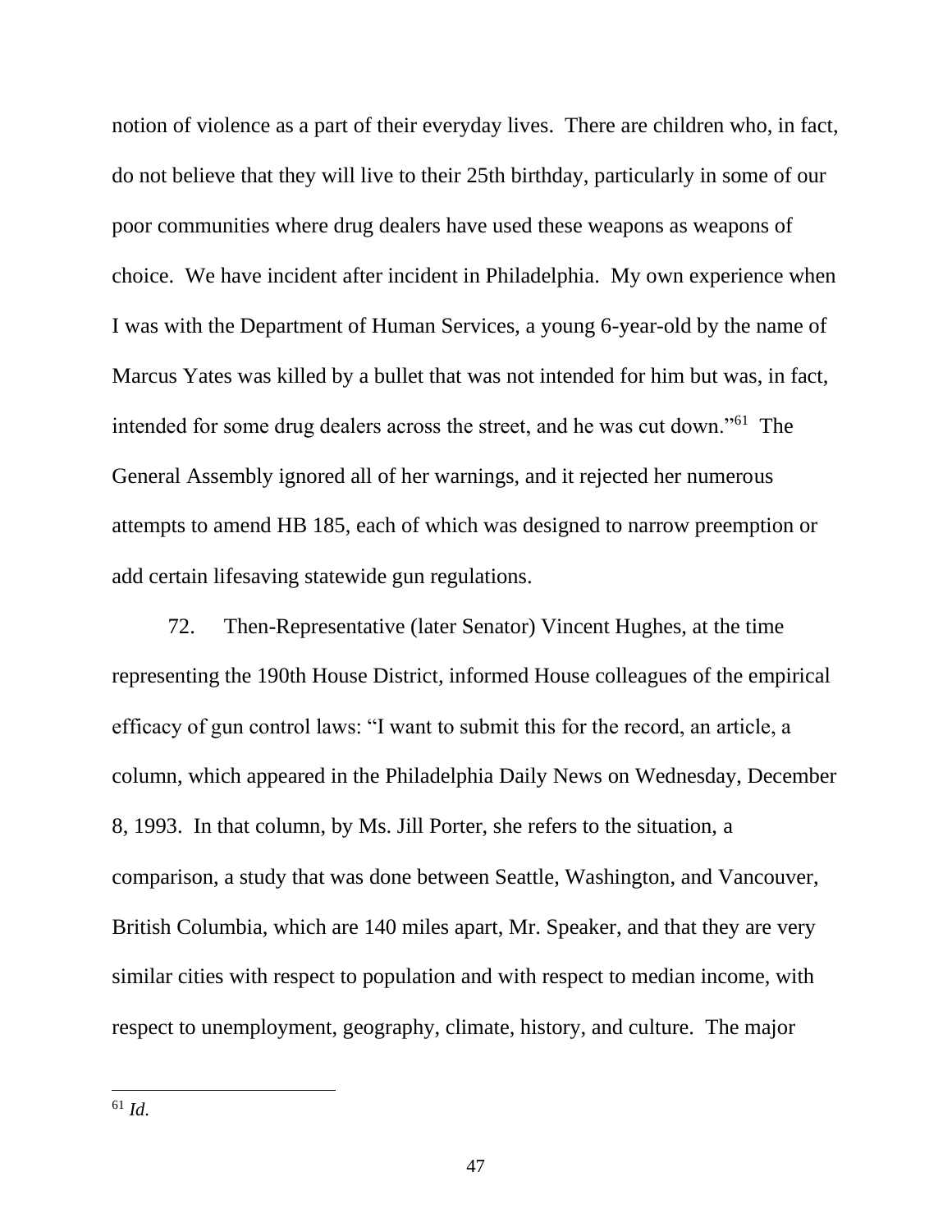notion of violence as a part of their everyday lives. There are children who, in fact, do not believe that they will live to their 25th birthday, particularly in some of our poor communities where drug dealers have used these weapons as weapons of choice. We have incident after incident in Philadelphia. My own experience when I was with the Department of Human Services, a young 6-year-old by the name of Marcus Yates was killed by a bullet that was not intended for him but was, in fact, intended for some drug dealers across the street, and he was cut down."[61] The General Assembly ignored all of her warnings, and it rejected her numerous attempts to amend HB 185, each of which was designed to narrow preemption or add certain lifesaving statewide gun regulations.

72. Then-Representative (later Senator) Vincent Hughes, at the time representing the 190th House District, informed House colleagues of the empirical efficacy of gun control laws: "I want to submit this for the record, an article, a column, which appeared in the Philadelphia Daily News on Wednesday, December 8, 1993. In that column, by Ms. Jill Porter, she refers to the situation, a comparison, a study that was done between Seattle, Washington, and Vancouver, British Columbia, which are 140 miles apart, Mr. Speaker, and that they are very similar cities with respect to population and with respect to median income, with respect to unemployment, geography, climate, history, and culture. The major

---

[61] *Id.*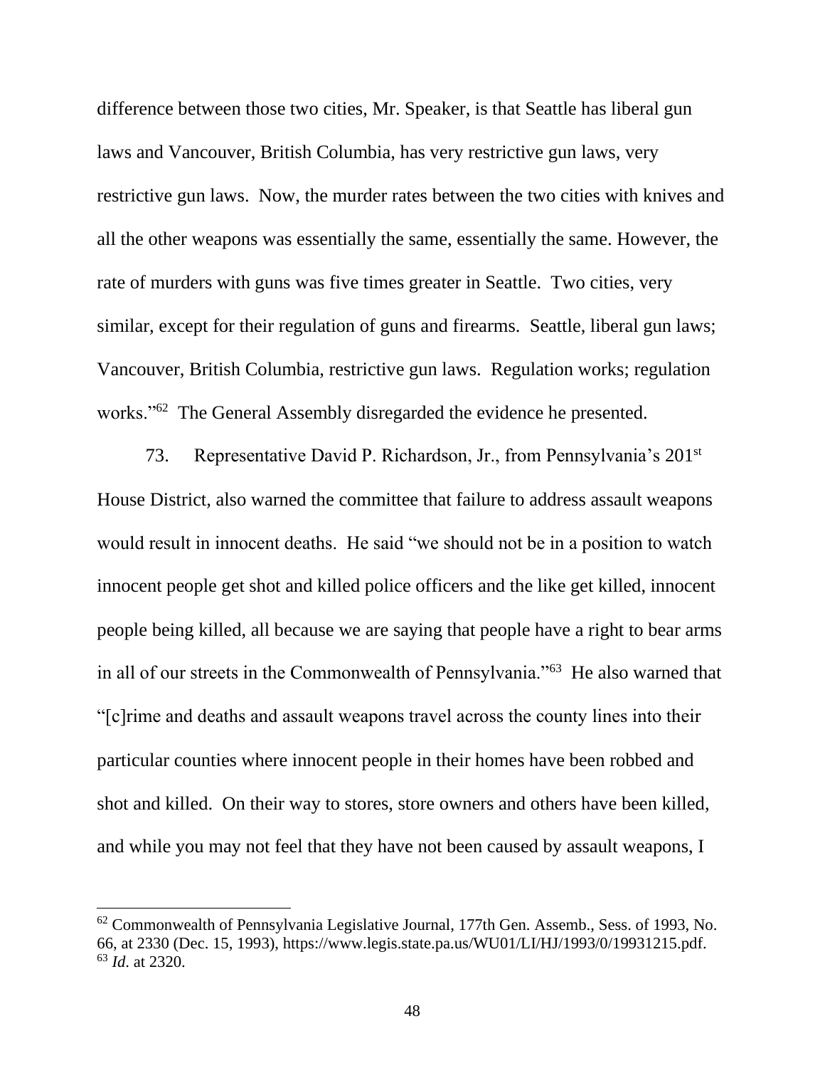difference between those two cities, Mr. Speaker, is that Seattle has liberal gun laws and Vancouver, British Columbia, has very restrictive gun laws, very restrictive gun laws. Now, the murder rates between the two cities with knives and all the other weapons was essentially the same, essentially the same. However, the rate of murders with guns was five times greater in Seattle. Two cities, very similar, except for their regulation of guns and firearms. Seattle, liberal gun laws; Vancouver, British Columbia, restrictive gun laws. Regulation works; regulation works."[62] The General Assembly disregarded the evidence he presented.

73. Representative David P. Richardson, Jr., from Pennsylvania's 201st House District, also warned the committee that failure to address assault weapons would result in innocent deaths. He said "we should not be in a position to watch innocent people get shot and killed police officers and the like get killed, innocent people being killed, all because we are saying that people have a right to bear arms in all of our streets in the Commonwealth of Pennsylvania."[63] He also warned that "[c]rime and deaths and assault weapons travel across the county lines into their particular counties where innocent people in their homes have been robbed and shot and killed. On their way to stores, store owners and others have been killed, and while you may not feel that they have not been caused by assault weapons, I

---

[62] Commonwealth of Pennsylvania Legislative Journal, 177th Gen. Assemb., Sess. of 1993, No. 66, at 2330 (Dec. 15, 1993), https://www.legis.state.pa.us/WU01/LI/HJ/1993/0/19931215.pdf.

[63] *Id*. at 2320.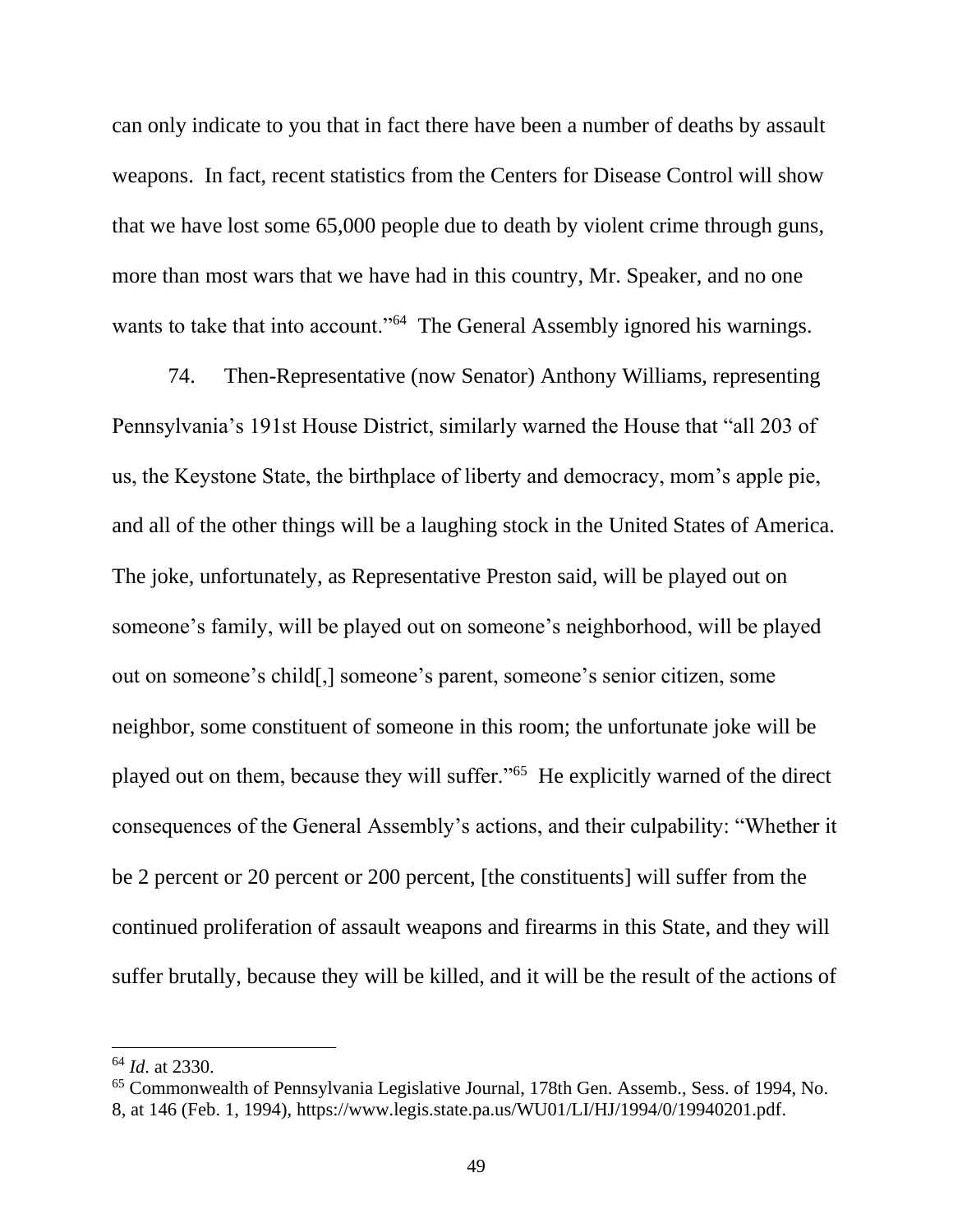can only indicate to you that in fact there have been a number of deaths by assault weapons. In fact, recent statistics from the Centers for Disease Control will show that we have lost some 65,000 people due to death by violent crime through guns, more than most wars that we have had in this country, Mr. Speaker, and no one wants to take that into account."[64] The General Assembly ignored his warnings.

74. Then-Representative (now Senator) Anthony Williams, representing Pennsylvania's 191st House District, similarly warned the House that "all 203 of us, the Keystone State, the birthplace of liberty and democracy, mom's apple pie, and all of the other things will be a laughing stock in the United States of America. The joke, unfortunately, as Representative Preston said, will be played out on someone's family, will be played out on someone's neighborhood, will be played out on someone's child[,] someone's parent, someone's senior citizen, some neighbor, some constituent of someone in this room; the unfortunate joke will be played out on them, because they will suffer."[65] He explicitly warned of the direct consequences of the General Assembly's actions, and their culpability: "Whether it be 2 percent or 20 percent or 200 percent, [the constituents] will suffer from the continued proliferation of assault weapons and firearms in this State, and they will suffer brutally, because they will be killed, and it will be the result of the actions of

---

[64] *Id*. at 2330.

[65] Commonwealth of Pennsylvania Legislative Journal, 178th Gen. Assemb., Sess. of 1994, No. 8, at 146 (Feb. 1, 1994), https://www.legis.state.pa.us/WU01/LI/HJ/1994/0/19940201.pdf.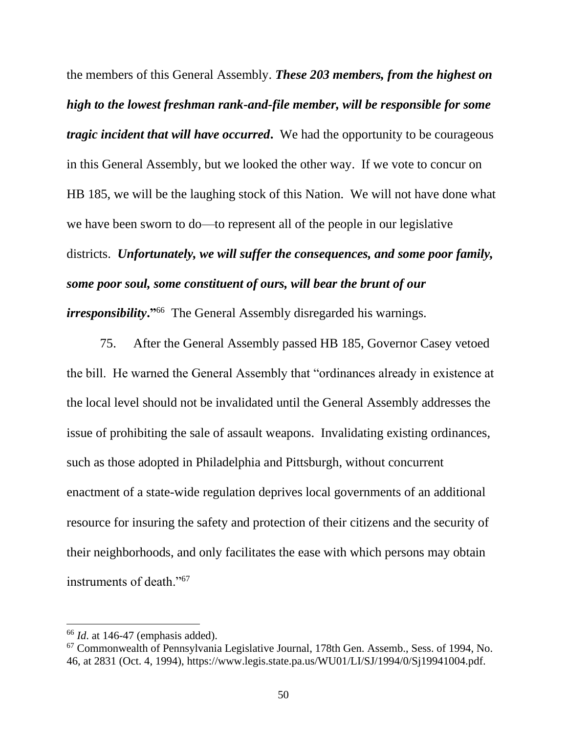the members of this General Assembly. ***These 203 members, from the highest on high to the lowest freshman rank-and-file member, will be responsible for some tragic incident that will have occurred***. We had the opportunity to be courageous in this General Assembly, but we looked the other way. If we vote to concur on HB 185, we will be the laughing stock of this Nation. We will not have done what we have been sworn to do—to represent all of the people in our legislative districts. ***Unfortunately, we will suffer the consequences, and some poor family, some poor soul, some constituent of ours, will bear the brunt of our irresponsibility*.**"[66] The General Assembly disregarded his warnings.

75. After the General Assembly passed HB 185, Governor Casey vetoed the bill. He warned the General Assembly that "ordinances already in existence at the local level should not be invalidated until the General Assembly addresses the issue of prohibiting the sale of assault weapons. Invalidating existing ordinances, such as those adopted in Philadelphia and Pittsburgh, without concurrent enactment of a state-wide regulation deprives local governments of an additional resource for insuring the safety and protection of their citizens and the security of their neighborhoods, and only facilitates the ease with which persons may obtain instruments of death."[67]

---

[66] *Id*. at 146-47 (emphasis added).

[67] Commonwealth of Pennsylvania Legislative Journal, 178th Gen. Assemb., Sess. of 1994, No. 46, at 2831 (Oct. 4, 1994), https://www.legis.state.pa.us/WU01/LI/SJ/1994/0/Sj19941004.pdf.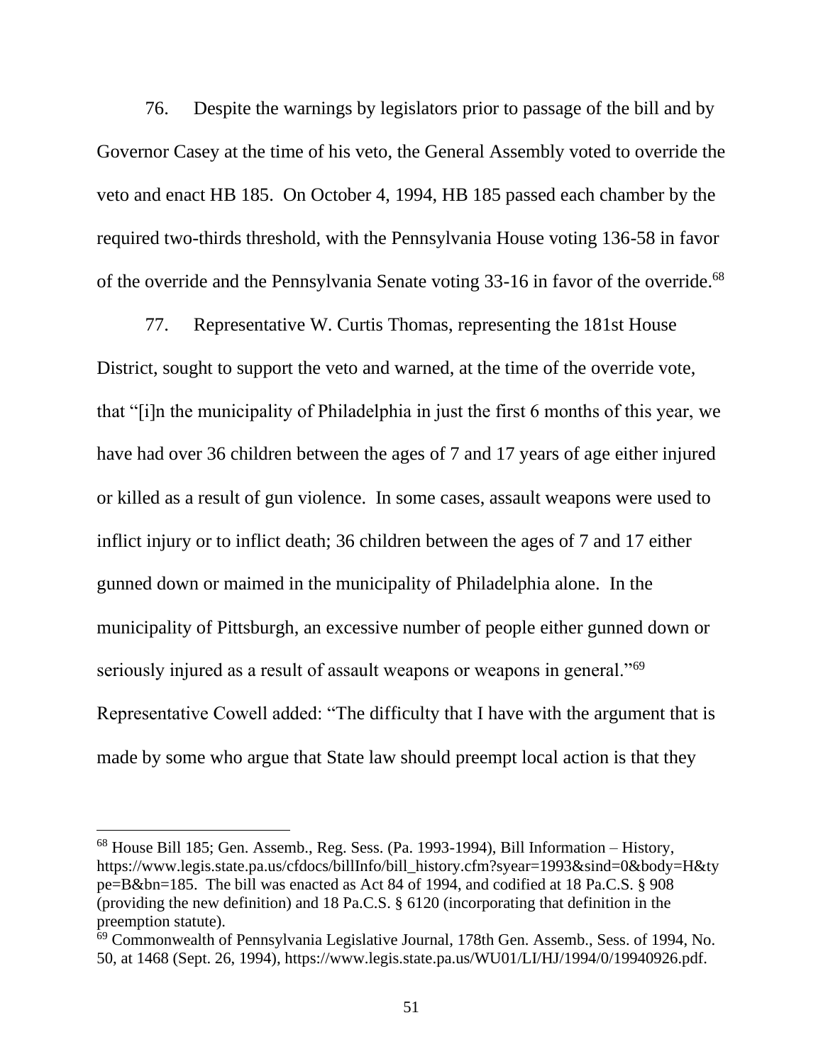76. Despite the warnings by legislators prior to passage of the bill and by Governor Casey at the time of his veto, the General Assembly voted to override the veto and enact HB 185. On October 4, 1994, HB 185 passed each chamber by the required two-thirds threshold, with the Pennsylvania House voting 136-58 in favor of the override and the Pennsylvania Senate voting 33-16 in favor of the override.[68]

77. Representative W. Curtis Thomas, representing the 181st House District, sought to support the veto and warned, at the time of the override vote, that "[i]n the municipality of Philadelphia in just the first 6 months of this year, we have had over 36 children between the ages of 7 and 17 years of age either injured or killed as a result of gun violence. In some cases, assault weapons were used to inflict injury or to inflict death; 36 children between the ages of 7 and 17 either gunned down or maimed in the municipality of Philadelphia alone. In the municipality of Pittsburgh, an excessive number of people either gunned down or seriously injured as a result of assault weapons or weapons in general."[69] Representative Cowell added: "The difficulty that I have with the argument that is made by some who argue that State law should preempt local action is that they

---

[68] House Bill 185; Gen. Assemb., Reg. Sess. (Pa. 1993-1994), Bill Information – History, https://www.legis.state.pa.us/cfdocs/billInfo/bill_history.cfm?syear=1993&sind=0&body=H&type=B&bn=185. The bill was enacted as Act 84 of 1994, and codified at 18 Pa.C.S. § 908 (providing the new definition) and 18 Pa.C.S. § 6120 (incorporating that definition in the preemption statute).

[69] Commonwealth of Pennsylvania Legislative Journal, 178th Gen. Assemb., Sess. of 1994, No. 50, at 1468 (Sept. 26, 1994), https://www.legis.state.pa.us/WU01/LI/HJ/1994/0/19940926.pdf.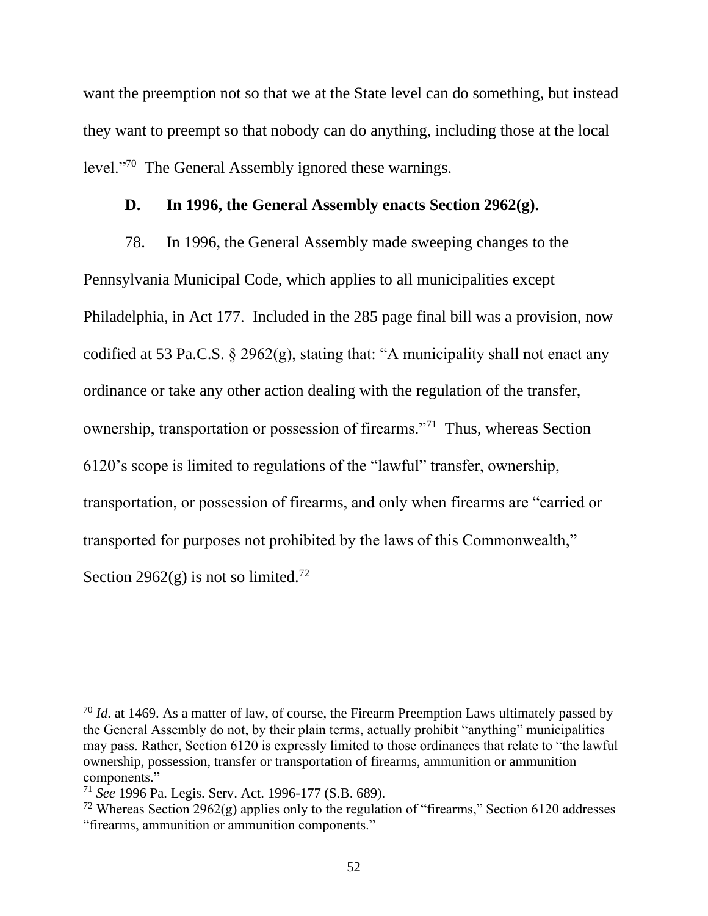want the preemption not so that we at the State level can do something, but instead they want to preempt so that nobody can do anything, including those at the local level."[70] The General Assembly ignored these warnings.

### D. In 1996, the General Assembly enacts Section 2962(g).

78. In 1996, the General Assembly made sweeping changes to the Pennsylvania Municipal Code, which applies to all municipalities except Philadelphia, in Act 177. Included in the 285 page final bill was a provision, now codified at 53 Pa.C.S. § 2962(g), stating that: "A municipality shall not enact any ordinance or take any other action dealing with the regulation of the transfer, ownership, transportation or possession of firearms."[71] Thus, whereas Section 6120's scope is limited to regulations of the "lawful" transfer, ownership, transportation, or possession of firearms, and only when firearms are "carried or transported for purposes not prohibited by the laws of this Commonwealth," Section 2962(g) is not so limited.[72]

---

[70] *Id*. at 1469. As a matter of law, of course, the Firearm Preemption Laws ultimately passed by the General Assembly do not, by their plain terms, actually prohibit "anything" municipalities may pass. Rather, Section 6120 is expressly limited to those ordinances that relate to "the lawful ownership, possession, transfer or transportation of firearms, ammunition or ammunition components."

[71] *See* 1996 Pa. Legis. Serv. Act. 1996-177 (S.B. 689).

[72] Whereas Section 2962(g) applies only to the regulation of "firearms," Section 6120 addresses "firearms, ammunition or ammunition components."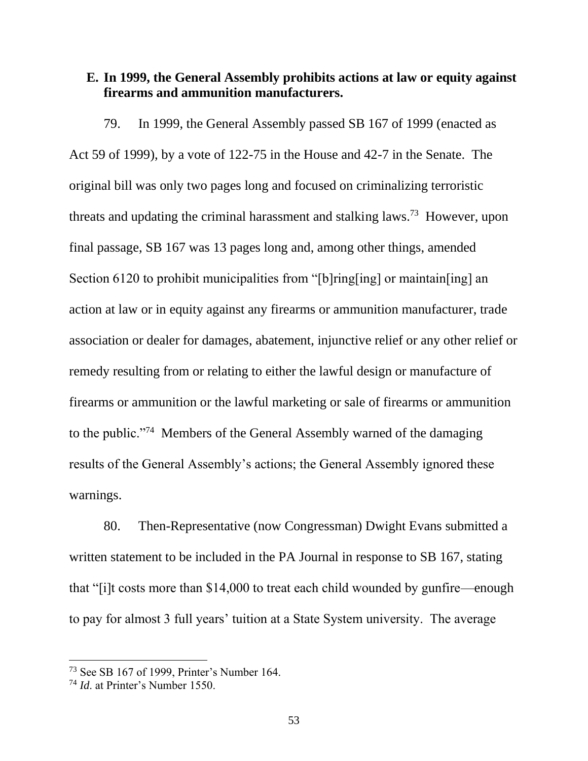### E. In 1999, the General Assembly prohibits actions at law or equity against firearms and ammunition manufacturers.

79. In 1999, the General Assembly passed SB 167 of 1999 (enacted as Act 59 of 1999), by a vote of 122-75 in the House and 42-7 in the Senate. The original bill was only two pages long and focused on criminalizing terroristic threats and updating the criminal harassment and stalking laws.[73] However, upon final passage, SB 167 was 13 pages long and, among other things, amended Section 6120 to prohibit municipalities from "[b]ring[ing] or maintain[ing] an action at law or in equity against any firearms or ammunition manufacturer, trade association or dealer for damages, abatement, injunctive relief or any other relief or remedy resulting from or relating to either the lawful design or manufacture of firearms or ammunition or the lawful marketing or sale of firearms or ammunition to the public."[74] Members of the General Assembly warned of the damaging results of the General Assembly's actions; the General Assembly ignored these warnings.

80. Then-Representative (now Congressman) Dwight Evans submitted a written statement to be included in the PA Journal in response to SB 167, stating that "[i]t costs more than $14,000 to treat each child wounded by gunfire—enough to pay for almost 3 full years' tuition at a State System university. The average

[73] See SB 167 of 1999, Printer's Number 164.

[74] *Id*. at Printer's Number 1550.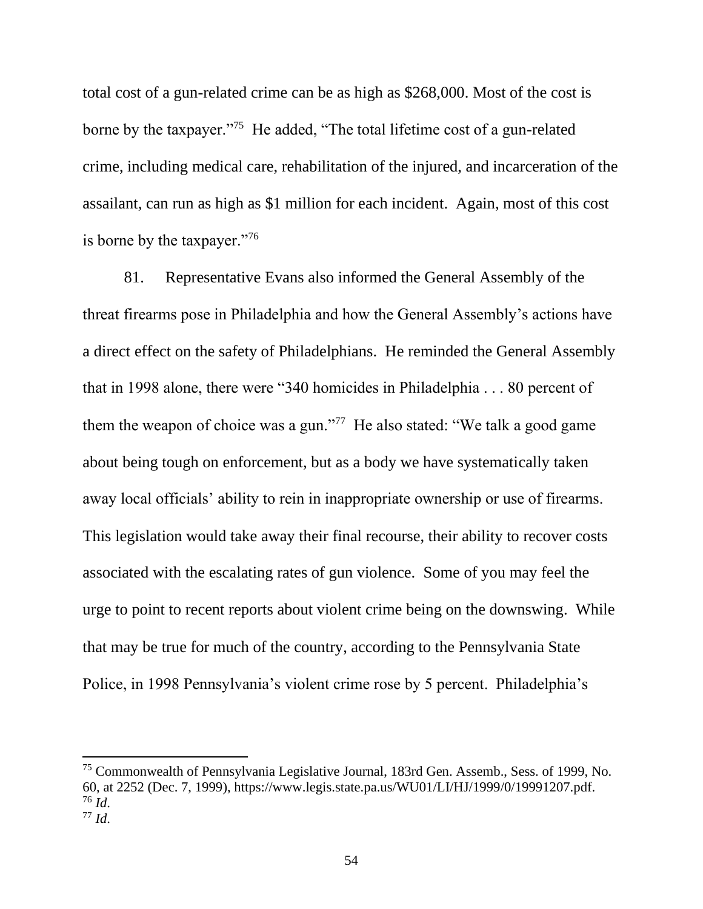total cost of a gun-related crime can be as high as $268,000. Most of the cost is borne by the taxpayer."[75] He added, "The total lifetime cost of a gun-related crime, including medical care, rehabilitation of the injured, and incarceration of the assailant, can run as high as $1 million for each incident. Again, most of this cost is borne by the taxpayer."[76]

81. Representative Evans also informed the General Assembly of the threat firearms pose in Philadelphia and how the General Assembly's actions have a direct effect on the safety of Philadelphians. He reminded the General Assembly that in 1998 alone, there were "340 homicides in Philadelphia . . . 80 percent of them the weapon of choice was a gun."[77] He also stated: "We talk a good game about being tough on enforcement, but as a body we have systematically taken away local officials' ability to rein in inappropriate ownership or use of firearms. This legislation would take away their final recourse, their ability to recover costs associated with the escalating rates of gun violence. Some of you may feel the urge to point to recent reports about violent crime being on the downswing. While that may be true for much of the country, according to the Pennsylvania State Police, in 1998 Pennsylvania's violent crime rose by 5 percent. Philadelphia's

---

[75] Commonwealth of Pennsylvania Legislative Journal, 183rd Gen. Assemb., Sess. of 1999, No. 60, at 2252 (Dec. 7, 1999), https://www.legis.state.pa.us/WU01/LI/HJ/1999/0/19991207.pdf.

[76] *Id*.

[77] *Id*.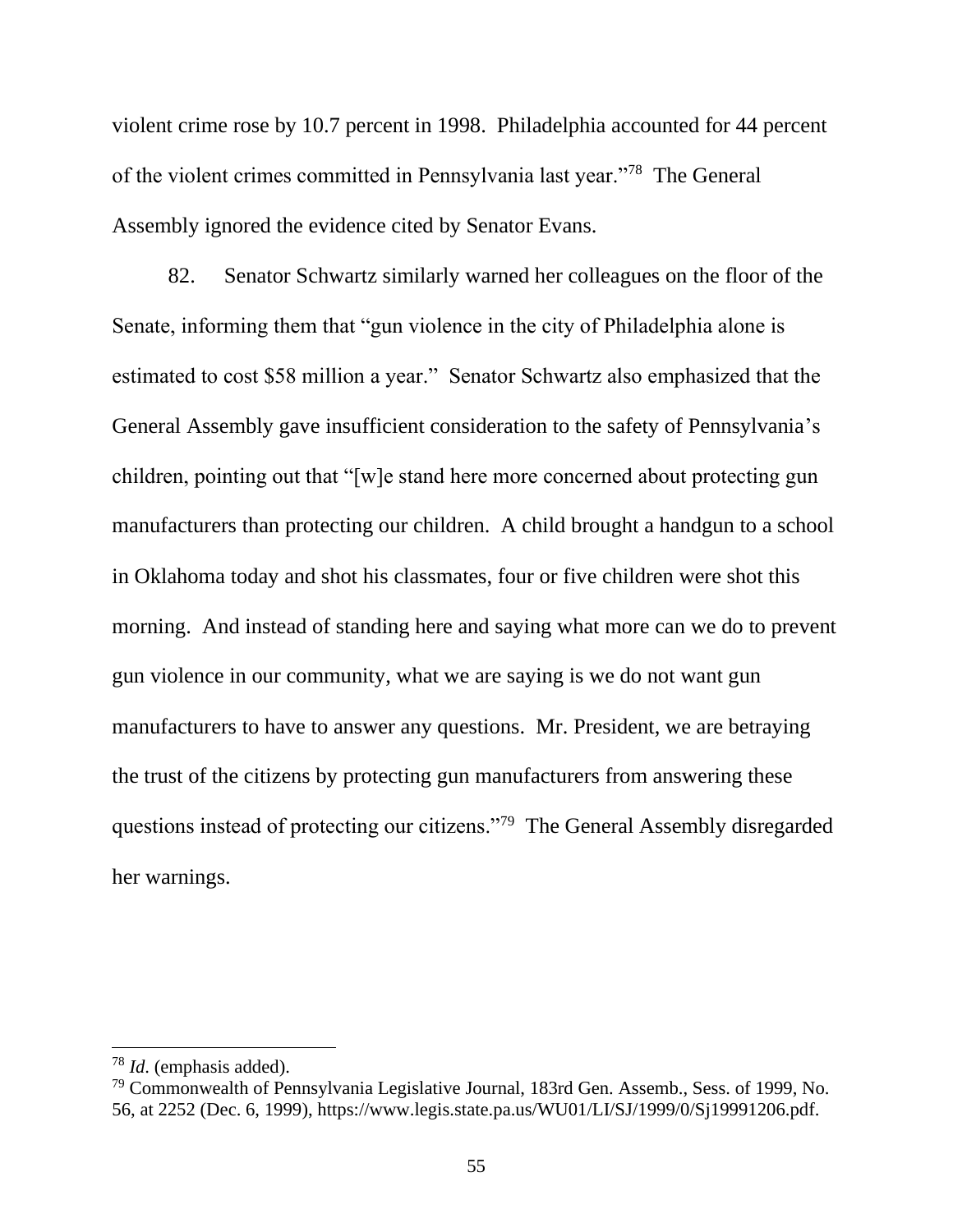violent crime rose by 10.7 percent in 1998. Philadelphia accounted for 44 percent of the violent crimes committed in Pennsylvania last year."[78] The General Assembly ignored the evidence cited by Senator Evans.

82. Senator Schwartz similarly warned her colleagues on the floor of the Senate, informing them that "gun violence in the city of Philadelphia alone is estimated to cost $58 million a year." Senator Schwartz also emphasized that the General Assembly gave insufficient consideration to the safety of Pennsylvania's children, pointing out that "[w]e stand here more concerned about protecting gun manufacturers than protecting our children. A child brought a handgun to a school in Oklahoma today and shot his classmates, four or five children were shot this morning. And instead of standing here and saying what more can we do to prevent gun violence in our community, what we are saying is we do not want gun manufacturers to have to answer any questions. Mr. President, we are betraying the trust of the citizens by protecting gun manufacturers from answering these questions instead of protecting our citizens."[79] The General Assembly disregarded her warnings.

---

[78] *Id*. (emphasis added).

[79] Commonwealth of Pennsylvania Legislative Journal, 183rd Gen. Assemb., Sess. of 1999, No. 56, at 2252 (Dec. 6, 1999), https://www.legis.state.pa.us/WU01/LI/SJ/1999/0/Sj19991206.pdf.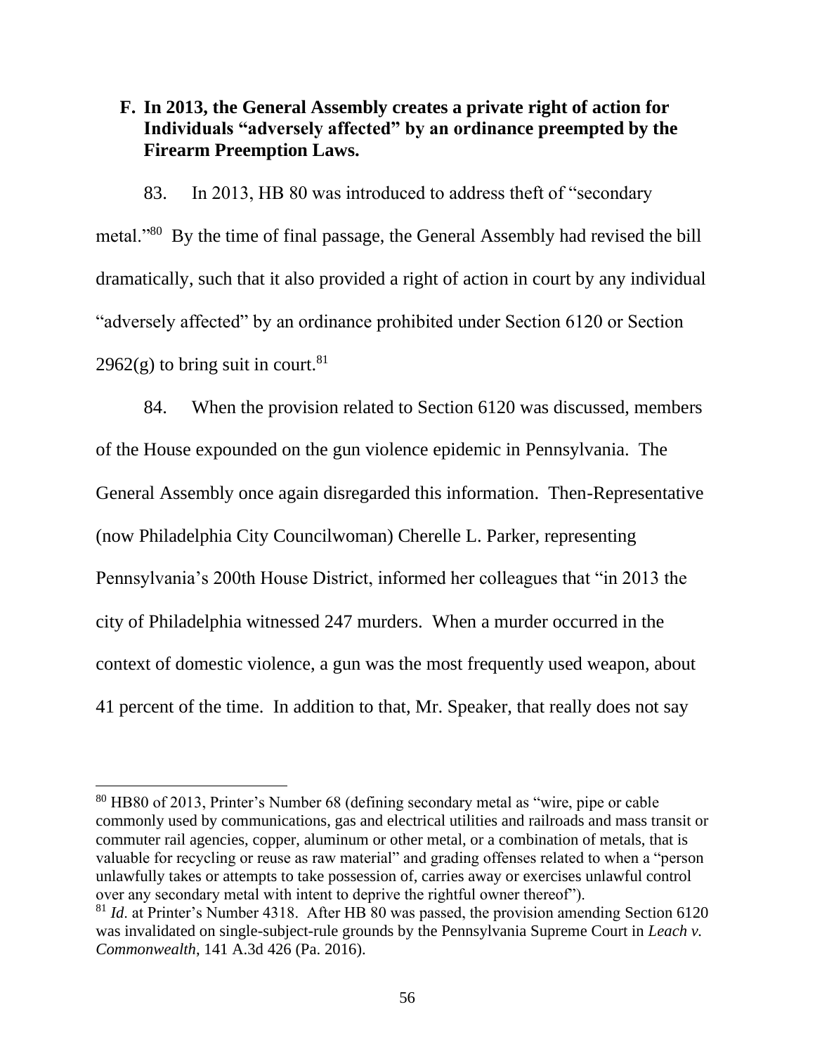### F. In 2013, the General Assembly creates a private right of action for Individuals "adversely affected" by an ordinance preempted by the Firearm Preemption Laws.

83. In 2013, HB 80 was introduced to address theft of "secondary metal."[80] By the time of final passage, the General Assembly had revised the bill dramatically, such that it also provided a right of action in court by any individual "adversely affected" by an ordinance prohibited under Section 6120 or Section 2962(g) to bring suit in court.[81]

84. When the provision related to Section 6120 was discussed, members of the House expounded on the gun violence epidemic in Pennsylvania. The General Assembly once again disregarded this information. Then-Representative (now Philadelphia City Councilwoman) Cherelle L. Parker, representing Pennsylvania's 200th House District, informed her colleagues that "in 2013 the city of Philadelphia witnessed 247 murders. When a murder occurred in the context of domestic violence, a gun was the most frequently used weapon, about 41 percent of the time. In addition to that, Mr. Speaker, that really does not say

---

[80] HB80 of 2013, Printer's Number 68 (defining secondary metal as "wire, pipe or cable commonly used by communications, gas and electrical utilities and railroads and mass transit or commuter rail agencies, copper, aluminum or other metal, or a combination of metals, that is valuable for recycling or reuse as raw material" and grading offenses related to when a "person unlawfully takes or attempts to take possession of, carries away or exercises unlawful control over any secondary metal with intent to deprive the rightful owner thereof").

[81] *Id*. at Printer's Number 4318. After HB 80 was passed, the provision amending Section 6120 was invalidated on single-subject-rule grounds by the Pennsylvania Supreme Court in *Leach v. Commonwealth*, 141 A.3d 426 (Pa. 2016).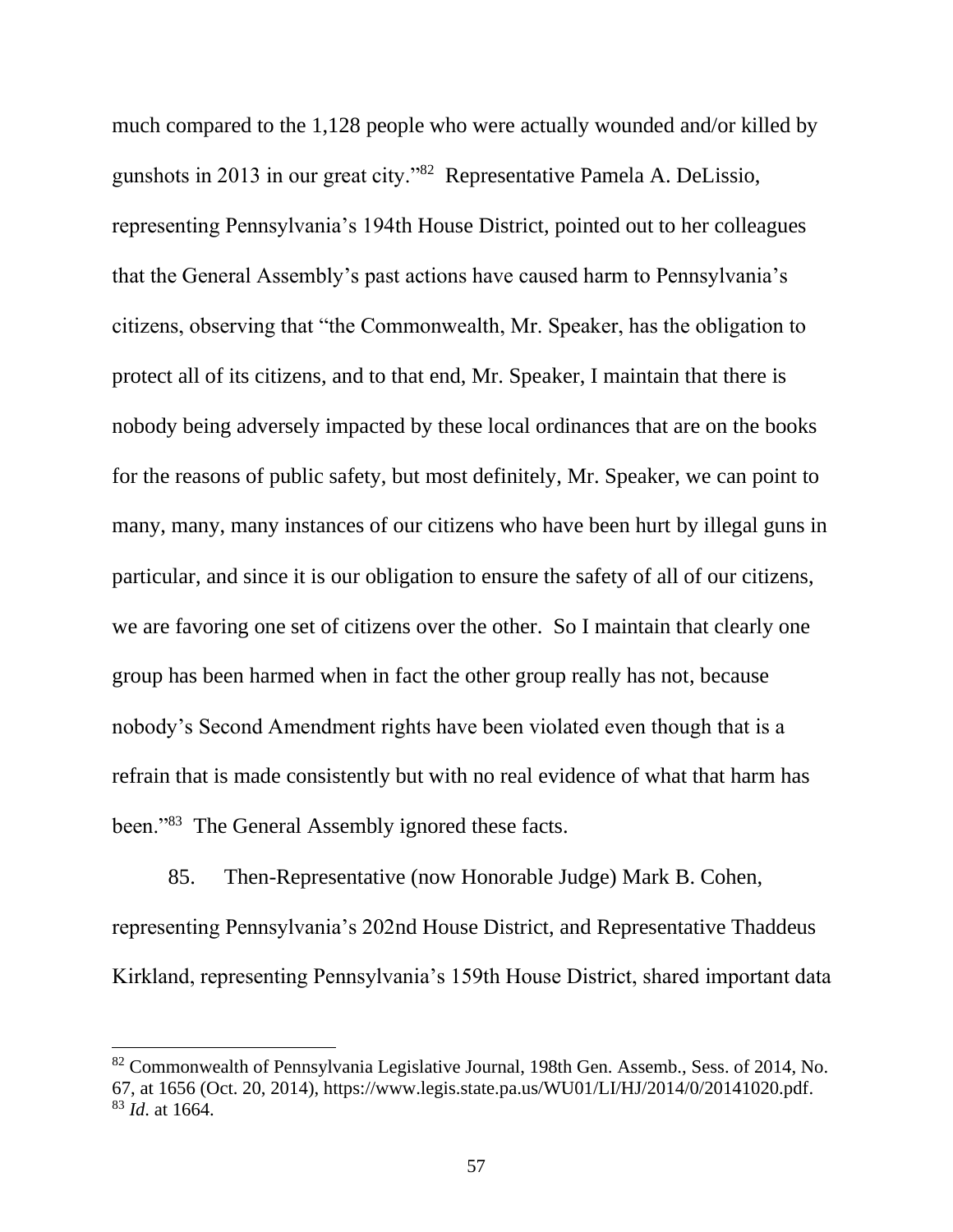much compared to the 1,128 people who were actually wounded and/or killed by gunshots in 2013 in our great city."[82] Representative Pamela A. DeLissio, representing Pennsylvania's 194th House District, pointed out to her colleagues that the General Assembly's past actions have caused harm to Pennsylvania's citizens, observing that "the Commonwealth, Mr. Speaker, has the obligation to protect all of its citizens, and to that end, Mr. Speaker, I maintain that there is nobody being adversely impacted by these local ordinances that are on the books for the reasons of public safety, but most definitely, Mr. Speaker, we can point to many, many, many instances of our citizens who have been hurt by illegal guns in particular, and since it is our obligation to ensure the safety of all of our citizens, we are favoring one set of citizens over the other. So I maintain that clearly one group has been harmed when in fact the other group really has not, because nobody's Second Amendment rights have been violated even though that is a refrain that is made consistently but with no real evidence of what that harm has been."[83] The General Assembly ignored these facts.

85. Then-Representative (now Honorable Judge) Mark B. Cohen, representing Pennsylvania's 202nd House District, and Representative Thaddeus Kirkland, representing Pennsylvania's 159th House District, shared important data

---

[82] Commonwealth of Pennsylvania Legislative Journal, 198th Gen. Assemb., Sess. of 2014, No. 67, at 1656 (Oct. 20, 2014), https://www.legis.state.pa.us/WU01/LI/HJ/2014/0/20141020.pdf.

[83] *Id*. at 1664.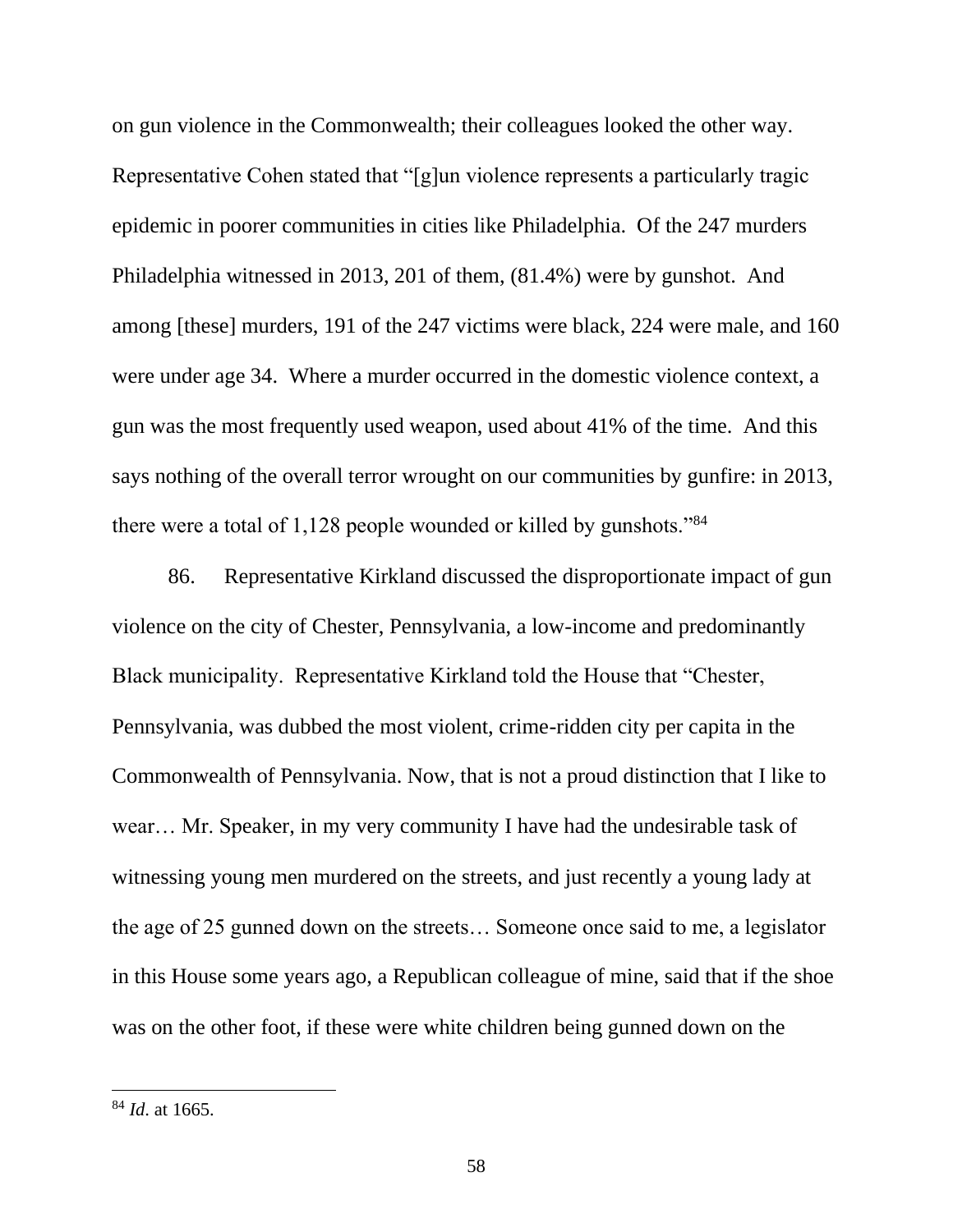on gun violence in the Commonwealth; their colleagues looked the other way. Representative Cohen stated that "[g]un violence represents a particularly tragic epidemic in poorer communities in cities like Philadelphia. Of the 247 murders Philadelphia witnessed in 2013, 201 of them, (81.4%) were by gunshot. And among [these] murders, 191 of the 247 victims were black, 224 were male, and 160 were under age 34. Where a murder occurred in the domestic violence context, a gun was the most frequently used weapon, used about 41% of the time. And this says nothing of the overall terror wrought on our communities by gunfire: in 2013, there were a total of 1,128 people wounded or killed by gunshots."[84]

86. Representative Kirkland discussed the disproportionate impact of gun violence on the city of Chester, Pennsylvania, a low-income and predominantly Black municipality. Representative Kirkland told the House that "Chester, Pennsylvania, was dubbed the most violent, crime-ridden city per capita in the Commonwealth of Pennsylvania. Now, that is not a proud distinction that I like to wear… Mr. Speaker, in my very community I have had the undesirable task of witnessing young men murdered on the streets, and just recently a young lady at the age of 25 gunned down on the streets… Someone once said to me, a legislator in this House some years ago, a Republican colleague of mine, said that if the shoe was on the other foot, if these were white children being gunned down on the

---

[84] *Id*. at 1665.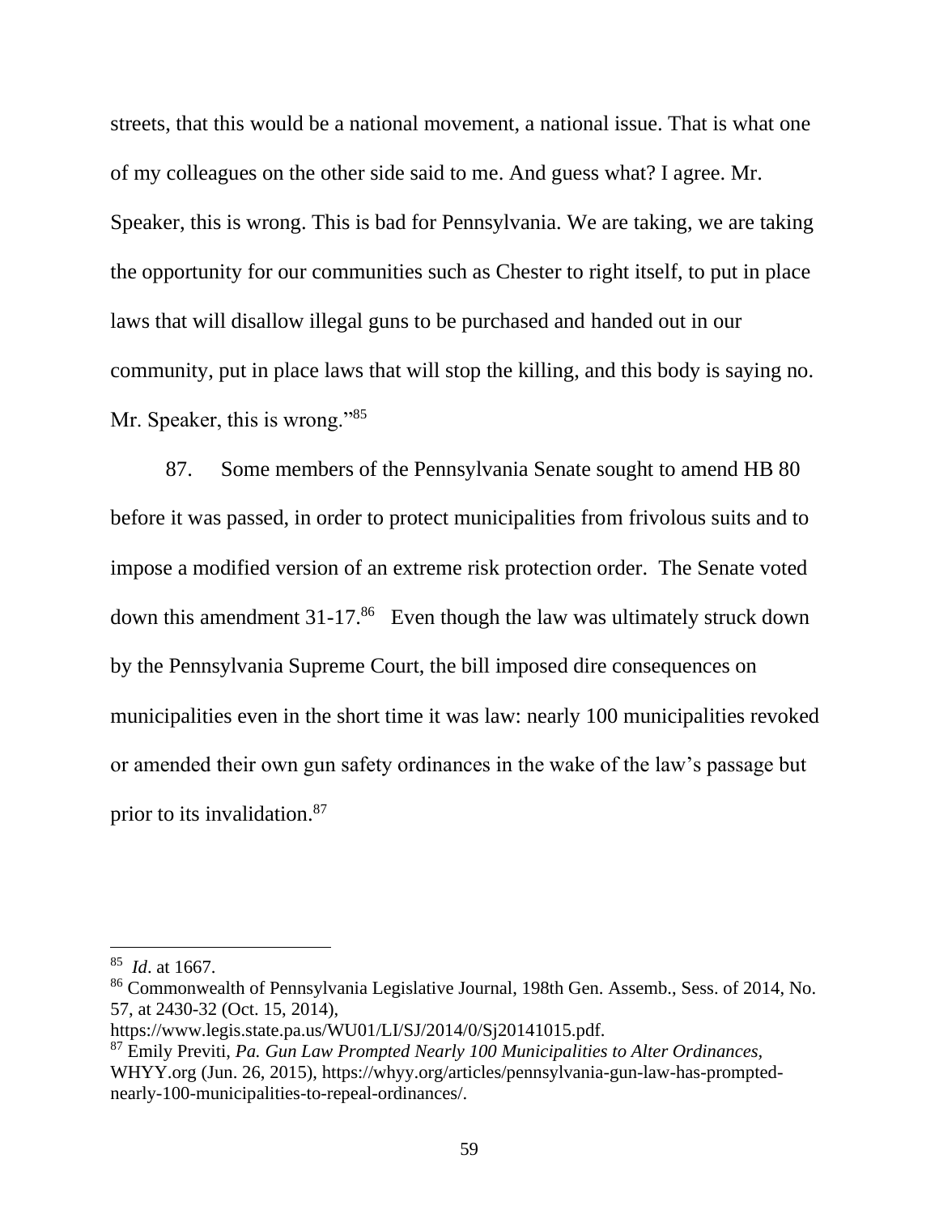streets, that this would be a national movement, a national issue. That is what one of my colleagues on the other side said to me. And guess what? I agree. Mr. Speaker, this is wrong. This is bad for Pennsylvania. We are taking, we are taking the opportunity for our communities such as Chester to right itself, to put in place laws that will disallow illegal guns to be purchased and handed out in our community, put in place laws that will stop the killing, and this body is saying no. Mr. Speaker, this is wrong."[85]

87. Some members of the Pennsylvania Senate sought to amend HB 80 before it was passed, in order to protect municipalities from frivolous suits and to impose a modified version of an extreme risk protection order. The Senate voted down this amendment 31-17.[86] Even though the law was ultimately struck down by the Pennsylvania Supreme Court, the bill imposed dire consequences on municipalities even in the short time it was law: nearly 100 municipalities revoked or amended their own gun safety ordinances in the wake of the law's passage but prior to its invalidation.[87]

---

[85] *Id*. at 1667.

[86] Commonwealth of Pennsylvania Legislative Journal, 198th Gen. Assemb., Sess. of 2014, No. 57, at 2430-32 (Oct. 15, 2014), https://www.legis.state.pa.us/WU01/LI/SJ/2014/0/Sj20141015.pdf.

[87] Emily Previti, *Pa. Gun Law Prompted Nearly 100 Municipalities to Alter Ordinances*, WHYY.org (Jun. 26, 2015), https://whyy.org/articles/pennsylvania-gun-law-has-prompted-nearly-100-municipalities-to-repeal-ordinances/.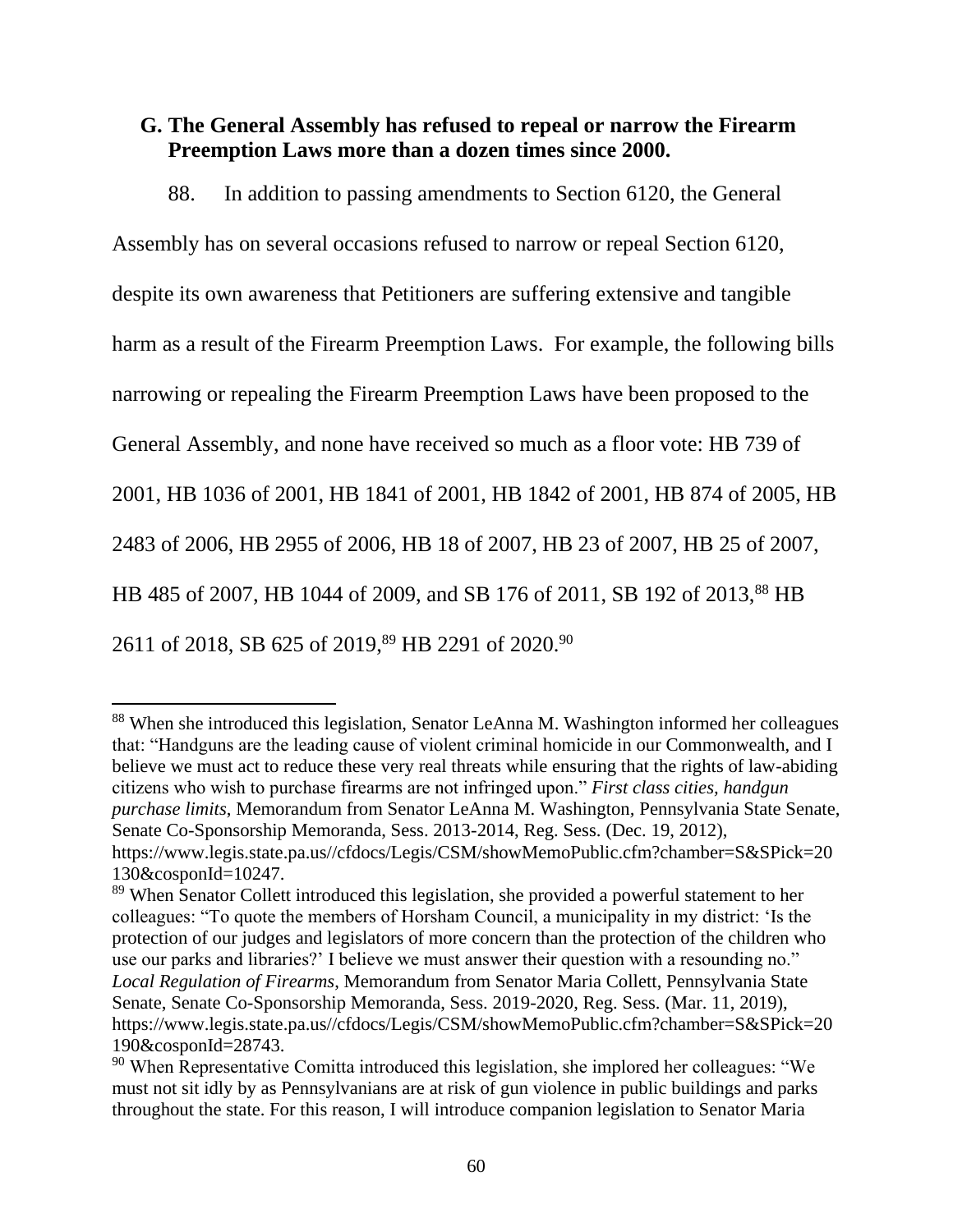## G. The General Assembly has refused to repeal or narrow the Firearm Preemption Laws more than a dozen times since 2000.

88. In addition to passing amendments to Section 6120, the General Assembly has on several occasions refused to narrow or repeal Section 6120, despite its own awareness that Petitioners are suffering extensive and tangible harm as a result of the Firearm Preemption Laws. For example, the following bills narrowing or repealing the Firearm Preemption Laws have been proposed to the General Assembly, and none have received so much as a floor vote: HB 739 of 2001, HB 1036 of 2001, HB 1841 of 2001, HB 1842 of 2001, HB 874 of 2005, HB 2483 of 2006, HB 2955 of 2006, HB 18 of 2007, HB 23 of 2007, HB 25 of 2007, HB 485 of 2007, HB 1044 of 2009, and SB 176 of 2011, SB 192 of 2013,[88] HB 2611 of 2018, SB 625 of 2019,[89] HB 2291 of 2020.[90]

---

[88] When she introduced this legislation, Senator LeAnna M. Washington informed her colleagues that: "Handguns are the leading cause of violent criminal homicide in our Commonwealth, and I believe we must act to reduce these very real threats while ensuring that the rights of law-abiding citizens who wish to purchase firearms are not infringed upon." *First class cities, handgun purchase limits*, Memorandum from Senator LeAnna M. Washington, Pennsylvania State Senate, Senate Co-Sponsorship Memoranda, Sess. 2013-2014, Reg. Sess. (Dec. 19, 2012), https://www.legis.state.pa.us//cfdocs/Legis/CSM/showMemoPublic.cfm?chamber=S&SPick=20130&cosponId=10247.

[89] When Senator Collett introduced this legislation, she provided a powerful statement to her colleagues: "To quote the members of Horsham Council, a municipality in my district: 'Is the protection of our judges and legislators of more concern than the protection of the children who use our parks and libraries?' I believe we must answer their question with a resounding no." *Local Regulation of Firearms*, Memorandum from Senator Maria Collett, Pennsylvania State Senate, Senate Co-Sponsorship Memoranda, Sess. 2019-2020, Reg. Sess. (Mar. 11, 2019), https://www.legis.state.pa.us//cfdocs/Legis/CSM/showMemoPublic.cfm?chamber=S&SPick=20190&cosponId=28743.

[90] When Representative Comitta introduced this legislation, she implored her colleagues: "We must not sit idly by as Pennsylvanians are at risk of gun violence in public buildings and parks throughout the state. For this reason, I will introduce companion legislation to Senator Maria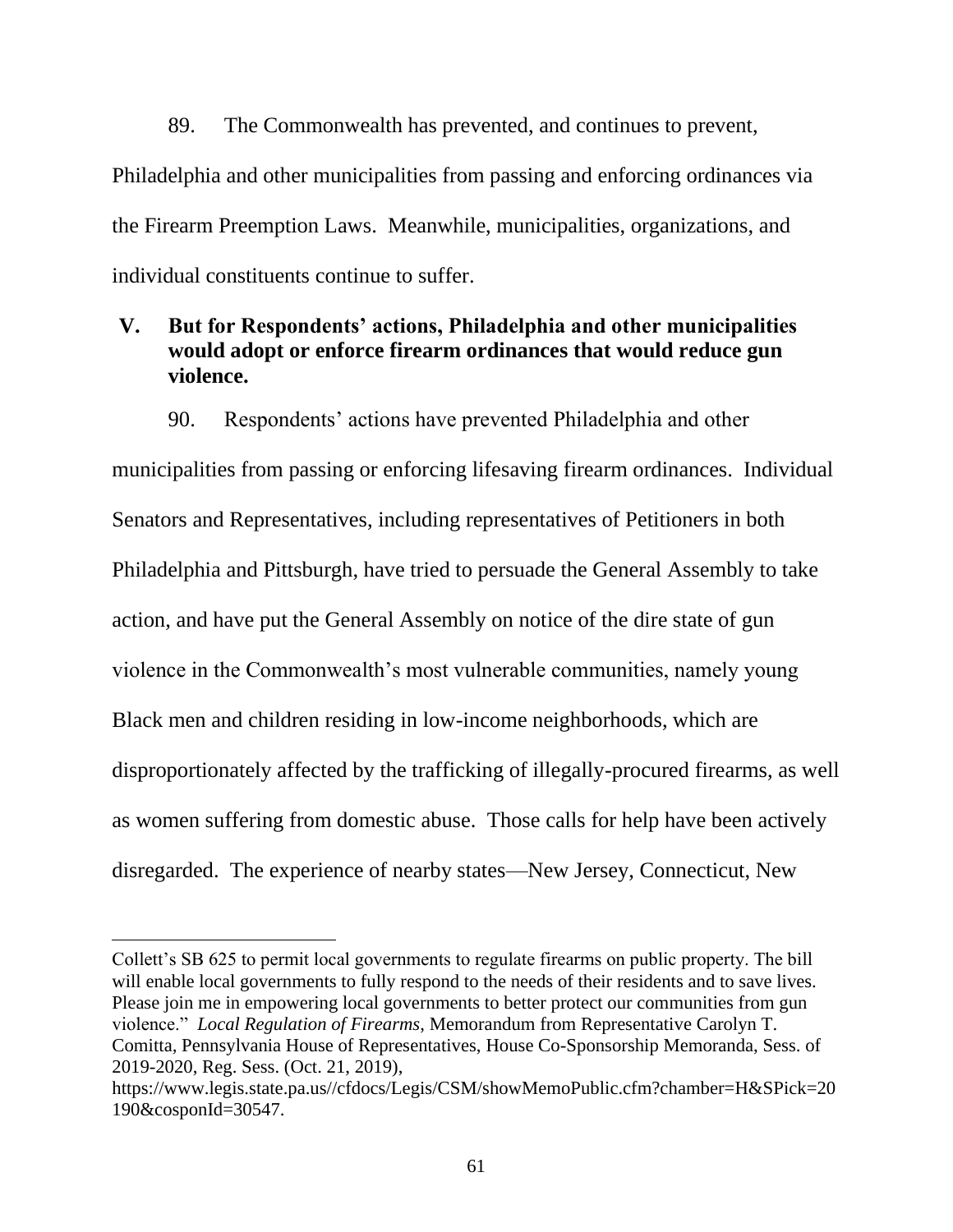89. The Commonwealth has prevented, and continues to prevent, Philadelphia and other municipalities from passing and enforcing ordinances via the Firearm Preemption Laws. Meanwhile, municipalities, organizations, and individual constituents continue to suffer.

## V. But for Respondents' actions, Philadelphia and other municipalities would adopt or enforce firearm ordinances that would reduce gun violence.

90. Respondents' actions have prevented Philadelphia and other municipalities from passing or enforcing lifesaving firearm ordinances. Individual Senators and Representatives, including representatives of Petitioners in both Philadelphia and Pittsburgh, have tried to persuade the General Assembly to take action, and have put the General Assembly on notice of the dire state of gun violence in the Commonwealth's most vulnerable communities, namely young Black men and children residing in low-income neighborhoods, which are disproportionately affected by the trafficking of illegally-procured firearms, as well as women suffering from domestic abuse. Those calls for help have been actively disregarded. The experience of nearby states—New Jersey, Connecticut, New

---

Collett's SB 625 to permit local governments to regulate firearms on public property. The bill will enable local governments to fully respond to the needs of their residents and to save lives. Please join me in empowering local governments to better protect our communities from gun violence." *Local Regulation of Firearms*, Memorandum from Representative Carolyn T. Comitta, Pennsylvania House of Representatives, House Co-Sponsorship Memoranda, Sess. of 2019-2020, Reg. Sess. (Oct. 21, 2019), https://www.legis.state.pa.us//cfdocs/Legis/CSM/showMemoPublic.cfm?chamber=H&SPick=20190&cosponId=30547.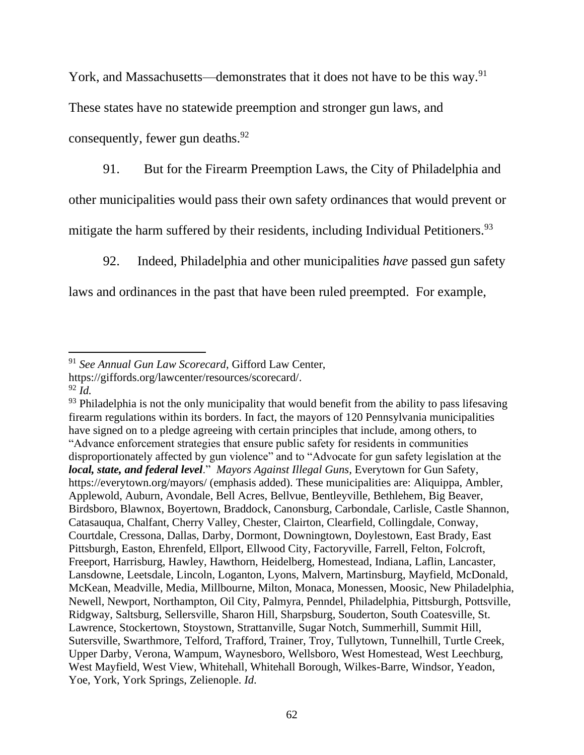York, and Massachusetts—demonstrates that it does not have to be this way.[91] These states have no statewide preemption and stronger gun laws, and consequently, fewer gun deaths.[92]

91. But for the Firearm Preemption Laws, the City of Philadelphia and other municipalities would pass their own safety ordinances that would prevent or mitigate the harm suffered by their residents, including Individual Petitioners.[93]

92. Indeed, Philadelphia and other municipalities *have* passed gun safety laws and ordinances in the past that have been ruled preempted. For example,

---

[91] *See Annual Gun Law Scorecard*, Gifford Law Center, https://giffords.org/lawcenter/resources/scorecard/.

[92] *Id.*

[93] Philadelphia is not the only municipality that would benefit from the ability to pass lifesaving firearm regulations within its borders. In fact, the mayors of 120 Pennsylvania municipalities have signed on to a pledge agreeing with certain principles that include, among others, to "Advance enforcement strategies that ensure public safety for residents in communities disproportionately affected by gun violence" and to "Advocate for gun safety legislation at the ***local, state, and federal level***." *Mayors Against Illegal Guns*, Everytown for Gun Safety, https://everytown.org/mayors/ (emphasis added). These municipalities are: Aliquippa, Ambler, Applewold, Auburn, Avondale, Bell Acres, Bellvue, Bentleyville, Bethlehem, Big Beaver, Birdsboro, Blawnox, Boyertown, Braddock, Canonsburg, Carbondale, Carlisle, Castle Shannon, Catasauqua, Chalfant, Cherry Valley, Chester, Clairton, Clearfield, Collingdale, Conway, Courtdale, Cressona, Dallas, Darby, Dormont, Downingtown, Doylestown, East Brady, East Pittsburgh, Easton, Ehrenfeld, Ellport, Ellwood City, Factoryville, Farrell, Felton, Folcroft, Freeport, Harrisburg, Hawley, Hawthorn, Heidelberg, Homestead, Indiana, Laflin, Lancaster, Lansdowne, Leetsdale, Lincoln, Loganton, Lyons, Malvern, Martinsburg, Mayfield, McDonald, McKean, Meadville, Media, Millbourne, Milton, Monaca, Monessen, Moosic, New Philadelphia, Newell, Newport, Northampton, Oil City, Palmyra, Penndel, Philadelphia, Pittsburgh, Pottsville, Ridgway, Saltsburg, Sellersville, Sharon Hill, Sharpsburg, Souderton, South Coatesville, St. Lawrence, Stockertown, Stoystown, Strattanville, Sugar Notch, Summerhill, Summit Hill, Sutersville, Swarthmore, Telford, Trafford, Trainer, Troy, Tullytown, Tunnelhill, Turtle Creek, Upper Darby, Verona, Wampum, Waynesboro, Wellsboro, West Homestead, West Leechburg, West Mayfield, West View, Whitehall, Whitehall Borough, Wilkes-Barre, Windsor, Yeadon, Yoe, York, York Springs, Zelienople. *Id.*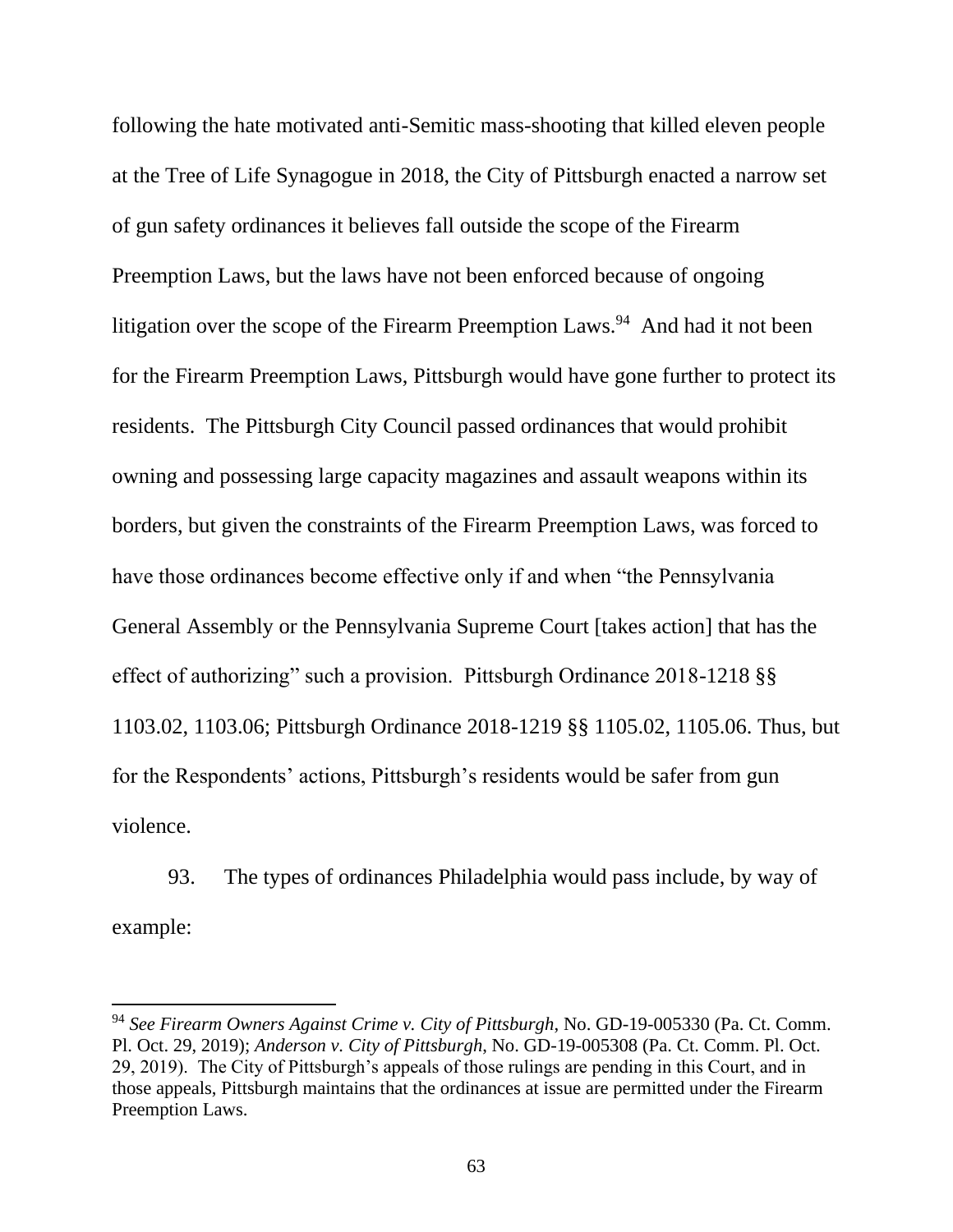following the hate motivated anti-Semitic mass-shooting that killed eleven people at the Tree of Life Synagogue in 2018, the City of Pittsburgh enacted a narrow set of gun safety ordinances it believes fall outside the scope of the Firearm Preemption Laws, but the laws have not been enforced because of ongoing litigation over the scope of the Firearm Preemption Laws.[94] And had it not been for the Firearm Preemption Laws, Pittsburgh would have gone further to protect its residents. The Pittsburgh City Council passed ordinances that would prohibit owning and possessing large capacity magazines and assault weapons within its borders, but given the constraints of the Firearm Preemption Laws, was forced to have those ordinances become effective only if and when "the Pennsylvania General Assembly or the Pennsylvania Supreme Court [takes action] that has the effect of authorizing" such a provision. Pittsburgh Ordinance 2018-1218 §§ 1103.02, 1103.06; Pittsburgh Ordinance 2018-1219 §§ 1105.02, 1105.06. Thus, but for the Respondents' actions, Pittsburgh's residents would be safer from gun violence.

93. The types of ordinances Philadelphia would pass include, by way of example:

---

[94] *See Firearm Owners Against Crime v. City of Pittsburgh*, No. GD-19-005330 (Pa. Ct. Comm. Pl. Oct. 29, 2019); *Anderson v. City of Pittsburgh*, No. GD-19-005308 (Pa. Ct. Comm. Pl. Oct. 29, 2019). The City of Pittsburgh's appeals of those rulings are pending in this Court, and in those appeals, Pittsburgh maintains that the ordinances at issue are permitted under the Firearm Preemption Laws.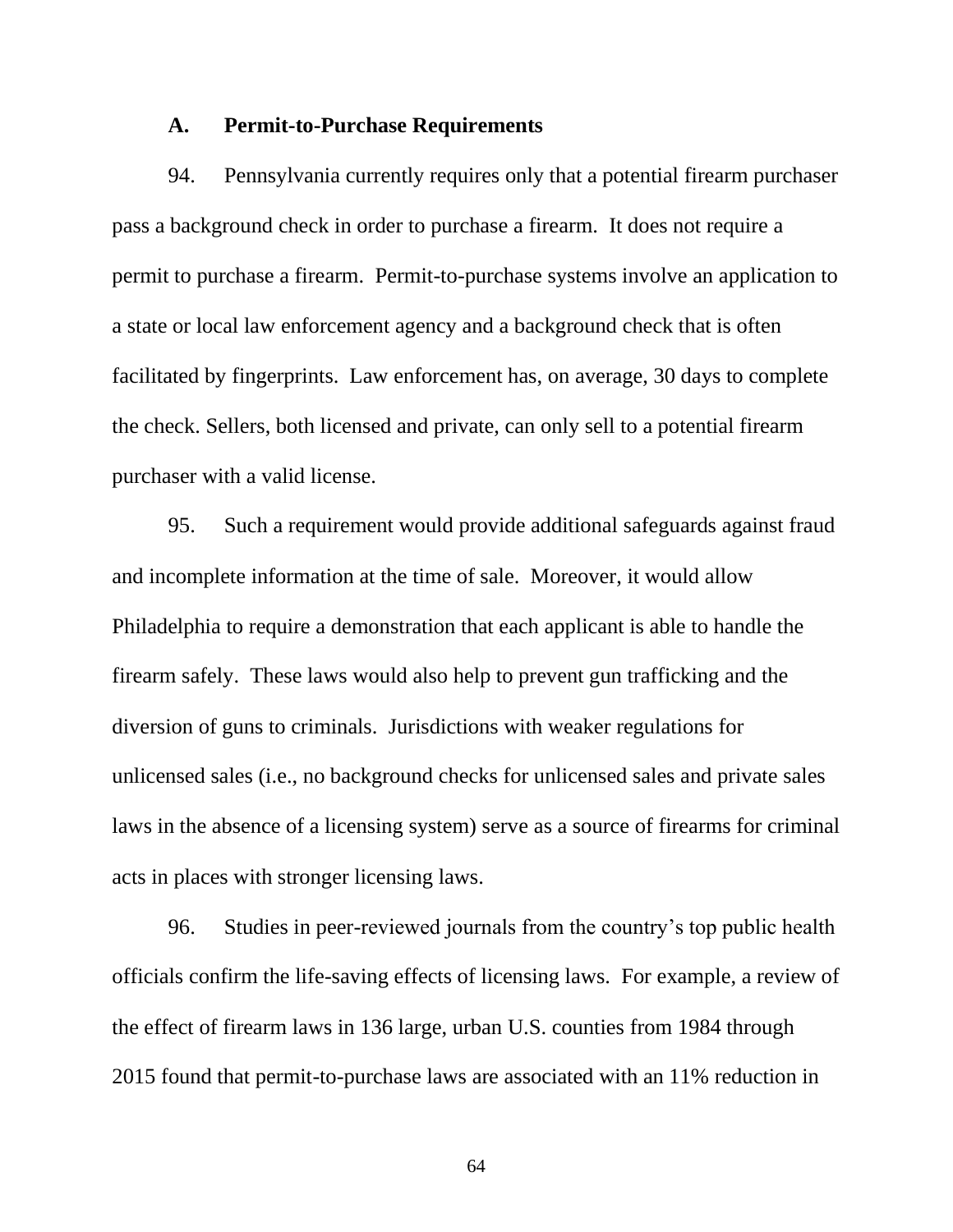### A. Permit-to-Purchase Requirements

94. Pennsylvania currently requires only that a potential firearm purchaser pass a background check in order to purchase a firearm. It does not require a permit to purchase a firearm. Permit-to-purchase systems involve an application to a state or local law enforcement agency and a background check that is often facilitated by fingerprints. Law enforcement has, on average, 30 days to complete the check. Sellers, both licensed and private, can only sell to a potential firearm purchaser with a valid license.

95. Such a requirement would provide additional safeguards against fraud and incomplete information at the time of sale. Moreover, it would allow Philadelphia to require a demonstration that each applicant is able to handle the firearm safely. These laws would also help to prevent gun trafficking and the diversion of guns to criminals. Jurisdictions with weaker regulations for unlicensed sales (i.e., no background checks for unlicensed sales and private sales laws in the absence of a licensing system) serve as a source of firearms for criminal acts in places with stronger licensing laws.

96. Studies in peer-reviewed journals from the country's top public health officials confirm the life-saving effects of licensing laws. For example, a review of the effect of firearm laws in 136 large, urban U.S. counties from 1984 through 2015 found that permit-to-purchase laws are associated with an 11% reduction in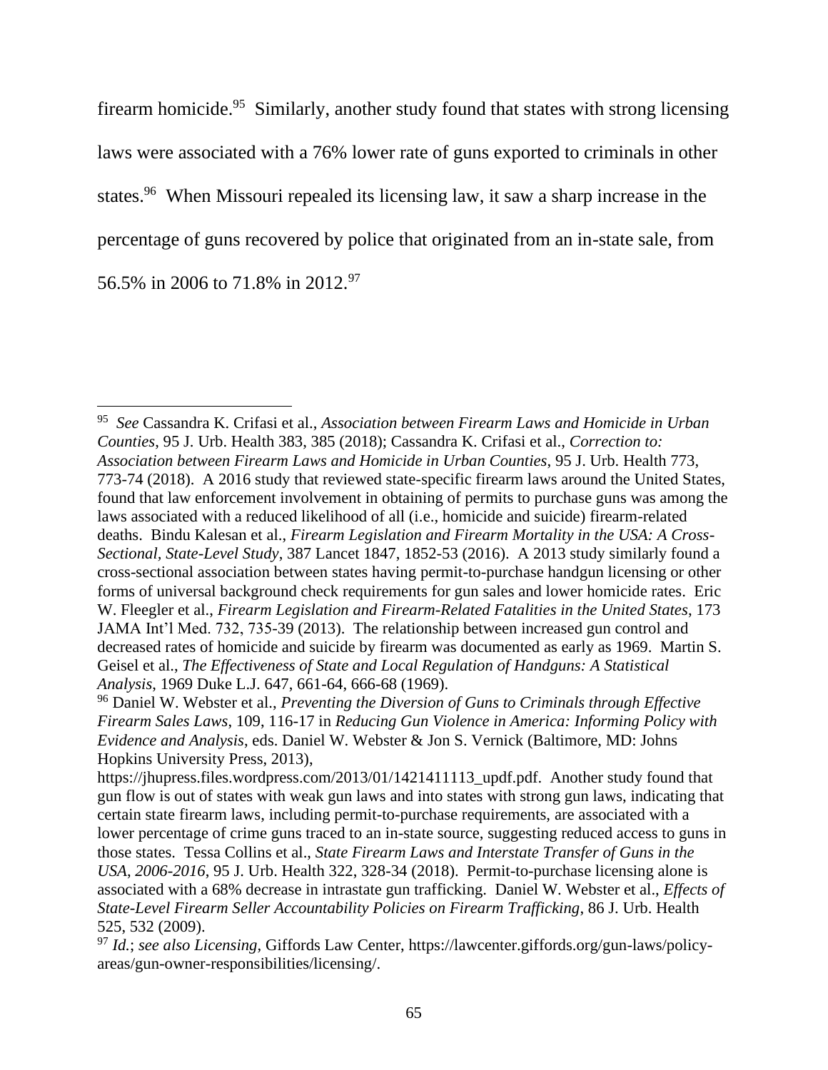firearm homicide.[95] Similarly, another study found that states with strong licensing laws were associated with a 76% lower rate of guns exported to criminals in other states.[96] When Missouri repealed its licensing law, it saw a sharp increase in the percentage of guns recovered by police that originated from an in-state sale, from 56.5% in 2006 to 71.8% in 2012.[97]

---

[95] *See* Cassandra K. Crifasi et al., *Association between Firearm Laws and Homicide in Urban Counties*, 95 J. Urb. Health 383, 385 (2018); Cassandra K. Crifasi et al., *Correction to: Association between Firearm Laws and Homicide in Urban Counties*, 95 J. Urb. Health 773, 773-74 (2018). A 2016 study that reviewed state-specific firearm laws around the United States, found that law enforcement involvement in obtaining of permits to purchase guns was among the laws associated with a reduced likelihood of all (i.e., homicide and suicide) firearm-related deaths. Bindu Kalesan et al., *Firearm Legislation and Firearm Mortality in the USA: A Cross-Sectional, State-Level Study*, 387 Lancet 1847, 1852-53 (2016). A 2013 study similarly found a cross-sectional association between states having permit-to-purchase handgun licensing or other forms of universal background check requirements for gun sales and lower homicide rates. Eric W. Fleegler et al., *Firearm Legislation and Firearm-Related Fatalities in the United States*, 173 JAMA Int'l Med. 732, 735-39 (2013). The relationship between increased gun control and decreased rates of homicide and suicide by firearm was documented as early as 1969. Martin S. Geisel et al., *The Effectiveness of State and Local Regulation of Handguns: A Statistical Analysis*, 1969 Duke L.J. 647, 661-64, 666-68 (1969).

[96] Daniel W. Webster et al., *Preventing the Diversion of Guns to Criminals through Effective Firearm Sales Laws*, 109, 116-17 in *Reducing Gun Violence in America: Informing Policy with Evidence and Analysis*, eds. Daniel W. Webster & Jon S. Vernick (Baltimore, MD: Johns Hopkins University Press, 2013), https://jhupress.files.wordpress.com/2013/01/1421411113_updf.pdf. Another study found that gun flow is out of states with weak gun laws and into states with strong gun laws, indicating that certain state firearm laws, including permit-to-purchase requirements, are associated with a lower percentage of crime guns traced to an in-state source, suggesting reduced access to guns in those states. Tessa Collins et al., *State Firearm Laws and Interstate Transfer of Guns in the USA, 2006-2016*, 95 J. Urb. Health 322, 328-34 (2018). Permit-to-purchase licensing alone is associated with a 68% decrease in intrastate gun trafficking. Daniel W. Webster et al., *Effects of State-Level Firearm Seller Accountability Policies on Firearm Trafficking*, 86 J. Urb. Health 525, 532 (2009).

[97] *Id.*; *see also Licensing*, Giffords Law Center, https://lawcenter.giffords.org/gun-laws/policy-areas/gun-owner-responsibilities/licensing/.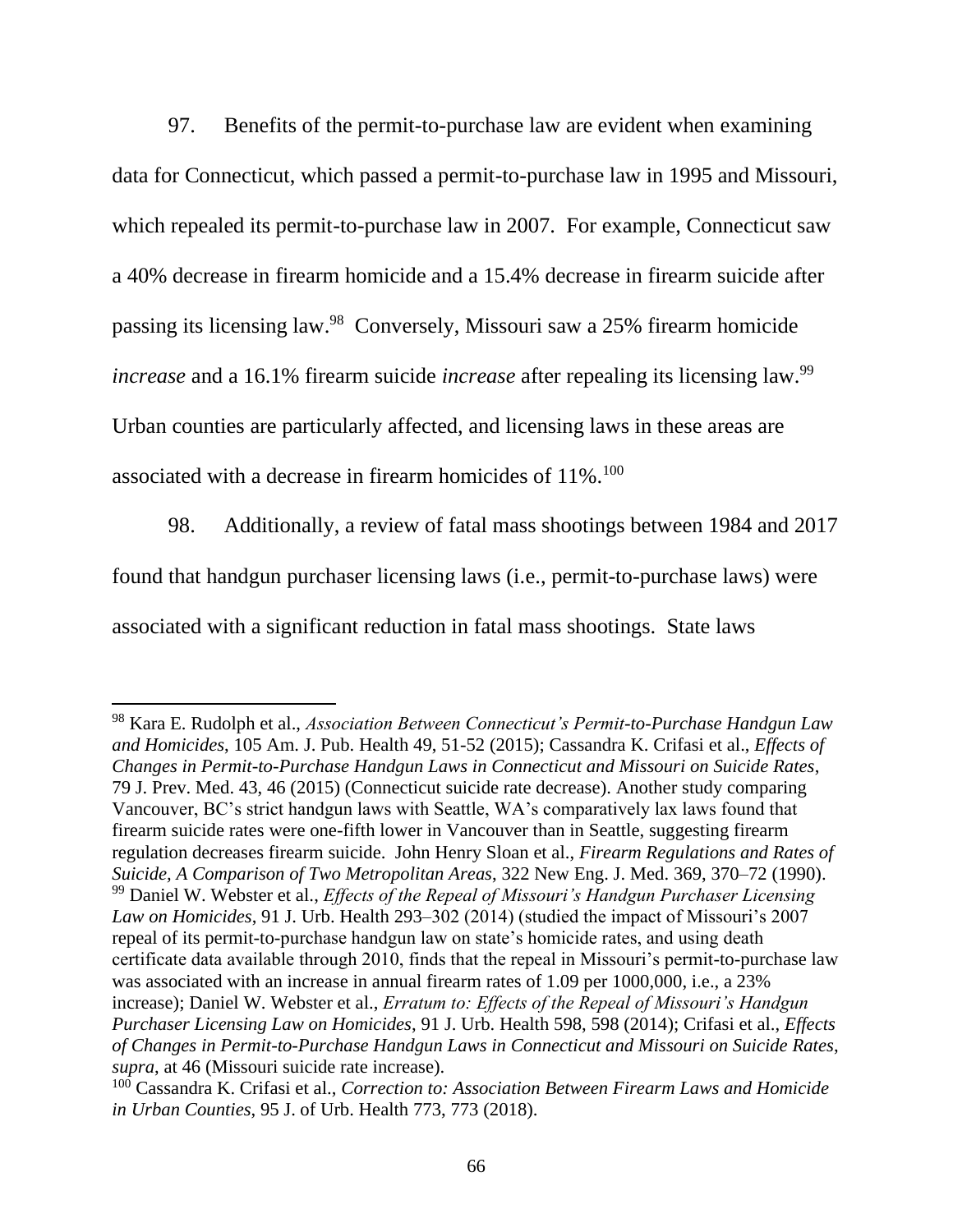97. Benefits of the permit-to-purchase law are evident when examining data for Connecticut, which passed a permit-to-purchase law in 1995 and Missouri, which repealed its permit-to-purchase law in 2007. For example, Connecticut saw a 40% decrease in firearm homicide and a 15.4% decrease in firearm suicide after passing its licensing law.[98] Conversely, Missouri saw a 25% firearm homicide *increase* and a 16.1% firearm suicide *increase* after repealing its licensing law.[99] Urban counties are particularly affected, and licensing laws in these areas are associated with a decrease in firearm homicides of 11%.[100]

98. Additionally, a review of fatal mass shootings between 1984 and 2017 found that handgun purchaser licensing laws (i.e., permit-to-purchase laws) were associated with a significant reduction in fatal mass shootings. State laws

---

[98] Kara E. Rudolph et al., *Association Between Connecticut's Permit-to-Purchase Handgun Law and Homicides*, 105 Am. J. Pub. Health 49, 51-52 (2015); Cassandra K. Crifasi et al., *Effects of Changes in Permit-to-Purchase Handgun Laws in Connecticut and Missouri on Suicide Rates*, 79 J. Prev. Med. 43, 46 (2015) (Connecticut suicide rate decrease). Another study comparing Vancouver, BC's strict handgun laws with Seattle, WA's comparatively lax laws found that firearm suicide rates were one-fifth lower in Vancouver than in Seattle, suggesting firearm regulation decreases firearm suicide. John Henry Sloan et al., *Firearm Regulations and Rates of Suicide, A Comparison of Two Metropolitan Areas*, 322 New Eng. J. Med. 369, 370–72 (1990).

[99] Daniel W. Webster et al., *Effects of the Repeal of Missouri's Handgun Purchaser Licensing Law on Homicides*, 91 J. Urb. Health 293–302 (2014) (studied the impact of Missouri's 2007 repeal of its permit-to-purchase handgun law on state's homicide rates, and using death certificate data available through 2010, finds that the repeal in Missouri's permit-to-purchase law was associated with an increase in annual firearm rates of 1.09 per 1000,000, i.e., a 23% increase); Daniel W. Webster et al., *Erratum to: Effects of the Repeal of Missouri's Handgun Purchaser Licensing Law on Homicides*, 91 J. Urb. Health 598, 598 (2014); Crifasi et al., *Effects of Changes in Permit-to-Purchase Handgun Laws in Connecticut and Missouri on Suicide Rates*, *supra*, at 46 (Missouri suicide rate increase).

[100] Cassandra K. Crifasi et al., *Correction to: Association Between Firearm Laws and Homicide in Urban Counties*, 95 J. of Urb. Health 773, 773 (2018).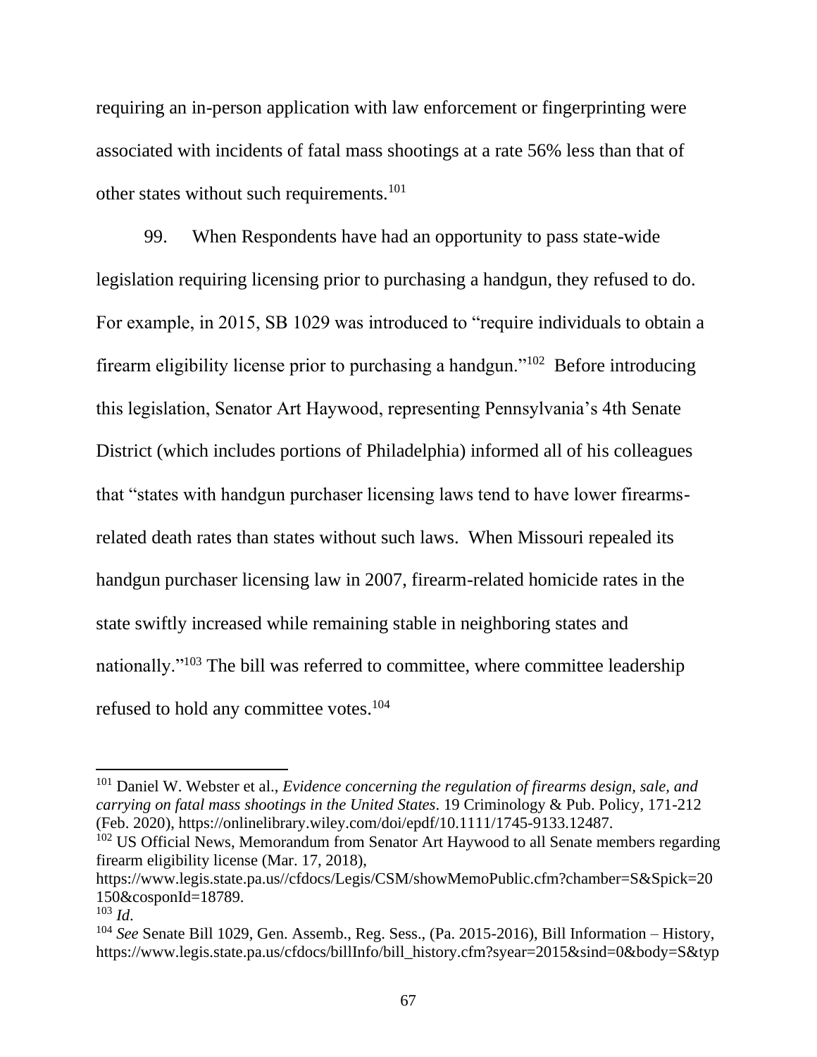requiring an in-person application with law enforcement or fingerprinting were associated with incidents of fatal mass shootings at a rate 56% less than that of other states without such requirements.[101]

99. When Respondents have had an opportunity to pass state-wide legislation requiring licensing prior to purchasing a handgun, they refused to do. For example, in 2015, SB 1029 was introduced to "require individuals to obtain a firearm eligibility license prior to purchasing a handgun."[102] Before introducing this legislation, Senator Art Haywood, representing Pennsylvania's 4th Senate District (which includes portions of Philadelphia) informed all of his colleagues that "states with handgun purchaser licensing laws tend to have lower firearms-related death rates than states without such laws. When Missouri repealed its handgun purchaser licensing law in 2007, firearm-related homicide rates in the state swiftly increased while remaining stable in neighboring states and nationally."[103] The bill was referred to committee, where committee leadership refused to hold any committee votes.[104]

---

[101] Daniel W. Webster et al., *Evidence concerning the regulation of firearms design, sale, and carrying on fatal mass shootings in the United States*. 19 Criminology & Pub. Policy, 171-212 (Feb. 2020), https://onlinelibrary.wiley.com/doi/epdf/10.1111/1745-9133.12487.

[102] US Official News, Memorandum from Senator Art Haywood to all Senate members regarding firearm eligibility license (Mar. 17, 2018), https://www.legis.state.pa.us//cfdocs/Legis/CSM/showMemoPublic.cfm?chamber=S&Spick=20150&cosponId=18789.

[103] *Id*.

[104] *See* Senate Bill 1029, Gen. Assemb., Reg. Sess., (Pa. 2015-2016), Bill Information – History, https://www.legis.state.pa.us/cfdocs/billInfo/bill_history.cfm?syear=2015&sind=0&body=S&typ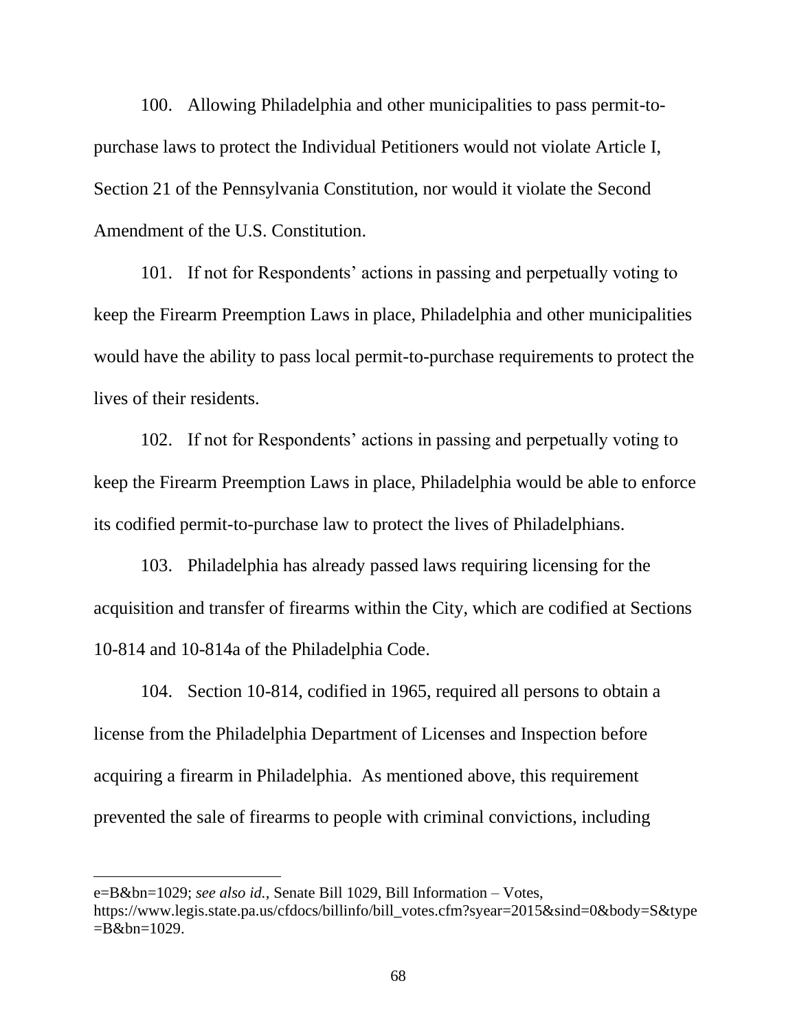100. Allowing Philadelphia and other municipalities to pass permit-to-purchase laws to protect the Individual Petitioners would not violate Article I, Section 21 of the Pennsylvania Constitution, nor would it violate the Second Amendment of the U.S. Constitution.

101. If not for Respondents' actions in passing and perpetually voting to keep the Firearm Preemption Laws in place, Philadelphia and other municipalities would have the ability to pass local permit-to-purchase requirements to protect the lives of their residents.

102. If not for Respondents' actions in passing and perpetually voting to keep the Firearm Preemption Laws in place, Philadelphia would be able to enforce its codified permit-to-purchase law to protect the lives of Philadelphians.

103. Philadelphia has already passed laws requiring licensing for the acquisition and transfer of firearms within the City, which are codified at Sections 10-814 and 10-814a of the Philadelphia Code.

104. Section 10-814, codified in 1965, required all persons to obtain a license from the Philadelphia Department of Licenses and Inspection before acquiring a firearm in Philadelphia. As mentioned above, this requirement prevented the sale of firearms to people with criminal convictions, including

---

e=B&bn=1029; *see also id.*, Senate Bill 1029, Bill Information – Votes, https://www.legis.state.pa.us/cfdocs/billinfo/bill_votes.cfm?syear=2015&sind=0&body=S&type=B&bn=1029.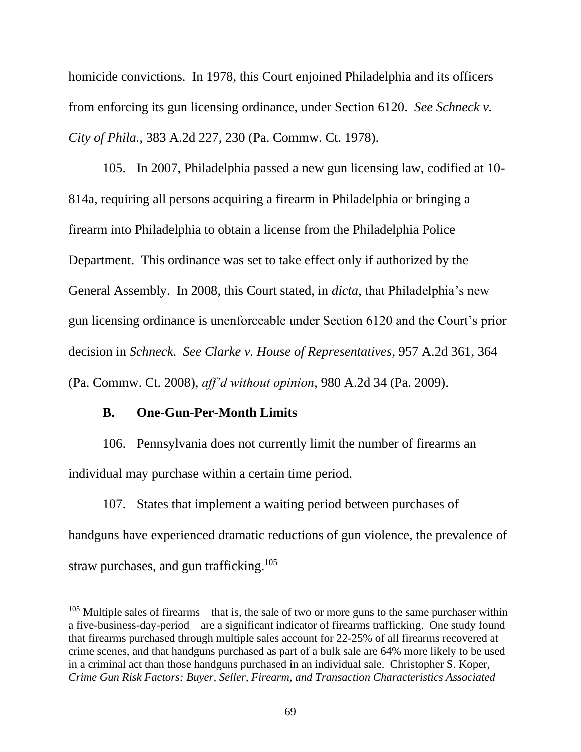homicide convictions. In 1978, this Court enjoined Philadelphia and its officers from enforcing its gun licensing ordinance, under Section 6120. *See Schneck v. City of Phila.*, 383 A.2d 227, 230 (Pa. Commw. Ct. 1978).

105. In 2007, Philadelphia passed a new gun licensing law, codified at 10-814a, requiring all persons acquiring a firearm in Philadelphia or bringing a firearm into Philadelphia to obtain a license from the Philadelphia Police Department. This ordinance was set to take effect only if authorized by the General Assembly. In 2008, this Court stated, in *dicta*, that Philadelphia's new gun licensing ordinance is unenforceable under Section 6120 and the Court's prior decision in *Schneck*. *See Clarke v. House of Representatives*, 957 A.2d 361, 364 (Pa. Commw. Ct. 2008), *aff'd without opinion*, 980 A.2d 34 (Pa. 2009).

### B. One-Gun-Per-Month Limits

106. Pennsylvania does not currently limit the number of firearms an individual may purchase within a certain time period.

107. States that implement a waiting period between purchases of handguns have experienced dramatic reductions of gun violence, the prevalence of straw purchases, and gun trafficking.[105]

---

[105] Multiple sales of firearms—that is, the sale of two or more guns to the same purchaser within a five-business-day-period—are a significant indicator of firearms trafficking. One study found that firearms purchased through multiple sales account for 22-25% of all firearms recovered at crime scenes, and that handguns purchased as part of a bulk sale are 64% more likely to be used in a criminal act than those handguns purchased in an individual sale. Christopher S. Koper, *Crime Gun Risk Factors: Buyer, Seller, Firearm, and Transaction Characteristics Associated*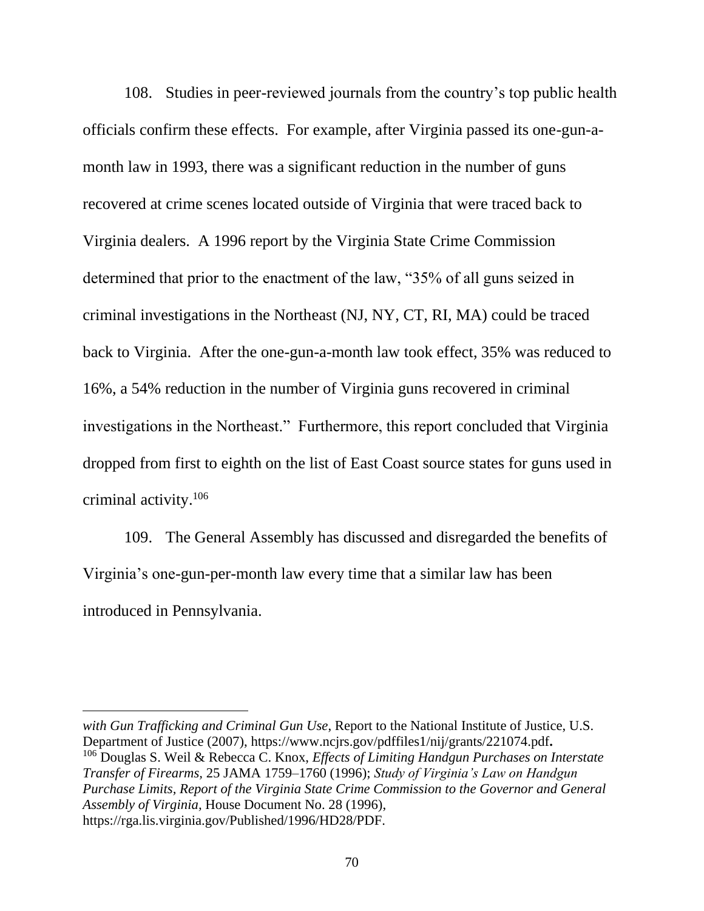108. Studies in peer-reviewed journals from the country's top public health officials confirm these effects. For example, after Virginia passed its one-gun-a-month law in 1993, there was a significant reduction in the number of guns recovered at crime scenes located outside of Virginia that were traced back to Virginia dealers. A 1996 report by the Virginia State Crime Commission determined that prior to the enactment of the law, "35% of all guns seized in criminal investigations in the Northeast (NJ, NY, CT, RI, MA) could be traced back to Virginia. After the one-gun-a-month law took effect, 35% was reduced to 16%, a 54% reduction in the number of Virginia guns recovered in criminal investigations in the Northeast." Furthermore, this report concluded that Virginia dropped from first to eighth on the list of East Coast source states for guns used in criminal activity.[106]

109. The General Assembly has discussed and disregarded the benefits of Virginia's one-gun-per-month law every time that a similar law has been introduced in Pennsylvania.

---

*with Gun Trafficking and Criminal Gun Use*, Report to the National Institute of Justice, U.S. Department of Justice (2007), https://www.ncjrs.gov/pdffiles1/nij/grants/221074.pdf**.**

[106] Douglas S. Weil & Rebecca C. Knox, *Effects of Limiting Handgun Purchases on Interstate Transfer of Firearms,* 25 JAMA 1759–1760 (1996); *Study of Virginia's Law on Handgun Purchase Limits, Report of the Virginia State Crime Commission to the Governor and General Assembly of Virginia,* House Document No. 28 (1996), https://rga.lis.virginia.gov/Published/1996/HD28/PDF.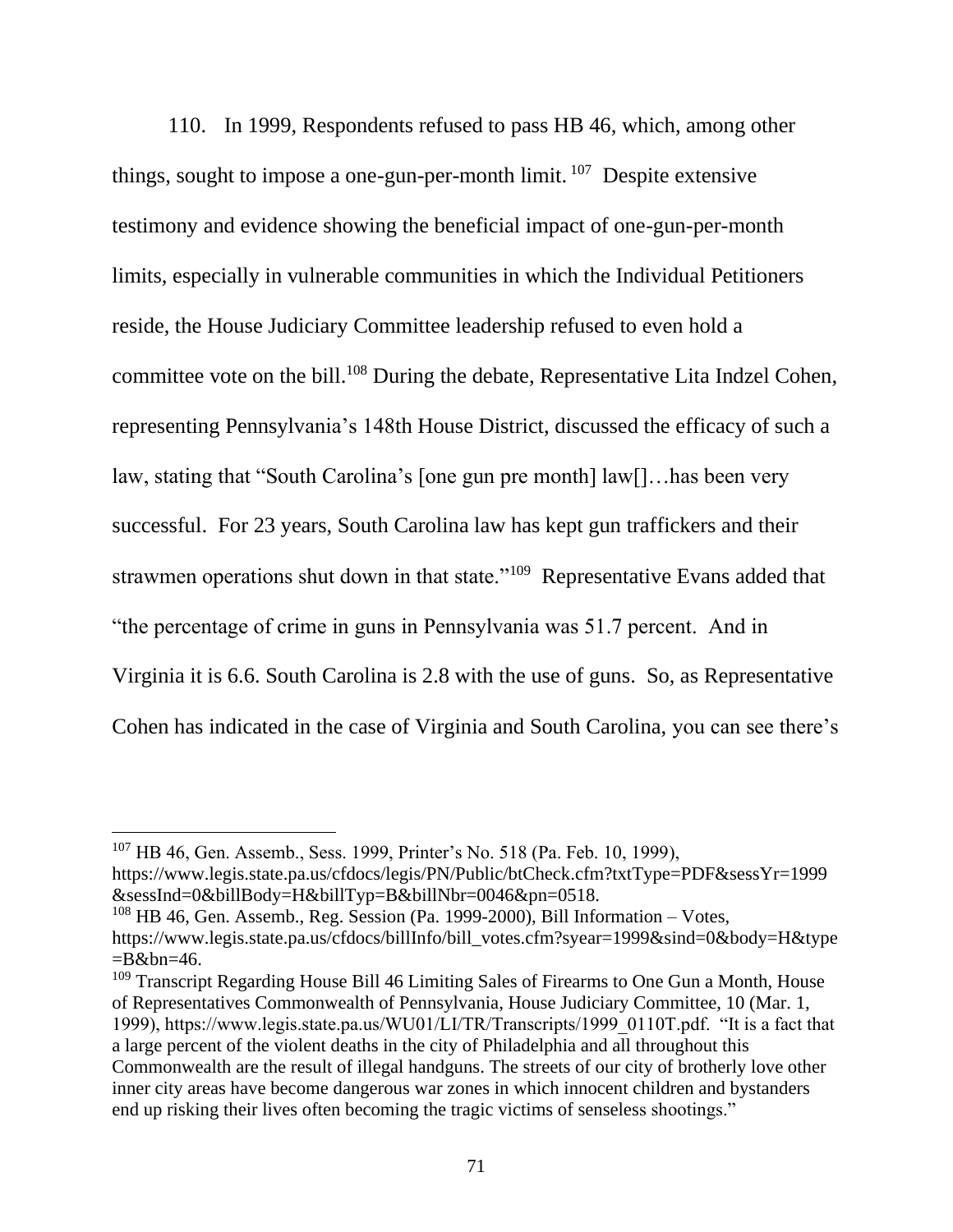110. In 1999, Respondents refused to pass HB 46, which, among other things, sought to impose a one-gun-per-month limit.[107] Despite extensive testimony and evidence showing the beneficial impact of one-gun-per-month limits, especially in vulnerable communities in which the Individual Petitioners reside, the House Judiciary Committee leadership refused to even hold a committee vote on the bill.[108] During the debate, Representative Lita Indzel Cohen, representing Pennsylvania's 148th House District, discussed the efficacy of such a law, stating that "South Carolina's [one gun pre month] law[]…has been very successful. For 23 years, South Carolina law has kept gun traffickers and their strawmen operations shut down in that state."[109] Representative Evans added that "the percentage of crime in guns in Pennsylvania was 51.7 percent. And in Virginia it is 6.6. South Carolina is 2.8 with the use of guns. So, as Representative Cohen has indicated in the case of Virginia and South Carolina, you can see there's

---

[107] HB 46, Gen. Assemb., Sess. 1999, Printer's No. 518 (Pa. Feb. 10, 1999), https://www.legis.state.pa.us/cfdocs/legis/PN/Public/btCheck.cfm?txtType=PDF&sessYr=1999&sessInd=0&billBody=H&billTyp=B&billNbr=0046&pn=0518.

[108] HB 46, Gen. Assemb., Reg. Session (Pa. 1999-2000), Bill Information – Votes, https://www.legis.state.pa.us/cfdocs/billInfo/bill_votes.cfm?syear=1999&sind=0&body=H&type=B&bn=46.

[109] Transcript Regarding House Bill 46 Limiting Sales of Firearms to One Gun a Month, House of Representatives Commonwealth of Pennsylvania, House Judiciary Committee, 10 (Mar. 1, 1999), https://www.legis.state.pa.us/WU01/LI/TR/Transcripts/1999_0110T.pdf. "It is a fact that a large percent of the violent deaths in the city of Philadelphia and all throughout this Commonwealth are the result of illegal handguns. The streets of our city of brotherly love other inner city areas have become dangerous war zones in which innocent children and bystanders end up risking their lives often becoming the tragic victims of senseless shootings."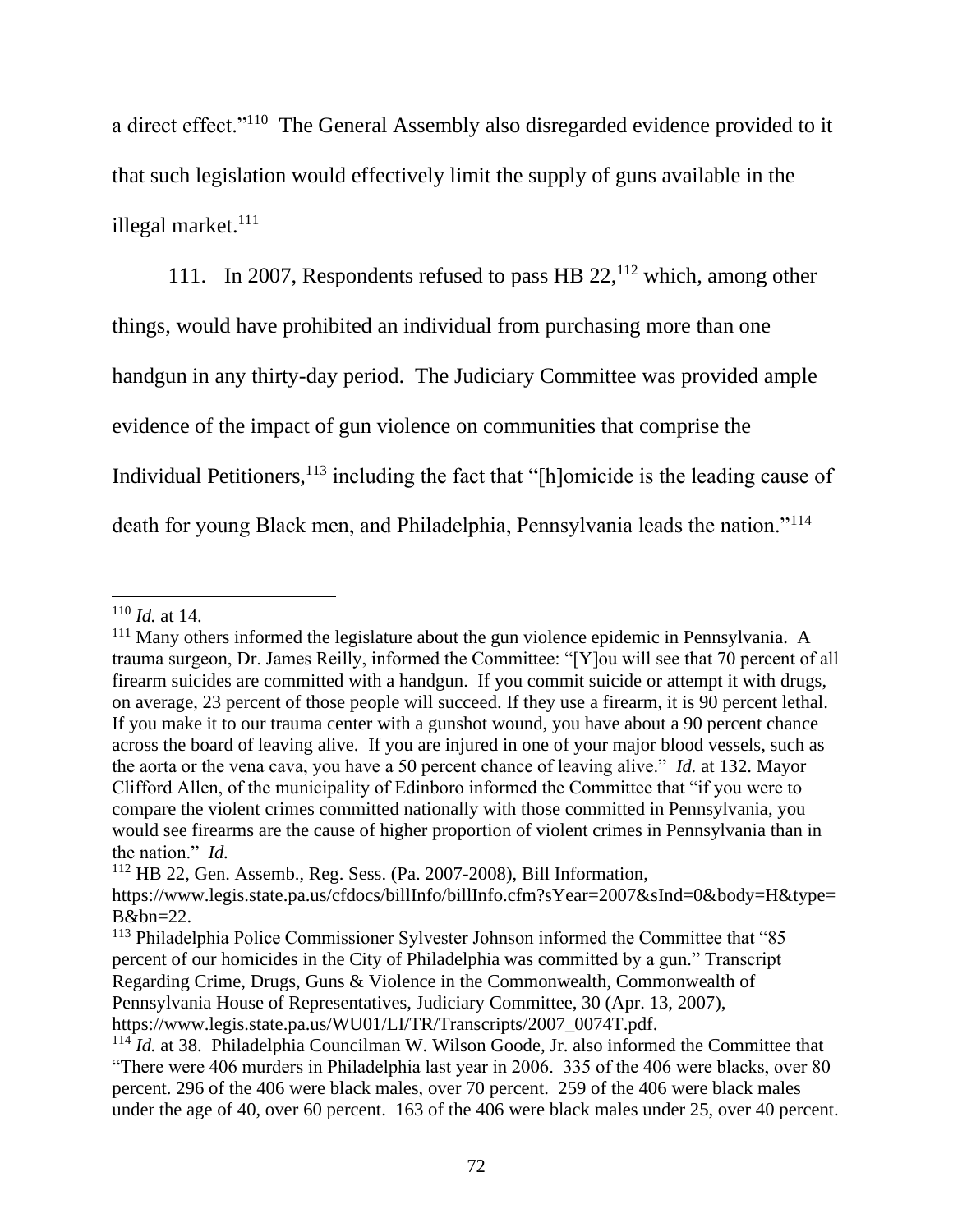a direct effect."[110] The General Assembly also disregarded evidence provided to it that such legislation would effectively limit the supply of guns available in the illegal market.[111]

111. In 2007, Respondents refused to pass HB 22,[112] which, among other things, would have prohibited an individual from purchasing more than one handgun in any thirty-day period. The Judiciary Committee was provided ample evidence of the impact of gun violence on communities that comprise the Individual Petitioners,[113] including the fact that "[h]omicide is the leading cause of death for young Black men, and Philadelphia, Pennsylvania leads the nation."[114]

---

[110] *Id.* at 14.

[111] Many others informed the legislature about the gun violence epidemic in Pennsylvania. A trauma surgeon, Dr. James Reilly, informed the Committee: "[Y]ou will see that 70 percent of all firearm suicides are committed with a handgun. If you commit suicide or attempt it with drugs, on average, 23 percent of those people will succeed. If they use a firearm, it is 90 percent lethal. If you make it to our trauma center with a gunshot wound, you have about a 90 percent chance across the board of leaving alive. If you are injured in one of your major blood vessels, such as the aorta or the vena cava, you have a 50 percent chance of leaving alive." *Id.* at 132. Mayor Clifford Allen, of the municipality of Edinboro informed the Committee that "if you were to compare the violent crimes committed nationally with those committed in Pennsylvania, you would see firearms are the cause of higher proportion of violent crimes in Pennsylvania than in the nation." *Id.*

[112] HB 22, Gen. Assemb., Reg. Sess. (Pa. 2007-2008), Bill Information, https://www.legis.state.pa.us/cfdocs/billInfo/billInfo.cfm?sYear=2007&sInd=0&body=H&type=B&bn=22.

[113] Philadelphia Police Commissioner Sylvester Johnson informed the Committee that "85 percent of our homicides in the City of Philadelphia was committed by a gun." Transcript Regarding Crime, Drugs, Guns & Violence in the Commonwealth, Commonwealth of Pennsylvania House of Representatives, Judiciary Committee, 30 (Apr. 13, 2007), https://www.legis.state.pa.us/WU01/LI/TR/Transcripts/2007_0074T.pdf.

[114] *Id.* at 38. Philadelphia Councilman W. Wilson Goode, Jr. also informed the Committee that "There were 406 murders in Philadelphia last year in 2006. 335 of the 406 were blacks, over 80 percent. 296 of the 406 were black males, over 70 percent. 259 of the 406 were black males under the age of 40, over 60 percent. 163 of the 406 were black males under 25, over 40 percent.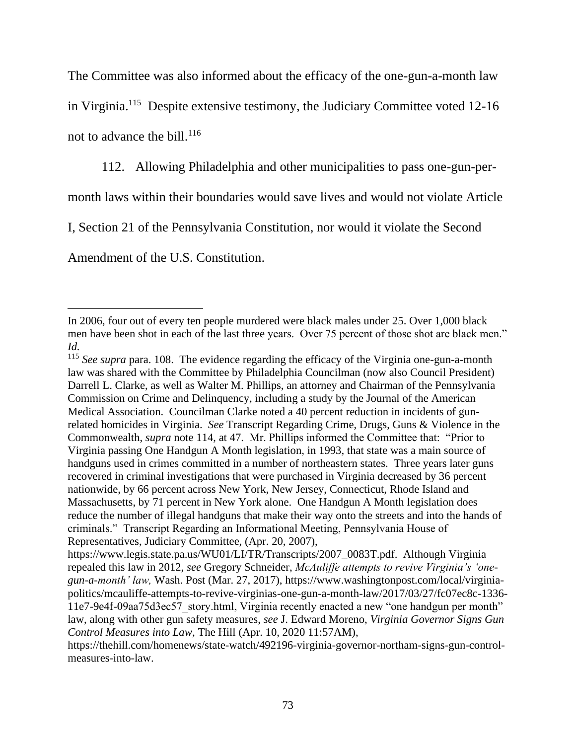The Committee was also informed about the efficacy of the one-gun-a-month law in Virginia.[115] Despite extensive testimony, the Judiciary Committee voted 12-16 not to advance the bill.[116]

112. Allowing Philadelphia and other municipalities to pass one-gun-per-month laws within their boundaries would save lives and would not violate Article I, Section 21 of the Pennsylvania Constitution, nor would it violate the Second Amendment of the U.S. Constitution.

---

In 2006, four out of every ten people murdered were black males under 25. Over 1,000 black men have been shot in each of the last three years. Over 75 percent of those shot are black men." *Id.*

[115] *See supra* para. 108. The evidence regarding the efficacy of the Virginia one-gun-a-month law was shared with the Committee by Philadelphia Councilman (now also Council President) Darrell L. Clarke, as well as Walter M. Phillips, an attorney and Chairman of the Pennsylvania Commission on Crime and Delinquency, including a study by the Journal of the American Medical Association. Councilman Clarke noted a 40 percent reduction in incidents of gun-related homicides in Virginia. *See* Transcript Regarding Crime, Drugs, Guns & Violence in the Commonwealth, *supra* note 114, at 47. Mr. Phillips informed the Committee that: "Prior to Virginia passing One Handgun A Month legislation, in 1993, that state was a main source of handguns used in crimes committed in a number of northeastern states. Three years later guns recovered in criminal investigations that were purchased in Virginia decreased by 36 percent nationwide, by 66 percent across New York, New Jersey, Connecticut, Rhode Island and Massachusetts, by 71 percent in New York alone. One Handgun A Month legislation does reduce the number of illegal handguns that make their way onto the streets and into the hands of criminals." Transcript Regarding an Informational Meeting, Pennsylvania House of Representatives, Judiciary Committee, (Apr. 20, 2007), https://www.legis.state.pa.us/WU01/LI/TR/Transcripts/2007_0083T.pdf. Although Virginia repealed this law in 2012, *see* Gregory Schneider, *McAuliffe attempts to revive Virginia's 'one-gun-a-month' law,* Wash. Post (Mar. 27, 2017), https://www.washingtonpost.com/local/virginia-politics/mcauliffe-attempts-to-revive-virginias-one-gun-a-month-law/2017/03/27/fc07ec8c-1336-11e7-9e4f-09aa75d3ec57_story.html, Virginia recently enacted a new "one handgun per month" law, along with other gun safety measures, *see* J. Edward Moreno, *Virginia Governor Signs Gun Control Measures into Law,* The Hill (Apr. 10, 2020 11:57AM), https://thehill.com/homenews/state-watch/492196-virginia-governor-northam-signs-gun-control-measures-into-law.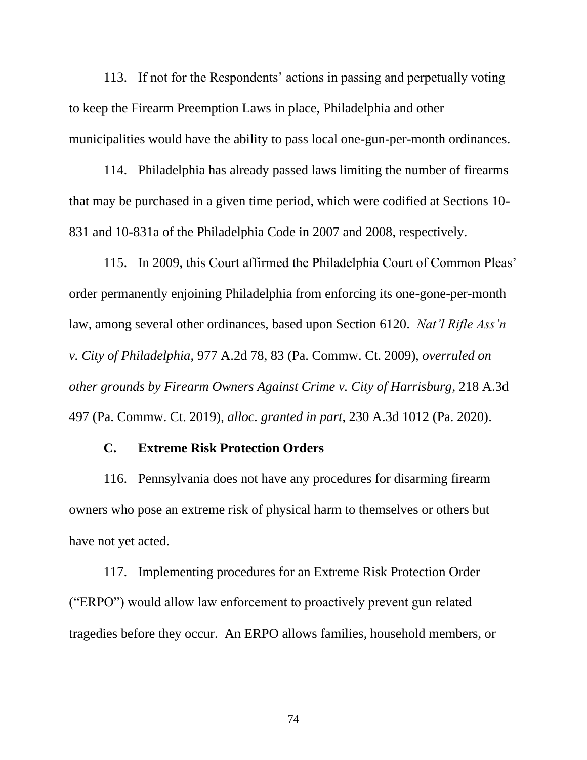113. If not for the Respondents' actions in passing and perpetually voting to keep the Firearm Preemption Laws in place, Philadelphia and other municipalities would have the ability to pass local one-gun-per-month ordinances.

114. Philadelphia has already passed laws limiting the number of firearms that may be purchased in a given time period, which were codified at Sections 10-831 and 10-831a of the Philadelphia Code in 2007 and 2008, respectively.

115. In 2009, this Court affirmed the Philadelphia Court of Common Pleas' order permanently enjoining Philadelphia from enforcing its one-gone-per-month law, among several other ordinances, based upon Section 6120. *Nat'l Rifle Ass'n v. City of Philadelphia*, 977 A.2d 78, 83 (Pa. Commw. Ct. 2009), *overruled on other grounds by Firearm Owners Against Crime v. City of Harrisburg*, 218 A.3d 497 (Pa. Commw. Ct. 2019), *alloc. granted in part*, 230 A.3d 1012 (Pa. 2020).

### C. Extreme Risk Protection Orders

116. Pennsylvania does not have any procedures for disarming firearm owners who pose an extreme risk of physical harm to themselves or others but have not yet acted.

117. Implementing procedures for an Extreme Risk Protection Order ("ERPO") would allow law enforcement to proactively prevent gun related tragedies before they occur. An ERPO allows families, household members, or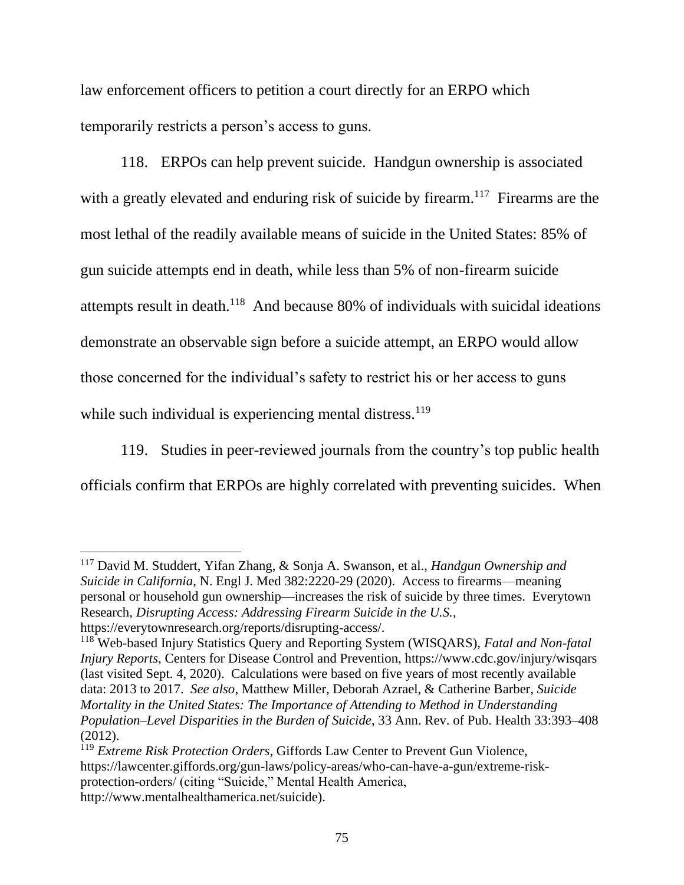law enforcement officers to petition a court directly for an ERPO which temporarily restricts a person's access to guns.

118. ERPOs can help prevent suicide. Handgun ownership is associated with a greatly elevated and enduring risk of suicide by firearm.[117] Firearms are the most lethal of the readily available means of suicide in the United States: 85% of gun suicide attempts end in death, while less than 5% of non-firearm suicide attempts result in death.[118] And because 80% of individuals with suicidal ideations demonstrate an observable sign before a suicide attempt, an ERPO would allow those concerned for the individual's safety to restrict his or her access to guns while such individual is experiencing mental distress.[119]

119. Studies in peer-reviewed journals from the country's top public health officials confirm that ERPOs are highly correlated with preventing suicides. When

---

[117] David M. Studdert, Yifan Zhang, & Sonja A. Swanson, et al., *Handgun Ownership and Suicide in California*, N. Engl J. Med 382:2220-29 (2020). Access to firearms—meaning personal or household gun ownership—increases the risk of suicide by three times. Everytown Research, *Disrupting Access: Addressing Firearm Suicide in the U.S.*, https://everytownresearch.org/reports/disrupting-access/.

[118] Web-based Injury Statistics Query and Reporting System (WISQARS), *Fatal and Non-fatal Injury Reports*, Centers for Disease Control and Prevention, https://www.cdc.gov/injury/wisqars (last visited Sept. 4, 2020). Calculations were based on five years of most recently available data: 2013 to 2017. *See also*, Matthew Miller, Deborah Azrael, & Catherine Barber, *Suicide Mortality in the United States: The Importance of Attending to Method in Understanding Population–Level Disparities in the Burden of Suicide*, 33 Ann. Rev. of Pub. Health 33:393–408 (2012).

[119] *Extreme Risk Protection Orders*, Giffords Law Center to Prevent Gun Violence, https://lawcenter.giffords.org/gun-laws/policy-areas/who-can-have-a-gun/extreme-risk-protection-orders/ (citing "Suicide," Mental Health America, http://www.mentalhealthamerica.net/suicide).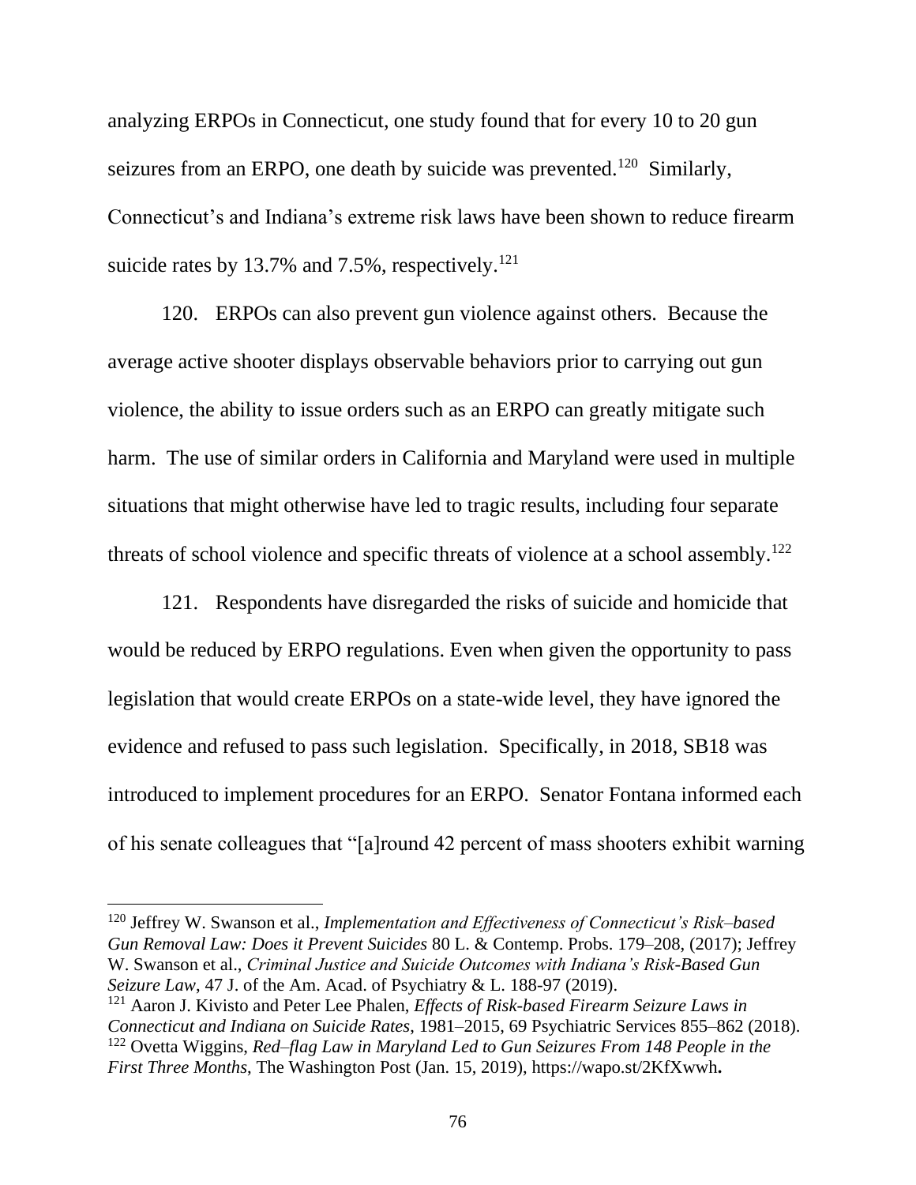analyzing ERPOs in Connecticut, one study found that for every 10 to 20 gun seizures from an ERPO, one death by suicide was prevented.[120] Similarly, Connecticut's and Indiana's extreme risk laws have been shown to reduce firearm suicide rates by 13.7% and 7.5%, respectively.[121]

120. ERPOs can also prevent gun violence against others. Because the average active shooter displays observable behaviors prior to carrying out gun violence, the ability to issue orders such as an ERPO can greatly mitigate such harm. The use of similar orders in California and Maryland were used in multiple situations that might otherwise have led to tragic results, including four separate threats of school violence and specific threats of violence at a school assembly.[122]

121. Respondents have disregarded the risks of suicide and homicide that would be reduced by ERPO regulations. Even when given the opportunity to pass legislation that would create ERPOs on a state-wide level, they have ignored the evidence and refused to pass such legislation. Specifically, in 2018, SB18 was introduced to implement procedures for an ERPO. Senator Fontana informed each of his senate colleagues that "[a]round 42 percent of mass shooters exhibit warning

---

[120] Jeffrey W. Swanson et al., *Implementation and Effectiveness of Connecticut's Risk–based Gun Removal Law: Does it Prevent Suicides* 80 L. & Contemp. Probs. 179–208, (2017); Jeffrey W. Swanson et al., *Criminal Justice and Suicide Outcomes with Indiana's Risk-Based Gun Seizure Law*, 47 J. of the Am. Acad. of Psychiatry & L. 188-97 (2019).

[121] Aaron J. Kivisto and Peter Lee Phalen, *Effects of Risk-based Firearm Seizure Laws in Connecticut and Indiana on Suicide Rates*, 1981–2015, 69 Psychiatric Services 855–862 (2018).

[122] Ovetta Wiggins, *Red–flag Law in Maryland Led to Gun Seizures From 148 People in the First Three Months*, The Washington Post (Jan. 15, 2019), https://wapo.st/2KfXwwh**.**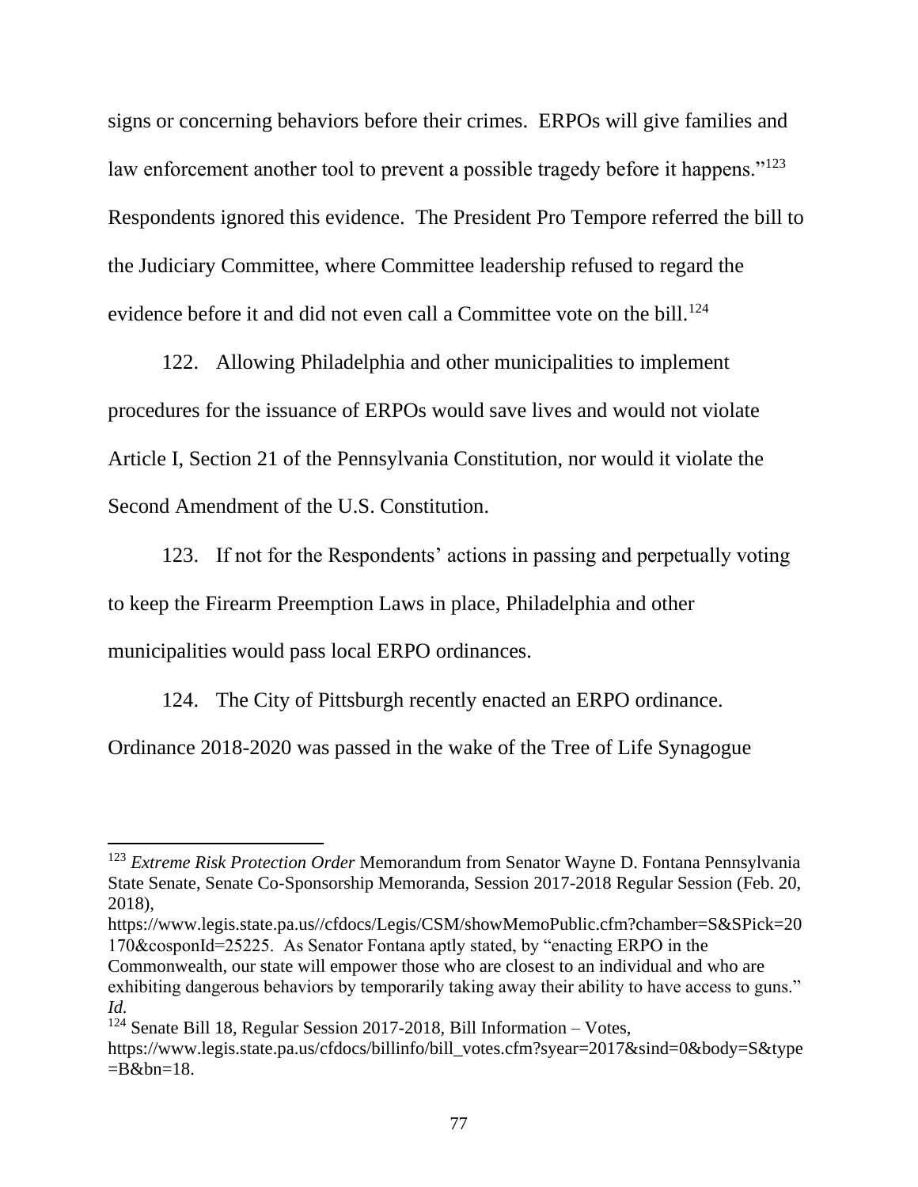signs or concerning behaviors before their crimes. ERPOs will give families and law enforcement another tool to prevent a possible tragedy before it happens."[123] Respondents ignored this evidence. The President Pro Tempore referred the bill to the Judiciary Committee, where Committee leadership refused to regard the evidence before it and did not even call a Committee vote on the bill.[124]

122. Allowing Philadelphia and other municipalities to implement procedures for the issuance of ERPOs would save lives and would not violate Article I, Section 21 of the Pennsylvania Constitution, nor would it violate the Second Amendment of the U.S. Constitution.

123. If not for the Respondents' actions in passing and perpetually voting to keep the Firearm Preemption Laws in place, Philadelphia and other municipalities would pass local ERPO ordinances.

124. The City of Pittsburgh recently enacted an ERPO ordinance. Ordinance 2018-2020 was passed in the wake of the Tree of Life Synagogue

---

[123] *Extreme Risk Protection Order* Memorandum from Senator Wayne D. Fontana Pennsylvania State Senate, Senate Co-Sponsorship Memoranda, Session 2017-2018 Regular Session (Feb. 20, 2018), https://www.legis.state.pa.us//cfdocs/Legis/CSM/showMemoPublic.cfm?chamber=S&SPick=20170&cosponId=25225. As Senator Fontana aptly stated, by "enacting ERPO in the Commonwealth, our state will empower those who are closest to an individual and who are exhibiting dangerous behaviors by temporarily taking away their ability to have access to guns." *Id.*

[124] Senate Bill 18, Regular Session 2017-2018, Bill Information – Votes, https://www.legis.state.pa.us/cfdocs/billinfo/bill_votes.cfm?syear=2017&sind=0&body=S&type=B&bn=18.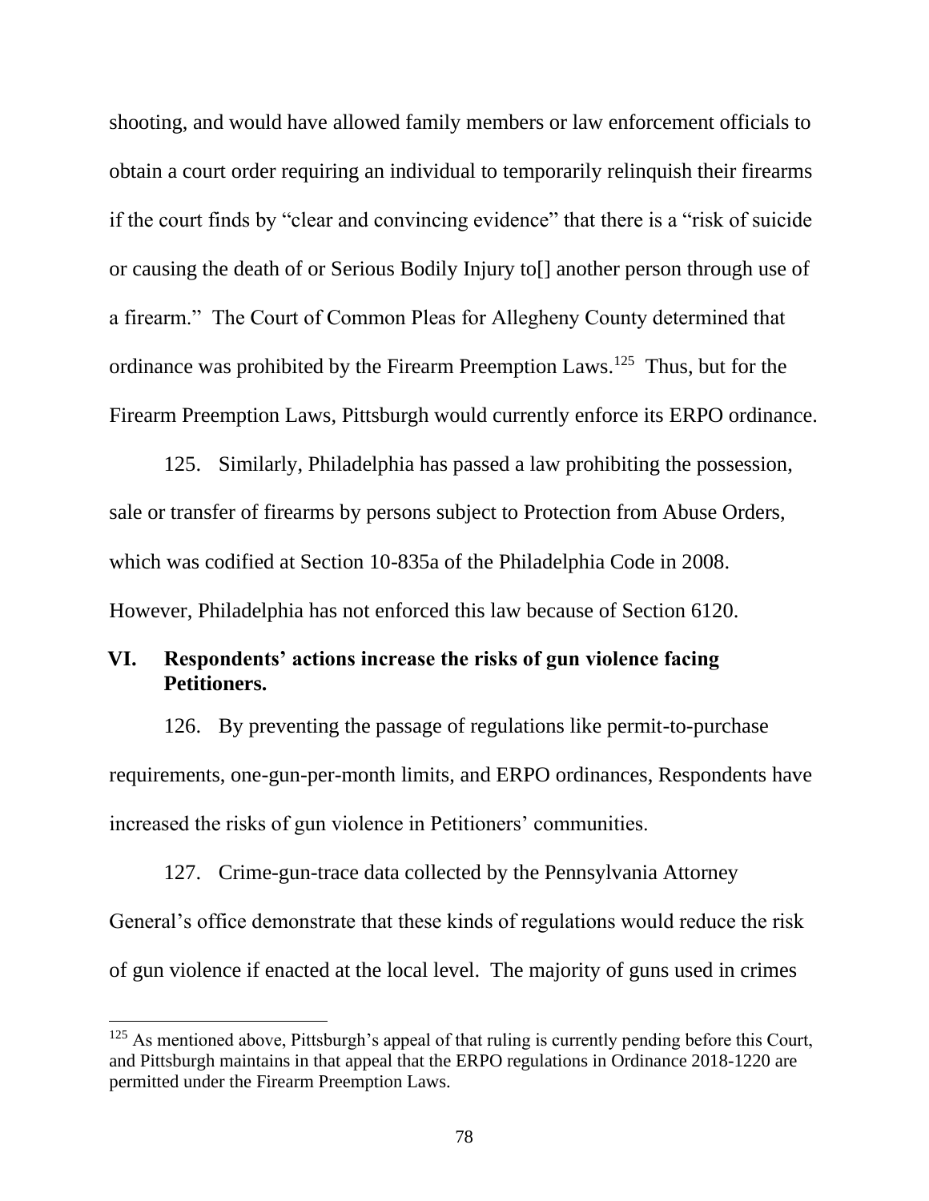shooting, and would have allowed family members or law enforcement officials to obtain a court order requiring an individual to temporarily relinquish their firearms if the court finds by "clear and convincing evidence" that there is a "risk of suicide or causing the death of or Serious Bodily Injury to[] another person through use of a firearm." The Court of Common Pleas for Allegheny County determined that ordinance was prohibited by the Firearm Preemption Laws.[125] Thus, but for the Firearm Preemption Laws, Pittsburgh would currently enforce its ERPO ordinance.

125. Similarly, Philadelphia has passed a law prohibiting the possession, sale or transfer of firearms by persons subject to Protection from Abuse Orders, which was codified at Section 10-835a of the Philadelphia Code in 2008. However, Philadelphia has not enforced this law because of Section 6120.

## VI. Respondents' actions increase the risks of gun violence facing Petitioners.

126. By preventing the passage of regulations like permit-to-purchase requirements, one-gun-per-month limits, and ERPO ordinances, Respondents have increased the risks of gun violence in Petitioners' communities.

127. Crime-gun-trace data collected by the Pennsylvania Attorney General's office demonstrate that these kinds of regulations would reduce the risk of gun violence if enacted at the local level. The majority of guns used in crimes

---

[125] As mentioned above, Pittsburgh's appeal of that ruling is currently pending before this Court, and Pittsburgh maintains in that appeal that the ERPO regulations in Ordinance 2018-1220 are permitted under the Firearm Preemption Laws.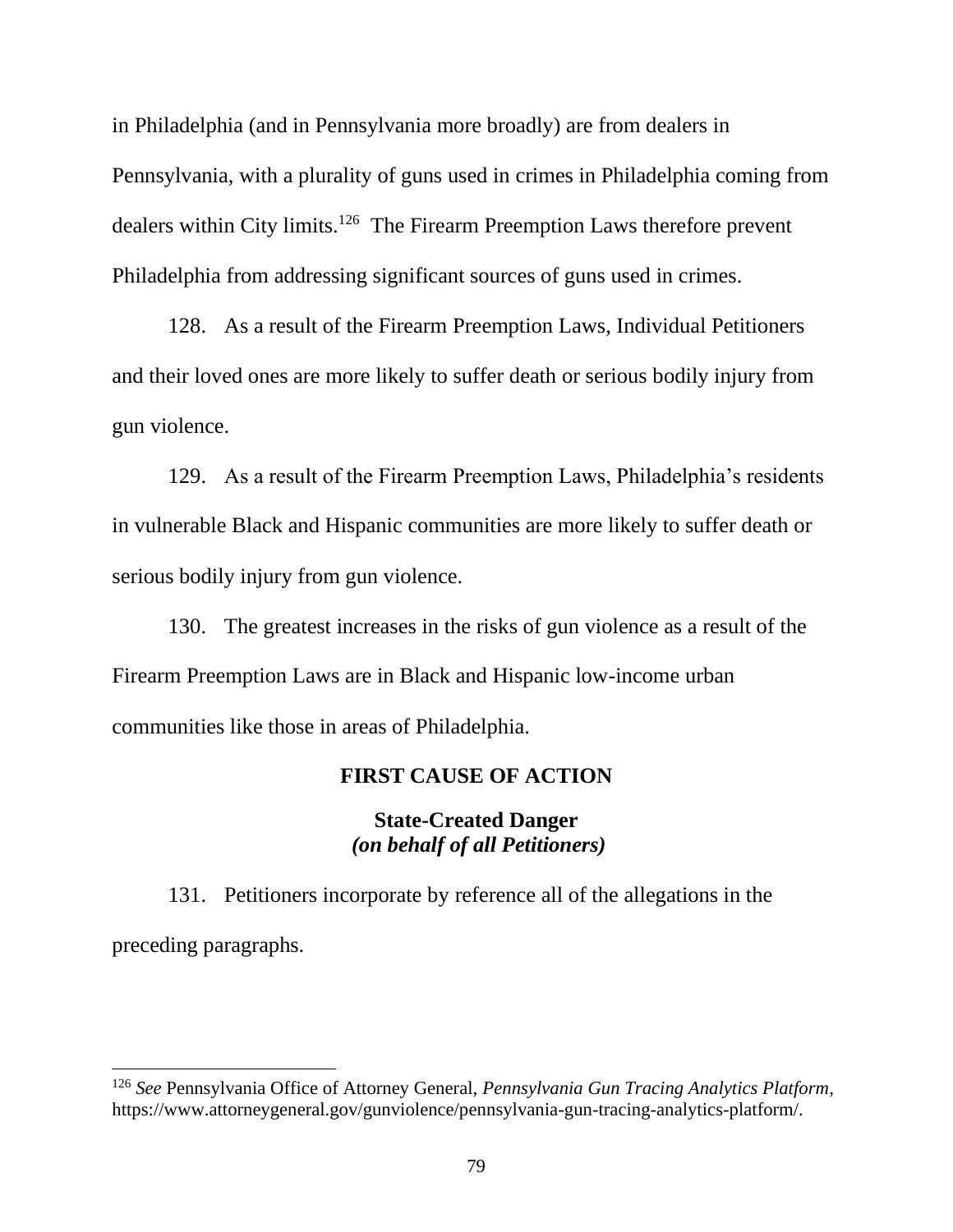in Philadelphia (and in Pennsylvania more broadly) are from dealers in Pennsylvania, with a plurality of guns used in crimes in Philadelphia coming from dealers within City limits.[126] The Firearm Preemption Laws therefore prevent Philadelphia from addressing significant sources of guns used in crimes.

128. As a result of the Firearm Preemption Laws, Individual Petitioners and their loved ones are more likely to suffer death or serious bodily injury from gun violence.

129. As a result of the Firearm Preemption Laws, Philadelphia's residents in vulnerable Black and Hispanic communities are more likely to suffer death or serious bodily injury from gun violence.

130. The greatest increases in the risks of gun violence as a result of the Firearm Preemption Laws are in Black and Hispanic low-income urban communities like those in areas of Philadelphia.

## FIRST CAUSE OF ACTION

### State-Created Danger
***(on behalf of all Petitioners)***

131. Petitioners incorporate by reference all of the allegations in the preceding paragraphs.

---

[126] *See* Pennsylvania Office of Attorney General, *Pennsylvania Gun Tracing Analytics Platform*, https://www.attorneygeneral.gov/gunviolence/pennsylvania-gun-tracing-analytics-platform/.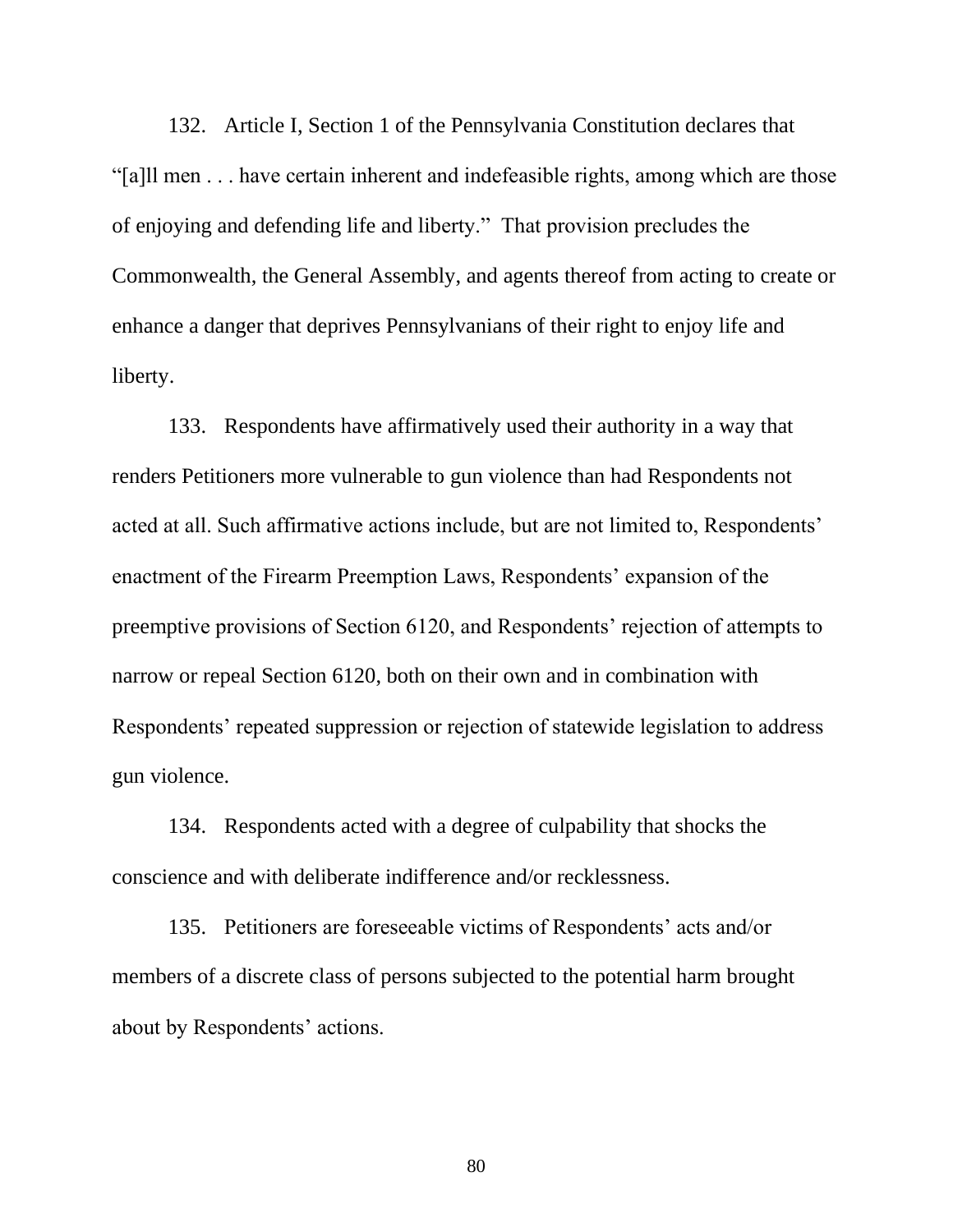132. Article I, Section 1 of the Pennsylvania Constitution declares that "[a]ll men . . . have certain inherent and indefeasible rights, among which are those of enjoying and defending life and liberty." That provision precludes the Commonwealth, the General Assembly, and agents thereof from acting to create or enhance a danger that deprives Pennsylvanians of their right to enjoy life and liberty.

133. Respondents have affirmatively used their authority in a way that renders Petitioners more vulnerable to gun violence than had Respondents not acted at all. Such affirmative actions include, but are not limited to, Respondents' enactment of the Firearm Preemption Laws, Respondents' expansion of the preemptive provisions of Section 6120, and Respondents' rejection of attempts to narrow or repeal Section 6120, both on their own and in combination with Respondents' repeated suppression or rejection of statewide legislation to address gun violence.

134. Respondents acted with a degree of culpability that shocks the conscience and with deliberate indifference and/or recklessness.

135. Petitioners are foreseeable victims of Respondents' acts and/or members of a discrete class of persons subjected to the potential harm brought about by Respondents' actions.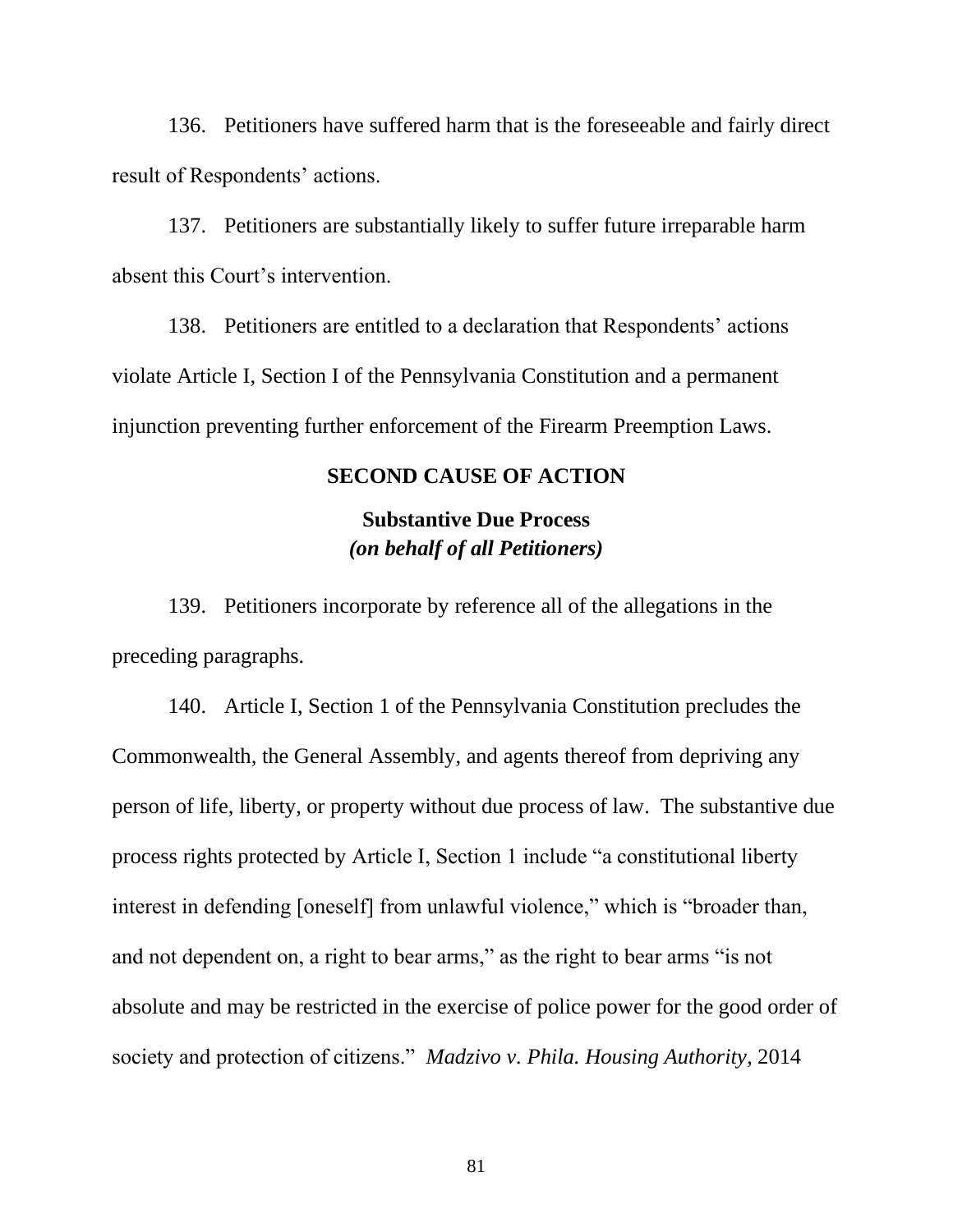136. Petitioners have suffered harm that is the foreseeable and fairly direct result of Respondents' actions.

137. Petitioners are substantially likely to suffer future irreparable harm absent this Court's intervention.

138. Petitioners are entitled to a declaration that Respondents' actions violate Article I, Section I of the Pennsylvania Constitution and a permanent injunction preventing further enforcement of the Firearm Preemption Laws.

## SECOND CAUSE OF ACTION

### Substantive Due Process
***(on behalf of all Petitioners)***

139. Petitioners incorporate by reference all of the allegations in the preceding paragraphs.

140. Article I, Section 1 of the Pennsylvania Constitution precludes the Commonwealth, the General Assembly, and agents thereof from depriving any person of life, liberty, or property without due process of law. The substantive due process rights protected by Article I, Section 1 include "a constitutional liberty interest in defending [oneself] from unlawful violence," which is "broader than, and not dependent on, a right to bear arms," as the right to bear arms "is not absolute and may be restricted in the exercise of police power for the good order of society and protection of citizens." *Madzivo v. Phila. Housing Authority*, 2014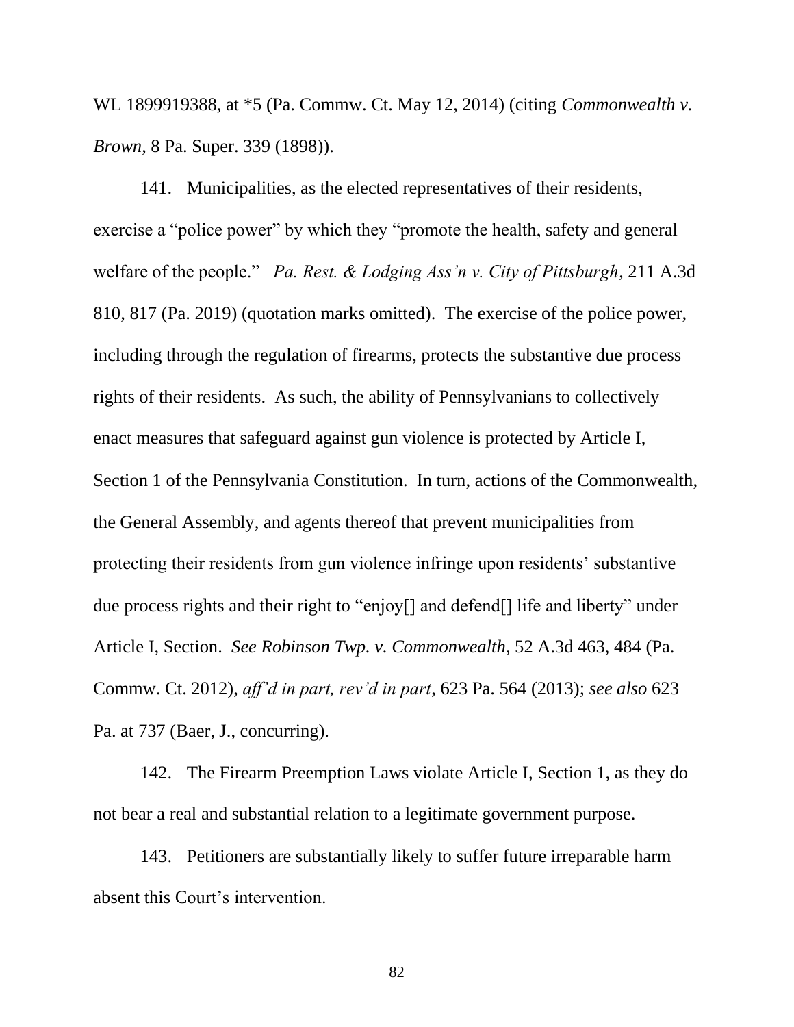WL 1899919388, at *5 (Pa. Commw. Ct. May 12, 2014) (citing *Commonwealth v. Brown*, 8 Pa. Super. 339 (1898)).

141. Municipalities, as the elected representatives of their residents, exercise a "police power" by which they "promote the health, safety and general welfare of the people." *Pa. Rest. & Lodging Ass'n v. City of Pittsburgh*, 211 A.3d 810, 817 (Pa. 2019) (quotation marks omitted). The exercise of the police power, including through the regulation of firearms, protects the substantive due process rights of their residents. As such, the ability of Pennsylvanians to collectively enact measures that safeguard against gun violence is protected by Article I, Section 1 of the Pennsylvania Constitution. In turn, actions of the Commonwealth, the General Assembly, and agents thereof that prevent municipalities from protecting their residents from gun violence infringe upon residents' substantive due process rights and their right to "enjoy[] and defend[] life and liberty" under Article I, Section. *See Robinson Twp. v. Commonwealth*, 52 A.3d 463, 484 (Pa. Commw. Ct. 2012), *aff'd in part, rev'd in part*, 623 Pa. 564 (2013); *see also* 623 Pa. at 737 (Baer, J., concurring).

142. The Firearm Preemption Laws violate Article I, Section 1, as they do not bear a real and substantial relation to a legitimate government purpose.

143. Petitioners are substantially likely to suffer future irreparable harm absent this Court's intervention.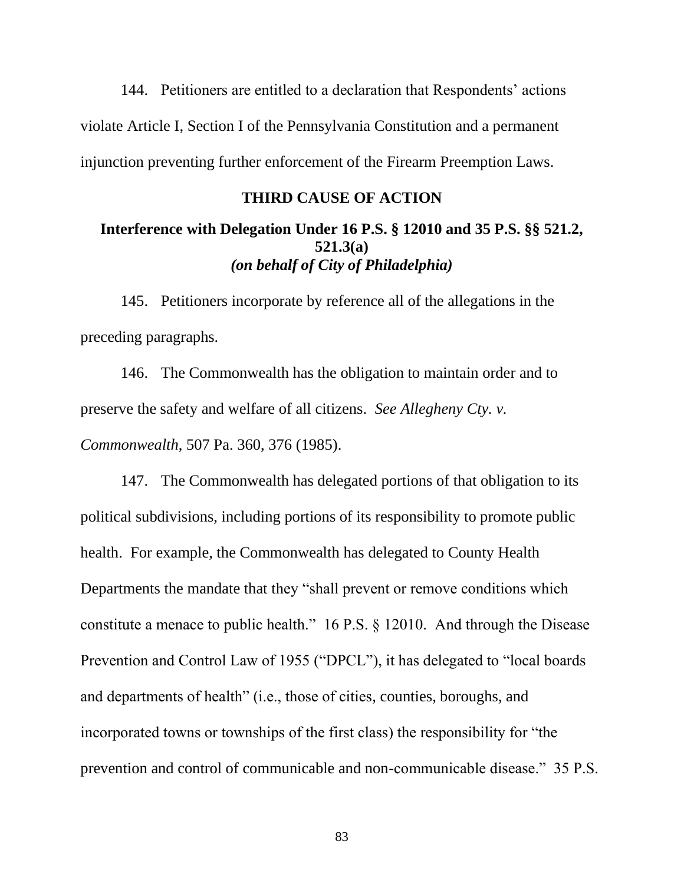144. Petitioners are entitled to a declaration that Respondents' actions violate Article I, Section I of the Pennsylvania Constitution and a permanent injunction preventing further enforcement of the Firearm Preemption Laws.

## THIRD CAUSE OF ACTION

### Interference with Delegation Under 16 P.S. § 12010 and 35 P.S. §§ 521.2, 521.3(a)
### *(on behalf of City of Philadelphia)*

145. Petitioners incorporate by reference all of the allegations in the preceding paragraphs.

146. The Commonwealth has the obligation to maintain order and to preserve the safety and welfare of all citizens. *See Allegheny Cty. v. Commonwealth*, 507 Pa. 360, 376 (1985).

147. The Commonwealth has delegated portions of that obligation to its political subdivisions, including portions of its responsibility to promote public health. For example, the Commonwealth has delegated to County Health Departments the mandate that they "shall prevent or remove conditions which constitute a menace to public health." 16 P.S. § 12010. And through the Disease Prevention and Control Law of 1955 ("DPCL"), it has delegated to "local boards and departments of health" (i.e., those of cities, counties, boroughs, and incorporated towns or townships of the first class) the responsibility for "the prevention and control of communicable and non-communicable disease." 35 P.S.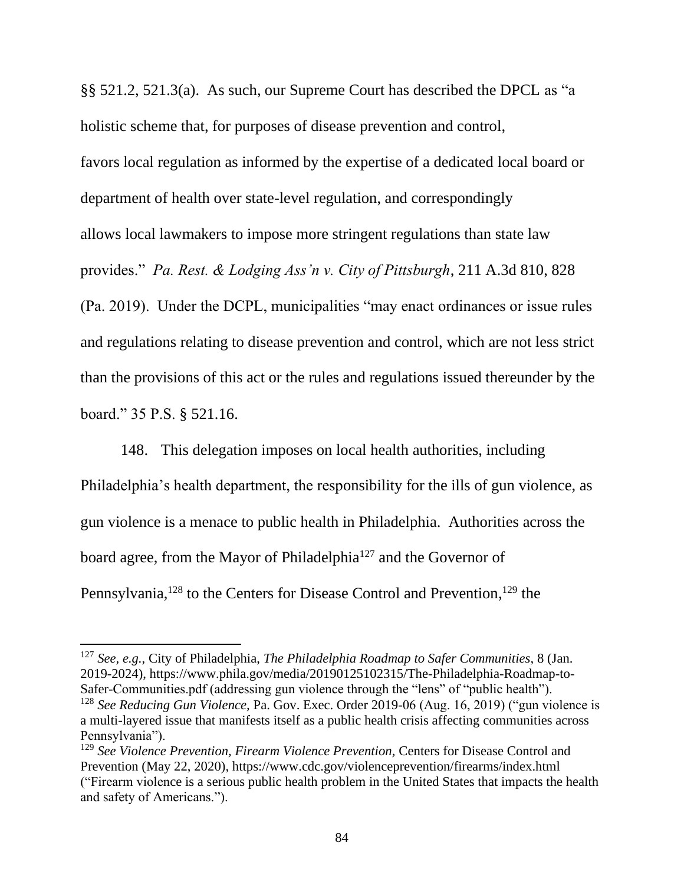§§ 521.2, 521.3(a). As such, our Supreme Court has described the DPCL as "a holistic scheme that, for purposes of disease prevention and control, favors local regulation as informed by the expertise of a dedicated local board or department of health over state-level regulation, and correspondingly allows local lawmakers to impose more stringent regulations than state law provides." *Pa. Rest. & Lodging Ass'n v. City of Pittsburgh*, 211 A.3d 810, 828 (Pa. 2019). Under the DCPL, municipalities "may enact ordinances or issue rules and regulations relating to disease prevention and control, which are not less strict than the provisions of this act or the rules and regulations issued thereunder by the board." 35 P.S. § 521.16.

148. This delegation imposes on local health authorities, including Philadelphia's health department, the responsibility for the ills of gun violence, as gun violence is a menace to public health in Philadelphia. Authorities across the board agree, from the Mayor of Philadelphia[127] and the Governor of Pennsylvania,[128] to the Centers for Disease Control and Prevention,[129] the

---

[127] *See, e.g.*, City of Philadelphia, *The Philadelphia Roadmap to Safer Communities*, 8 (Jan. 2019-2024), https://www.phila.gov/media/20190125102315/The-Philadelphia-Roadmap-to-Safer-Communities.pdf (addressing gun violence through the "lens" of "public health").

[128] *See Reducing Gun Violence*, Pa. Gov. Exec. Order 2019-06 (Aug. 16, 2019) ("gun violence is a multi-layered issue that manifests itself as a public health crisis affecting communities across Pennsylvania").

[129] *See Violence Prevention, Firearm Violence Prevention,* Centers for Disease Control and Prevention (May 22, 2020), https://www.cdc.gov/violenceprevention/firearms/index.html ("Firearm violence is a serious public health problem in the United States that impacts the health and safety of Americans.").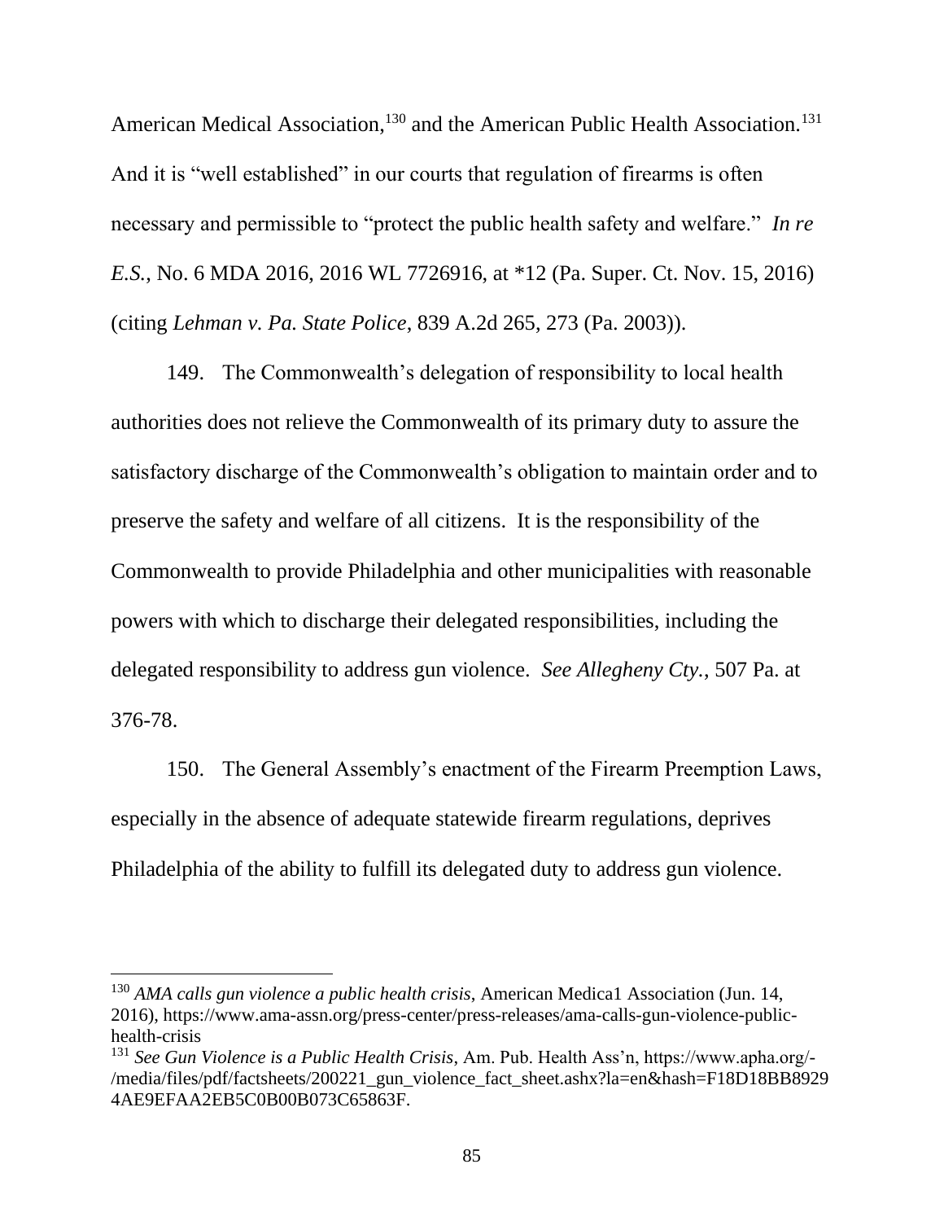American Medical Association,[130] and the American Public Health Association.[131] And it is "well established" in our courts that regulation of firearms is often necessary and permissible to "protect the public health safety and welfare." *In re E.S.*, No. 6 MDA 2016, 2016 WL 7726916, at *12 (Pa. Super. Ct. Nov. 15, 2016) (citing *Lehman v. Pa. State Police*, 839 A.2d 265, 273 (Pa. 2003)).

149. The Commonwealth's delegation of responsibility to local health authorities does not relieve the Commonwealth of its primary duty to assure the satisfactory discharge of the Commonwealth's obligation to maintain order and to preserve the safety and welfare of all citizens. It is the responsibility of the Commonwealth to provide Philadelphia and other municipalities with reasonable powers with which to discharge their delegated responsibilities, including the delegated responsibility to address gun violence. *See Allegheny Cty.*, 507 Pa. at 376-78.

150. The General Assembly's enactment of the Firearm Preemption Laws, especially in the absence of adequate statewide firearm regulations, deprives Philadelphia of the ability to fulfill its delegated duty to address gun violence.

---

[130] *AMA calls gun violence a public health crisis*, American Medica1 Association (Jun. 14, 2016), https://www.ama-assn.org/press-center/press-releases/ama-calls-gun-violence-public-health-crisis

[131] *See Gun Violence is a Public Health Crisis*, Am. Pub. Health Ass'n, https://www.apha.org/-/media/files/pdf/factsheets/200221_gun_violence_fact_sheet.ashx?la=en&hash=F18D18BB89294AE9EFAA2EB5C0B00B073C65863F.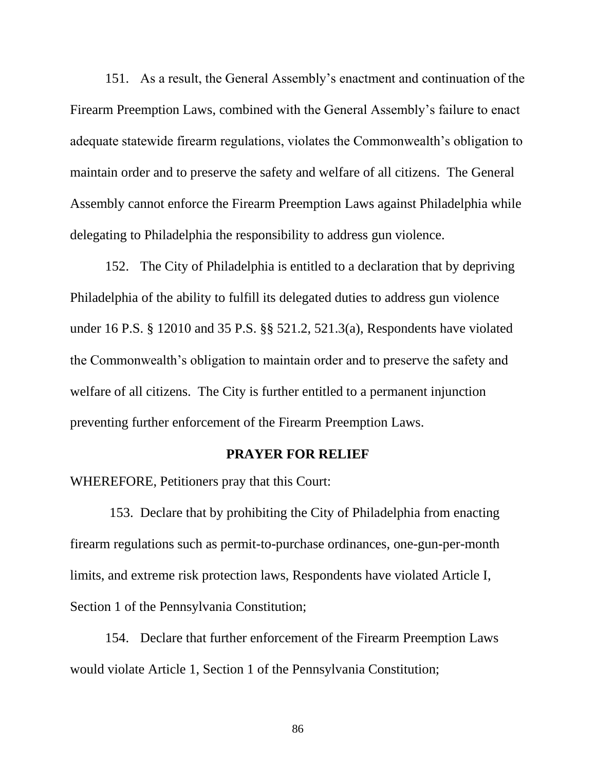151. As a result, the General Assembly's enactment and continuation of the Firearm Preemption Laws, combined with the General Assembly's failure to enact adequate statewide firearm regulations, violates the Commonwealth's obligation to maintain order and to preserve the safety and welfare of all citizens. The General Assembly cannot enforce the Firearm Preemption Laws against Philadelphia while delegating to Philadelphia the responsibility to address gun violence.

152. The City of Philadelphia is entitled to a declaration that by depriving Philadelphia of the ability to fulfill its delegated duties to address gun violence under 16 P.S. § 12010 and 35 P.S. §§ 521.2, 521.3(a), Respondents have violated the Commonwealth's obligation to maintain order and to preserve the safety and welfare of all citizens. The City is further entitled to a permanent injunction preventing further enforcement of the Firearm Preemption Laws.

## PRAYER FOR RELIEF

WHEREFORE, Petitioners pray that this Court:

153. Declare that by prohibiting the City of Philadelphia from enacting firearm regulations such as permit-to-purchase ordinances, one-gun-per-month limits, and extreme risk protection laws, Respondents have violated Article I, Section 1 of the Pennsylvania Constitution;

154. Declare that further enforcement of the Firearm Preemption Laws would violate Article 1, Section 1 of the Pennsylvania Constitution;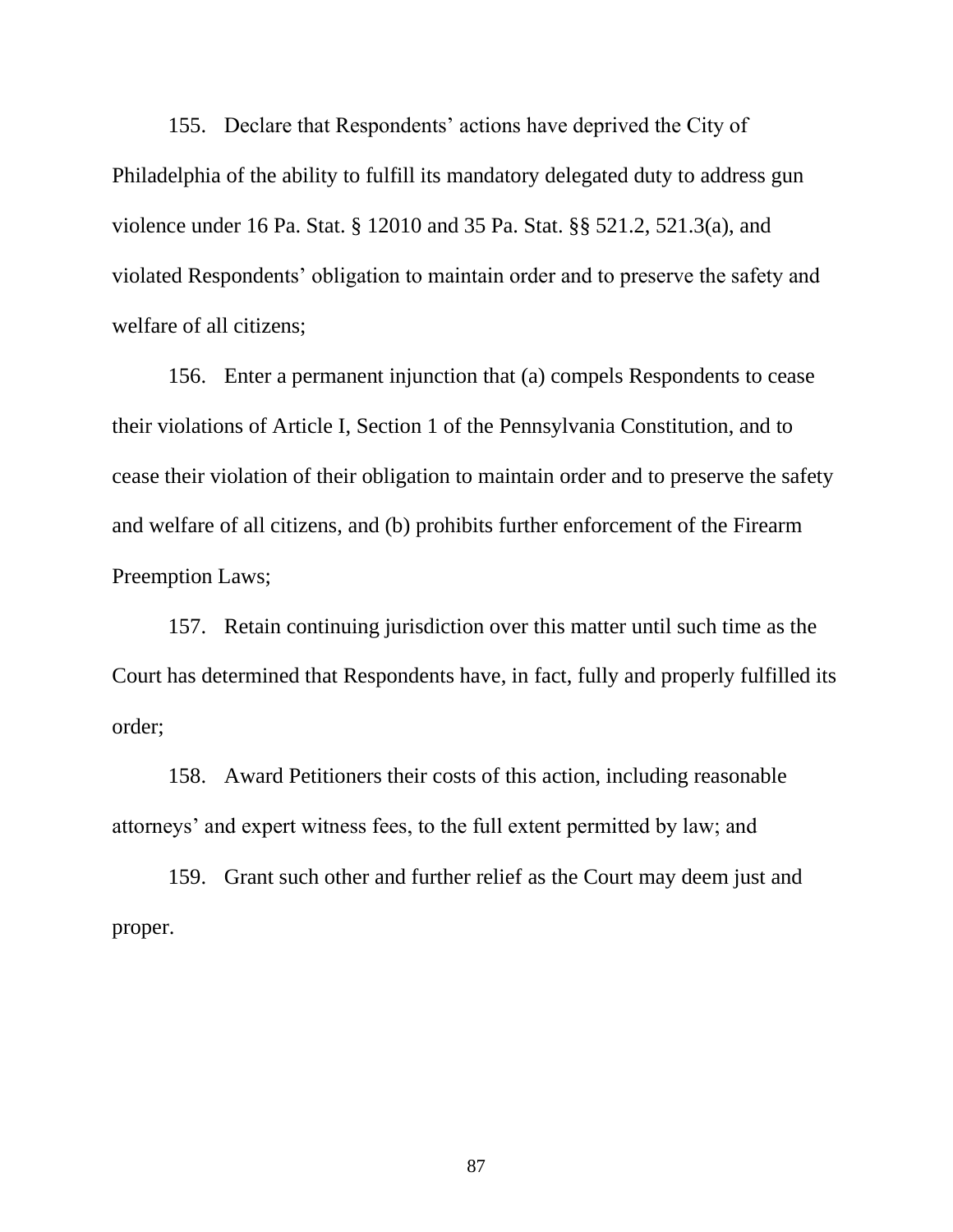155. Declare that Respondents' actions have deprived the City of Philadelphia of the ability to fulfill its mandatory delegated duty to address gun violence under 16 Pa. Stat. § 12010 and 35 Pa. Stat. §§ 521.2, 521.3(a), and violated Respondents' obligation to maintain order and to preserve the safety and welfare of all citizens;

156. Enter a permanent injunction that (a) compels Respondents to cease their violations of Article I, Section 1 of the Pennsylvania Constitution, and to cease their violation of their obligation to maintain order and to preserve the safety and welfare of all citizens, and (b) prohibits further enforcement of the Firearm Preemption Laws;

157. Retain continuing jurisdiction over this matter until such time as the Court has determined that Respondents have, in fact, fully and properly fulfilled its order;

158. Award Petitioners their costs of this action, including reasonable attorneys' and expert witness fees, to the full extent permitted by law; and

159. Grant such other and further relief as the Court may deem just and proper.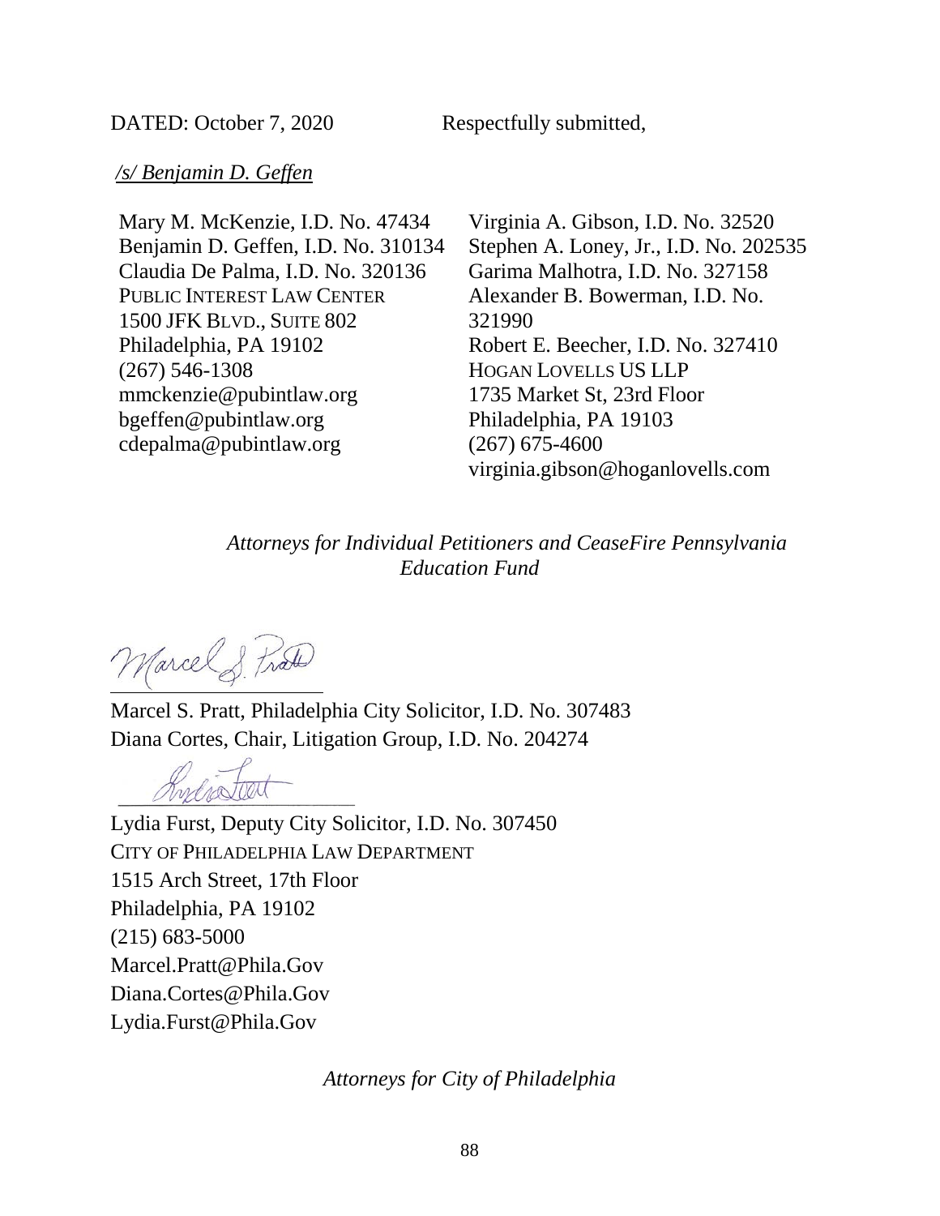DATED: October 7, 2020 Respectfully submitted,

*/s/ Benjamin D. Geffen*

Mary M. McKenzie, I.D. No. 47434
Benjamin D. Geffen, I.D. No. 310134
Claudia De Palma, I.D. No. 320136
PUBLIC INTEREST LAW CENTER
1500 JFK BLVD., SUITE 802
Philadelphia, PA 19102
(267) 546-1308
mmckenzie@pubintlaw.org
bgeffen@pubintlaw.org
cdepalma@pubintlaw.org

Virginia A. Gibson, I.D. No. 32520
Stephen A. Loney, Jr., I.D. No. 202535
Garima Malhotra, I.D. No. 327158
Alexander B. Bowerman, I.D. No. 321990
Robert E. Beecher, I.D. No. 327410
HOGAN LOVELLS US LLP
1735 Market St, 23rd Floor
Philadelphia, PA 19103
(267) 675-4600
virginia.gibson@hoganlovells.com

*Attorneys for Individual Petitioners and CeaseFire Pennsylvania Education Fund*

Marcel S. Pratt, Philadelphia City Solicitor, I.D. No. 307483
Diana Cortes, Chair, Litigation Group, I.D. No. 204274

Lydia Furst, Deputy City Solicitor, I.D. No. 307450
CITY OF PHILADELPHIA LAW DEPARTMENT
1515 Arch Street, 17th Floor
Philadelphia, PA 19102
(215) 683-5000
Marcel.Pratt@Phila.Gov
Diana.Cortes@Phila.Gov
Lydia.Furst@Phila.Gov

*Attorneys for City of Philadelphia*